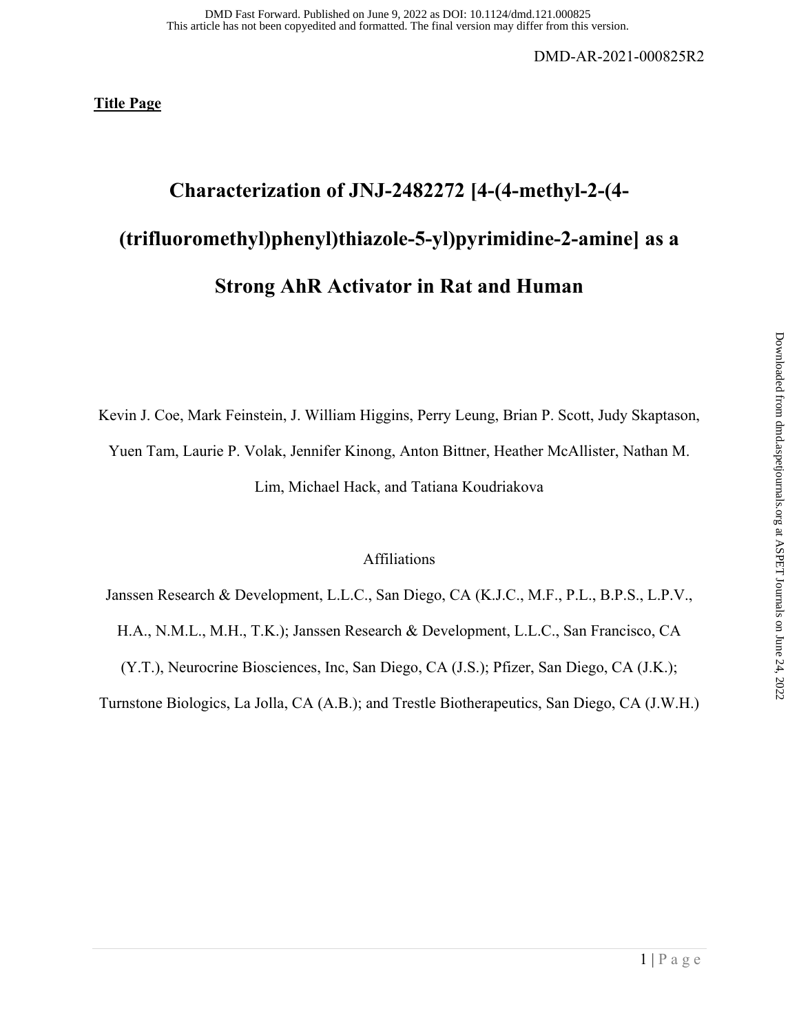**Title Page**

# Characterization of JNJ-2482272 [4-(4-methyl-2-(4-(trifluoromethyl)phenyl)thiazole-5-yl)pyrimidine-2-amine] as a Strong AhR Activator in Rat and Human

Kevin J. Coe, Mark Feinstein, J. William Higgins, Perry Leung, Brian P. Scott, Judy Skaptason, Yuen Tam, Laurie P. Volak, Jennifer Kinong, Anton Bittner, Heather McAllister, Nathan M. Lim, Michael Hack, and Tatiana Koudriakova

Affiliations

Janssen Research & Development, L.L.C., San Diego, CA (K.J.C., M.F., P.L., B.P.S., L.P.V., H.A., N.M.L., M.H., T.K.); Janssen Research & Development, L.L.C., San Francisco, CA (Y.T.), Neurocrine Biosciences, Inc, San Diego, CA (J.S.); Pfizer, San Diego, CA (J.K.); Turnstone Biologics, La Jolla, CA (A.B.); and Trestle Biotherapeutics, San Diego, CA (J.W.H.)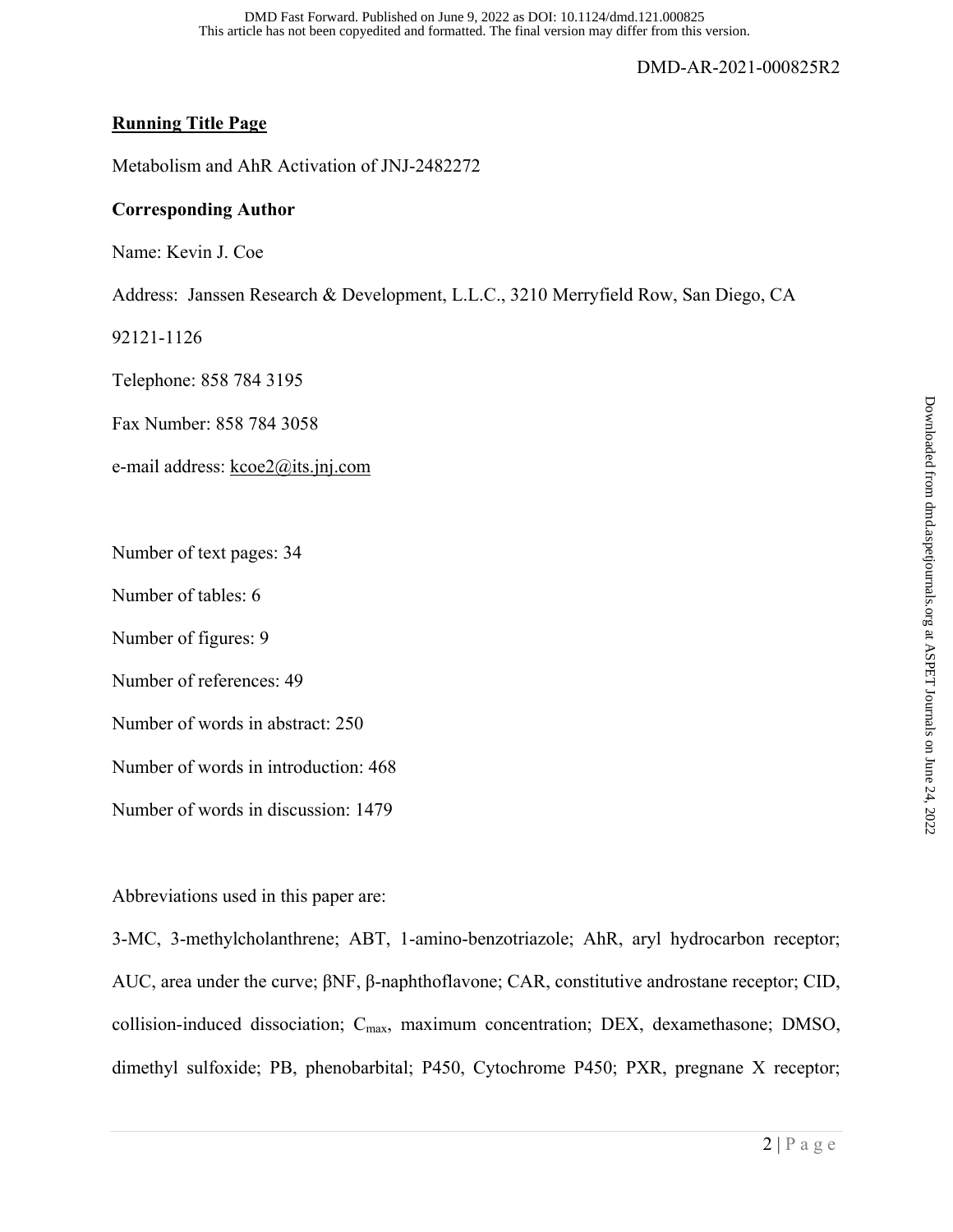## Running Title Page

Metabolism and AhR Activation of JNJ-2482272

### Corresponding Author

Name: Kevin J. Coe

Address: Janssen Research & Development, L.L.C., 3210 Merryfield Row, San Diego, CA 92121-1126

Telephone: 858 784 3195

Fax Number: 858 784 3058

e-mail address: kcoe2@its.jnj.com

Number of text pages: 34

Number of tables: 6

Number of figures: 9

Number of references: 49

Number of words in abstract: 250

Number of words in introduction: 468

Number of words in discussion: 1479

Abbreviations used in this paper are:

3-MC, 3-methylcholanthrene; ABT, 1-amino-benzotriazole; AhR, aryl hydrocarbon receptor; AUC, area under the curve; βNF, β-naphthoflavone; CAR, constitutive androstane receptor; CID, collision-induced dissociation; $C_{max}$, maximum concentration; DEX, dexamethasone; DMSO, dimethyl sulfoxide; PB, phenobarbital; P450, Cytochrome P450; PXR, pregnane X receptor;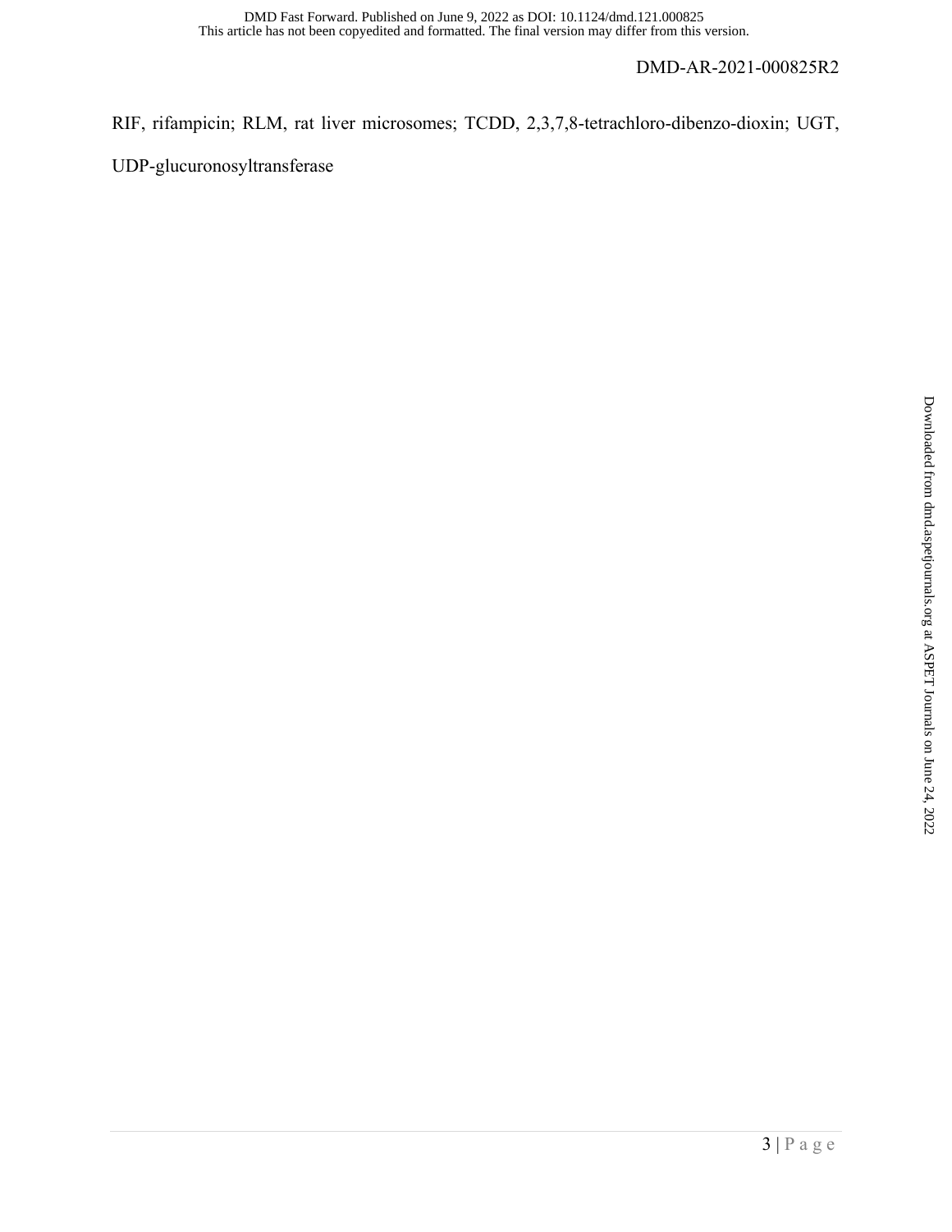RIF, rifampicin; RLM, rat liver microsomes; TCDD, 2,3,7,8-tetrachloro-dibenzo-dioxin; UGT, UDP-glucuronosyltransferase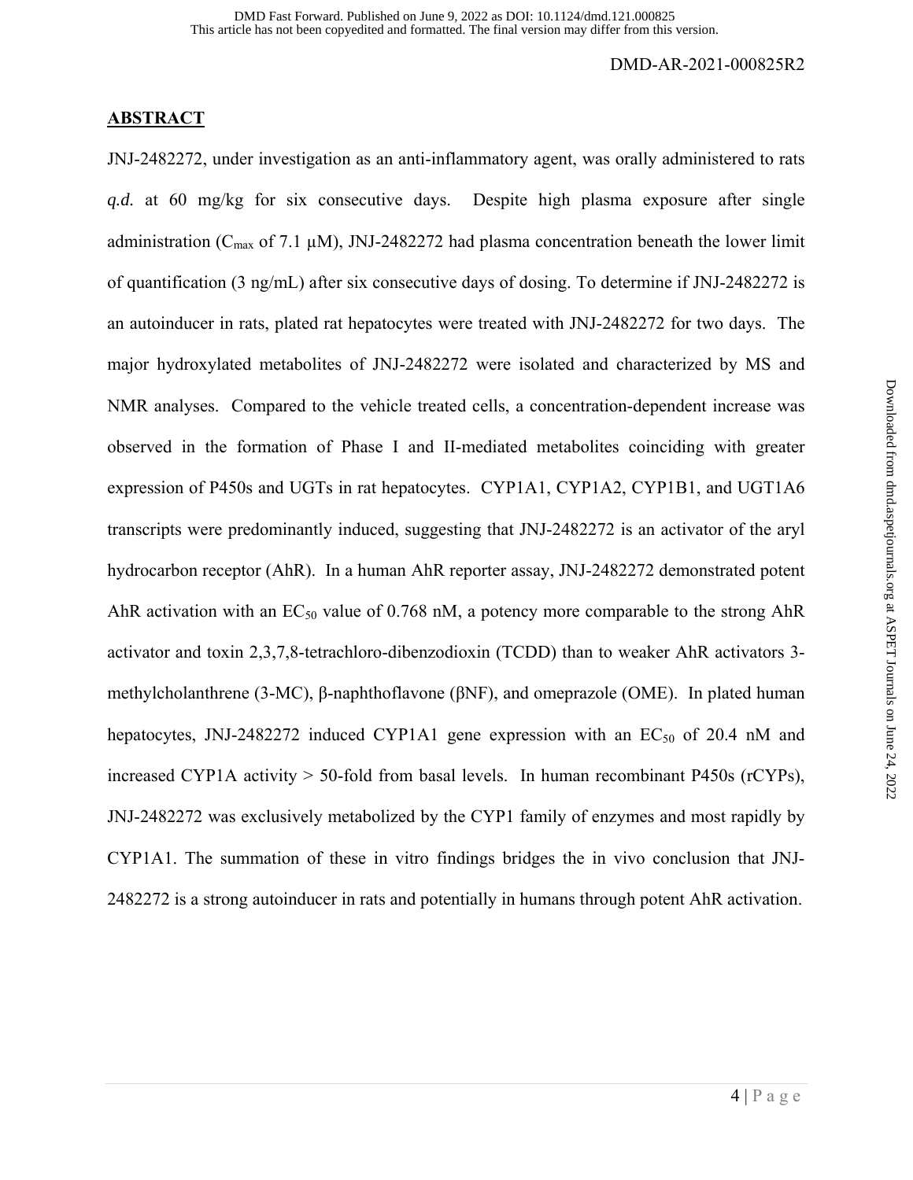## ABSTRACT

JNJ-2482272, under investigation as an anti-inflammatory agent, was orally administered to rats *q.d.* at 60 mg/kg for six consecutive days. Despite high plasma exposure after single administration ($C_{max}$ of 7.1 μM), JNJ-2482272 had plasma concentration beneath the lower limit of quantification (3 ng/mL) after six consecutive days of dosing. To determine if JNJ-2482272 is an autoinducer in rats, plated rat hepatocytes were treated with JNJ-2482272 for two days. The major hydroxylated metabolites of JNJ-2482272 were isolated and characterized by MS and NMR analyses. Compared to the vehicle treated cells, a concentration-dependent increase was observed in the formation of Phase I and II-mediated metabolites coinciding with greater expression of P450s and UGTs in rat hepatocytes. CYP1A1, CYP1A2, CYP1B1, and UGT1A6 transcripts were predominantly induced, suggesting that JNJ-2482272 is an activator of the aryl hydrocarbon receptor (AhR). In a human AhR reporter assay, JNJ-2482272 demonstrated potent AhR activation with an $EC_{50}$ value of 0.768 nM, a potency more comparable to the strong AhR activator and toxin 2,3,7,8-tetrachloro-dibenzodioxin (TCDD) than to weaker AhR activators 3-methylcholanthrene (3-MC), β-naphthoflavone (βNF), and omeprazole (OME). In plated human hepatocytes, JNJ-2482272 induced CYP1A1 gene expression with an $EC_{50}$ of 20.4 nM and increased CYP1A activity > 50-fold from basal levels. In human recombinant P450s (rCYPs), JNJ-2482272 was exclusively metabolized by the CYP1 family of enzymes and most rapidly by CYP1A1. The summation of these in vitro findings bridges the in vivo conclusion that JNJ-2482272 is a strong autoinducer in rats and potentially in humans through potent AhR activation.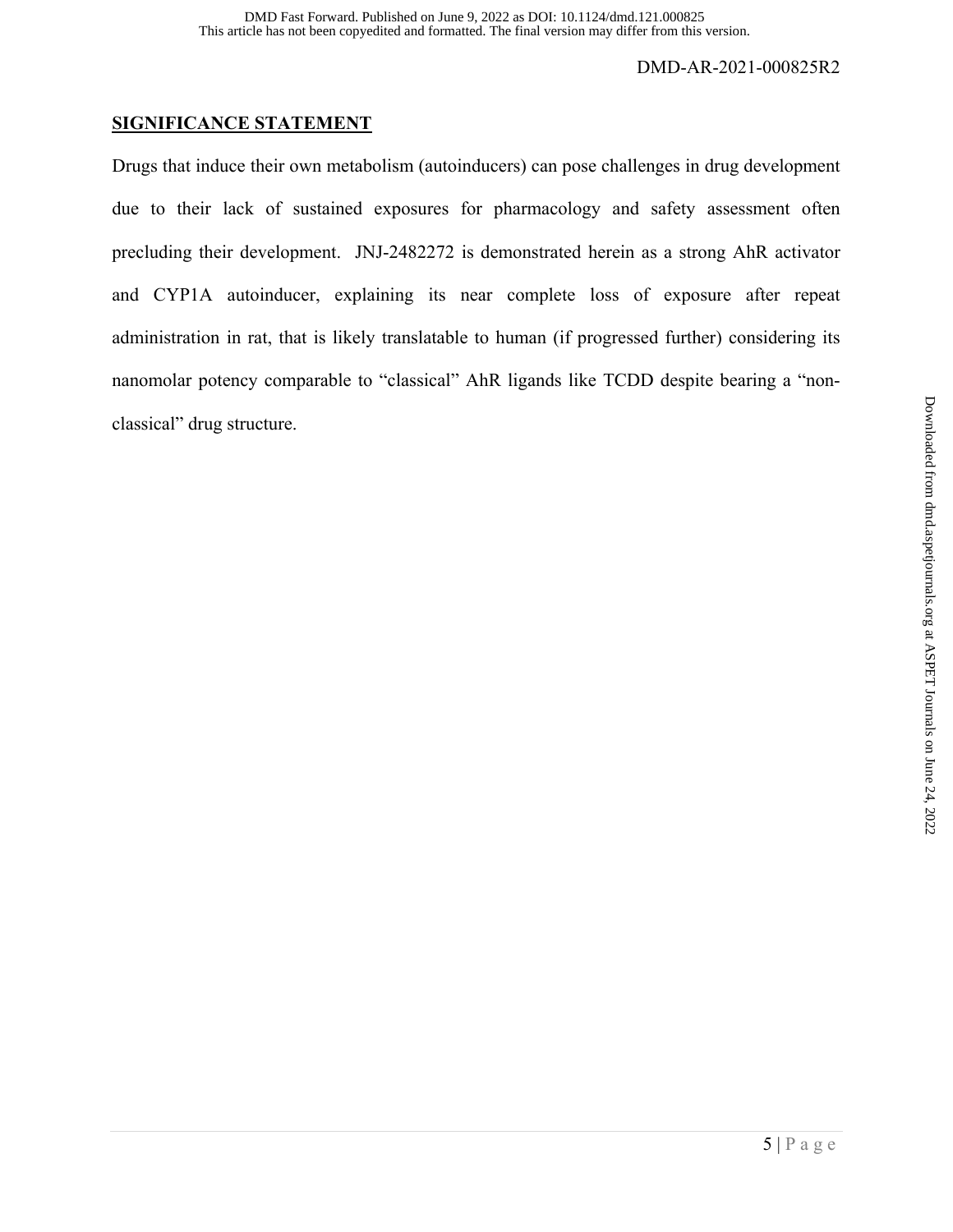## SIGNIFICANCE STATEMENT

Drugs that induce their own metabolism (autoinducers) can pose challenges in drug development due to their lack of sustained exposures for pharmacology and safety assessment often precluding their development. JNJ-2482272 is demonstrated herein as a strong AhR activator and CYP1A autoinducer, explaining its near complete loss of exposure after repeat administration in rat, that is likely translatable to human (if progressed further) considering its nanomolar potency comparable to "classical" AhR ligands like TCDD despite bearing a "non-classical" drug structure.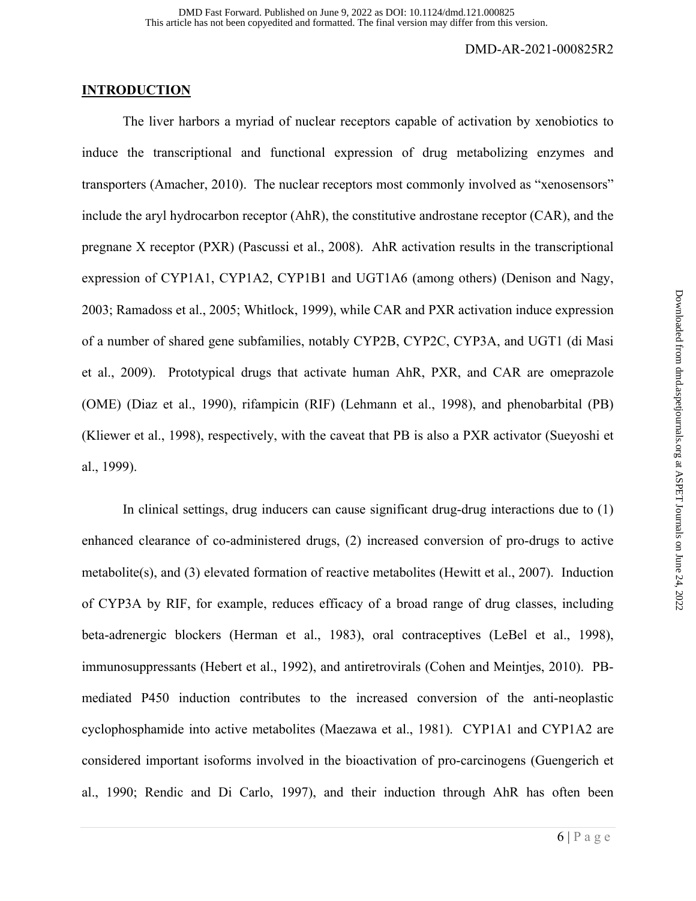## INTRODUCTION

The liver harbors a myriad of nuclear receptors capable of activation by xenobiotics to induce the transcriptional and functional expression of drug metabolizing enzymes and transporters (Amacher, 2010). The nuclear receptors most commonly involved as "xenosensors" include the aryl hydrocarbon receptor (AhR), the constitutive androstane receptor (CAR), and the pregnane X receptor (PXR) (Pascussi et al., 2008). AhR activation results in the transcriptional expression of CYP1A1, CYP1A2, CYP1B1 and UGT1A6 (among others) (Denison and Nagy, 2003; Ramadoss et al., 2005; Whitlock, 1999), while CAR and PXR activation induce expression of a number of shared gene subfamilies, notably CYP2B, CYP2C, CYP3A, and UGT1 (di Masi et al., 2009). Prototypical drugs that activate human AhR, PXR, and CAR are omeprazole (OME) (Diaz et al., 1990), rifampicin (RIF) (Lehmann et al., 1998), and phenobarbital (PB) (Kliewer et al., 1998), respectively, with the caveat that PB is also a PXR activator (Sueyoshi et al., 1999).

In clinical settings, drug inducers can cause significant drug-drug interactions due to (1) enhanced clearance of co-administered drugs, (2) increased conversion of pro-drugs to active metabolite(s), and (3) elevated formation of reactive metabolites (Hewitt et al., 2007). Induction of CYP3A by RIF, for example, reduces efficacy of a broad range of drug classes, including beta-adrenergic blockers (Herman et al., 1983), oral contraceptives (LeBel et al., 1998), immunosuppressants (Hebert et al., 1992), and antiretrovirals (Cohen and Meintjes, 2010). PB-mediated P450 induction contributes to the increased conversion of the anti-neoplastic cyclophosphamide into active metabolites (Maezawa et al., 1981). CYP1A1 and CYP1A2 are considered important isoforms involved in the bioactivation of pro-carcinogens (Guengerich et al., 1990; Rendic and Di Carlo, 1997), and their induction through AhR has often been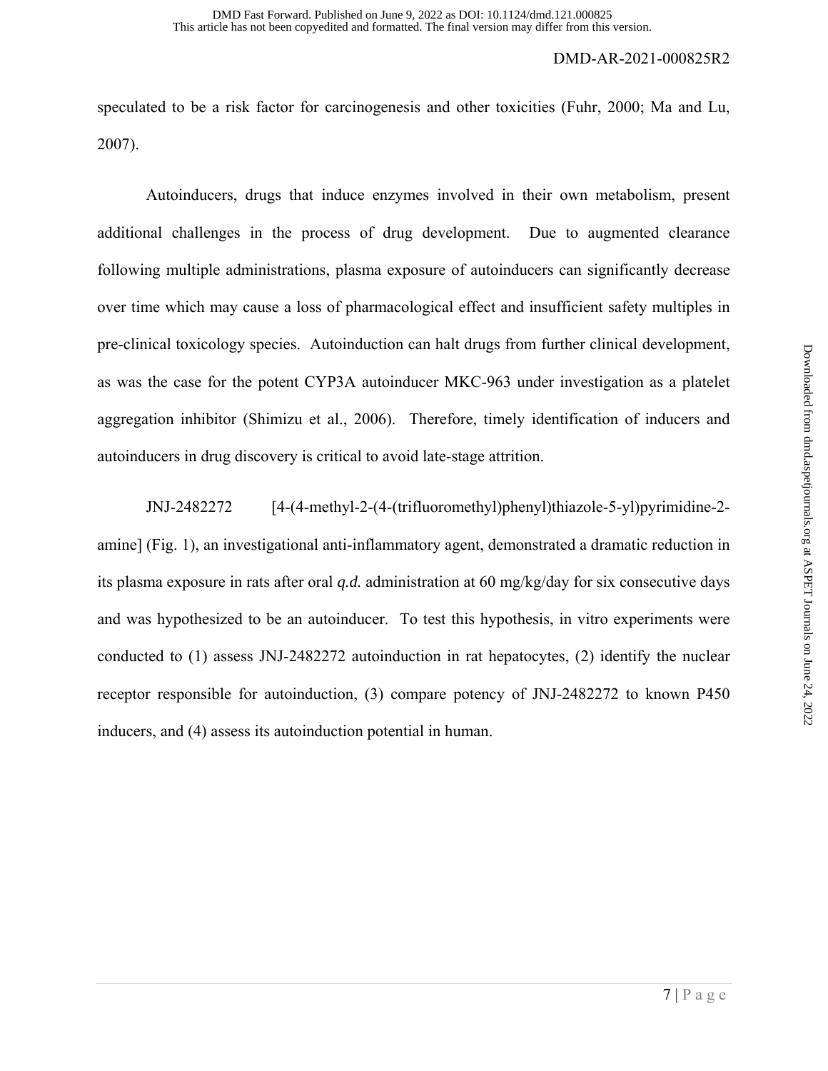speculated to be a risk factor for carcinogenesis and other toxicities (Fuhr, 2000; Ma and Lu, 2007).

Autoinducers, drugs that induce enzymes involved in their own metabolism, present additional challenges in the process of drug development. Due to augmented clearance following multiple administrations, plasma exposure of autoinducers can significantly decrease over time which may cause a loss of pharmacological effect and insufficient safety multiples in pre-clinical toxicology species. Autoinduction can halt drugs from further clinical development, as was the case for the potent CYP3A autoinducer MKC-963 under investigation as a platelet aggregation inhibitor (Shimizu et al., 2006). Therefore, timely identification of inducers and autoinducers in drug discovery is critical to avoid late-stage attrition.

JNJ-2482272 [4-(4-methyl-2-(4-(trifluoromethyl)phenyl)thiazole-5-yl)pyrimidine-2-amine] (Fig. 1), an investigational anti-inflammatory agent, demonstrated a dramatic reduction in its plasma exposure in rats after oral *q.d.* administration at 60 mg/kg/day for six consecutive days and was hypothesized to be an autoinducer. To test this hypothesis, in vitro experiments were conducted to (1) assess JNJ-2482272 autoinduction in rat hepatocytes, (2) identify the nuclear receptor responsible for autoinduction, (3) compare potency of JNJ-2482272 to known P450 inducers, and (4) assess its autoinduction potential in human.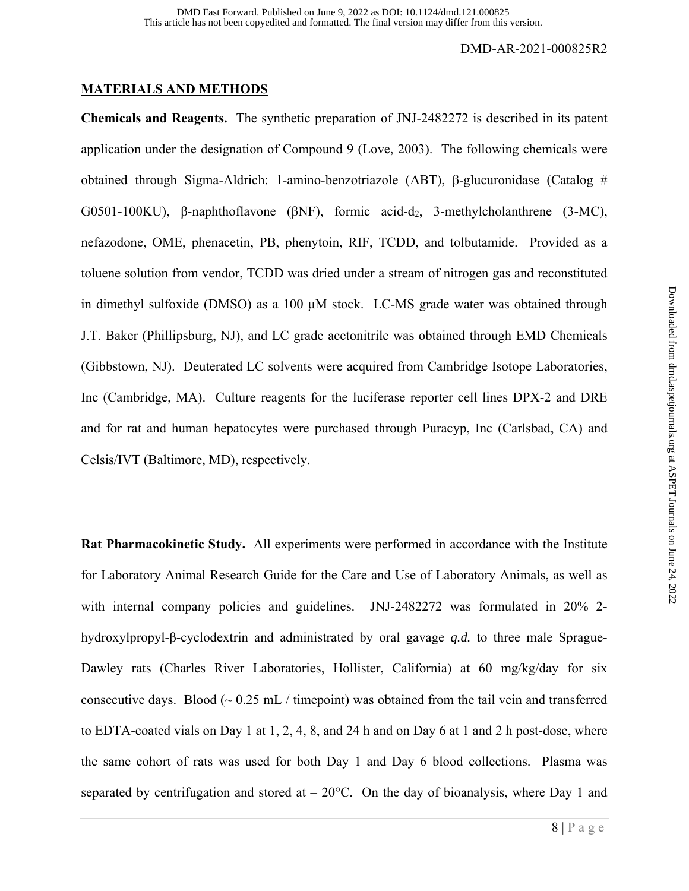## MATERIALS AND METHODS

**Chemicals and Reagents.** The synthetic preparation of JNJ-2482272 is described in its patent application under the designation of Compound 9 (Love, 2003). The following chemicals were obtained through Sigma-Aldrich: 1-amino-benzotriazole (ABT), β-glucuronidase (Catalog # G0501-100KU), β-naphthoflavone (βNF), formic acid-$d_2$, 3-methylcholanthrene (3-MC), nefazodone, OME, phenacetin, PB, phenytoin, RIF, TCDD, and tolbutamide. Provided as a toluene solution from vendor, TCDD was dried under a stream of nitrogen gas and reconstituted in dimethyl sulfoxide (DMSO) as a 100 μM stock. LC-MS grade water was obtained through J.T. Baker (Phillipsburg, NJ), and LC grade acetonitrile was obtained through EMD Chemicals (Gibbstown, NJ). Deuterated LC solvents were acquired from Cambridge Isotope Laboratories, Inc (Cambridge, MA). Culture reagents for the luciferase reporter cell lines DPX-2 and DRE and for rat and human hepatocytes were purchased through Puracyp, Inc (Carlsbad, CA) and Celsis/IVT (Baltimore, MD), respectively.

**Rat Pharmacokinetic Study.** All experiments were performed in accordance with the Institute for Laboratory Animal Research Guide for the Care and Use of Laboratory Animals, as well as with internal company policies and guidelines. JNJ-2482272 was formulated in 20% 2-hydroxylpropyl-β-cyclodextrin and administrated by oral gavage *q.d.* to three male Sprague-Dawley rats (Charles River Laboratories, Hollister, California) at 60 mg/kg/day for six consecutive days. Blood (~ 0.25 mL / timepoint) was obtained from the tail vein and transferred to EDTA-coated vials on Day 1 at 1, 2, 4, 8, and 24 h and on Day 6 at 1 and 2 h post-dose, where the same cohort of rats was used for both Day 1 and Day 6 blood collections. Plasma was separated by centrifugation and stored at – 20°C. On the day of bioanalysis, where Day 1 and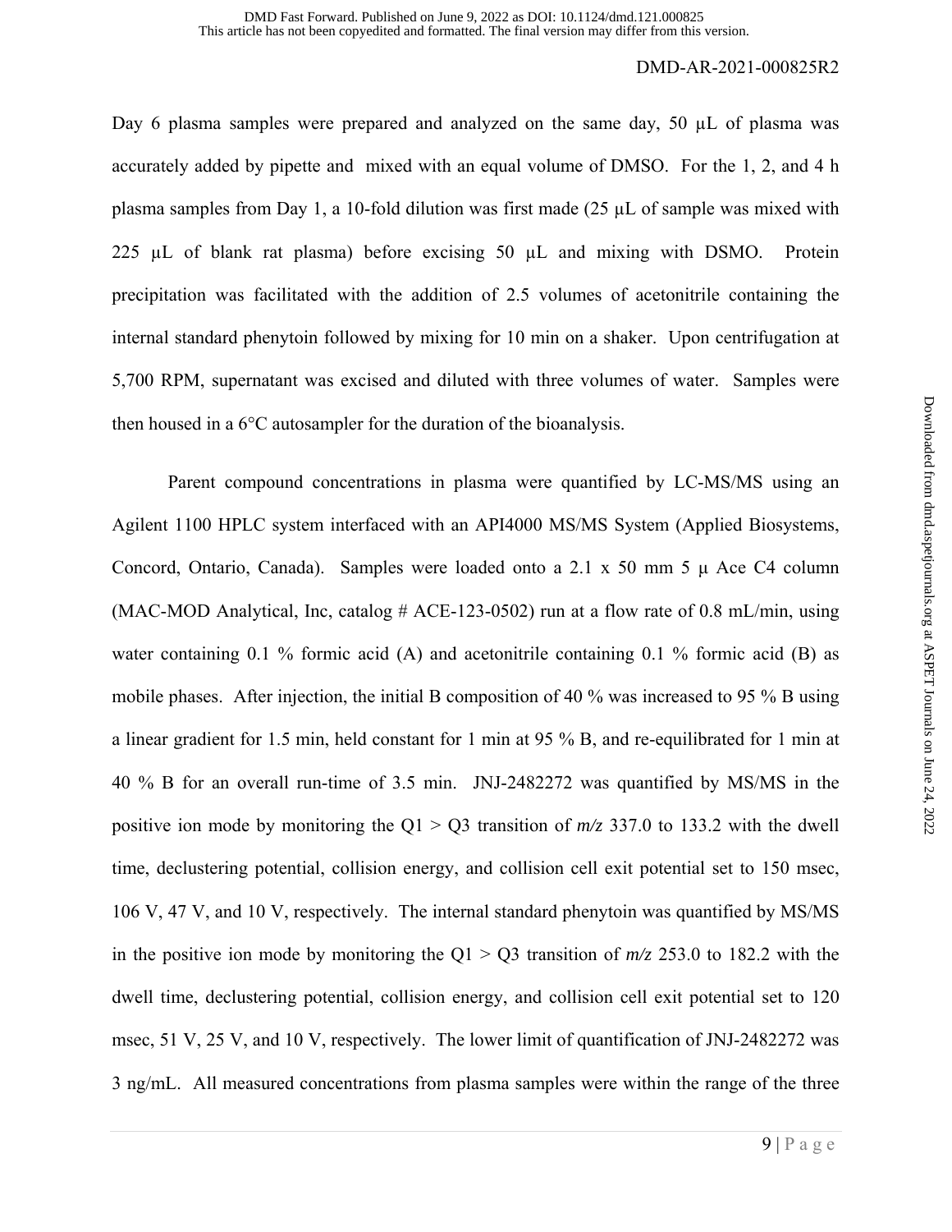Day 6 plasma samples were prepared and analyzed on the same day, 50 μL of plasma was accurately added by pipette and mixed with an equal volume of DMSO. For the 1, 2, and 4 h plasma samples from Day 1, a 10-fold dilution was first made (25 μL of sample was mixed with 225 μL of blank rat plasma) before excising 50 μL and mixing with DSMO. Protein precipitation was facilitated with the addition of 2.5 volumes of acetonitrile containing the internal standard phenytoin followed by mixing for 10 min on a shaker. Upon centrifugation at 5,700 RPM, supernatant was excised and diluted with three volumes of water. Samples were then housed in a 6°C autosampler for the duration of the bioanalysis.

Parent compound concentrations in plasma were quantified by LC-MS/MS using an Agilent 1100 HPLC system interfaced with an API4000 MS/MS System (Applied Biosystems, Concord, Ontario, Canada). Samples were loaded onto a 2.1 x 50 mm 5 μ Ace C4 column (MAC-MOD Analytical, Inc, catalog # ACE-123-0502) run at a flow rate of 0.8 mL/min, using water containing 0.1 % formic acid (A) and acetonitrile containing 0.1 % formic acid (B) as mobile phases. After injection, the initial B composition of 40 % was increased to 95 % B using a linear gradient for 1.5 min, held constant for 1 min at 95 % B, and re-equilibrated for 1 min at 40 % B for an overall run-time of 3.5 min. JNJ-2482272 was quantified by MS/MS in the positive ion mode by monitoring the Q1 > Q3 transition of *m/z* 337.0 to 133.2 with the dwell time, declustering potential, collision energy, and collision cell exit potential set to 150 msec, 106 V, 47 V, and 10 V, respectively. The internal standard phenytoin was quantified by MS/MS in the positive ion mode by monitoring the Q1 > Q3 transition of *m/z* 253.0 to 182.2 with the dwell time, declustering potential, collision energy, and collision cell exit potential set to 120 msec, 51 V, 25 V, and 10 V, respectively. The lower limit of quantification of JNJ-2482272 was 3 ng/mL. All measured concentrations from plasma samples were within the range of the three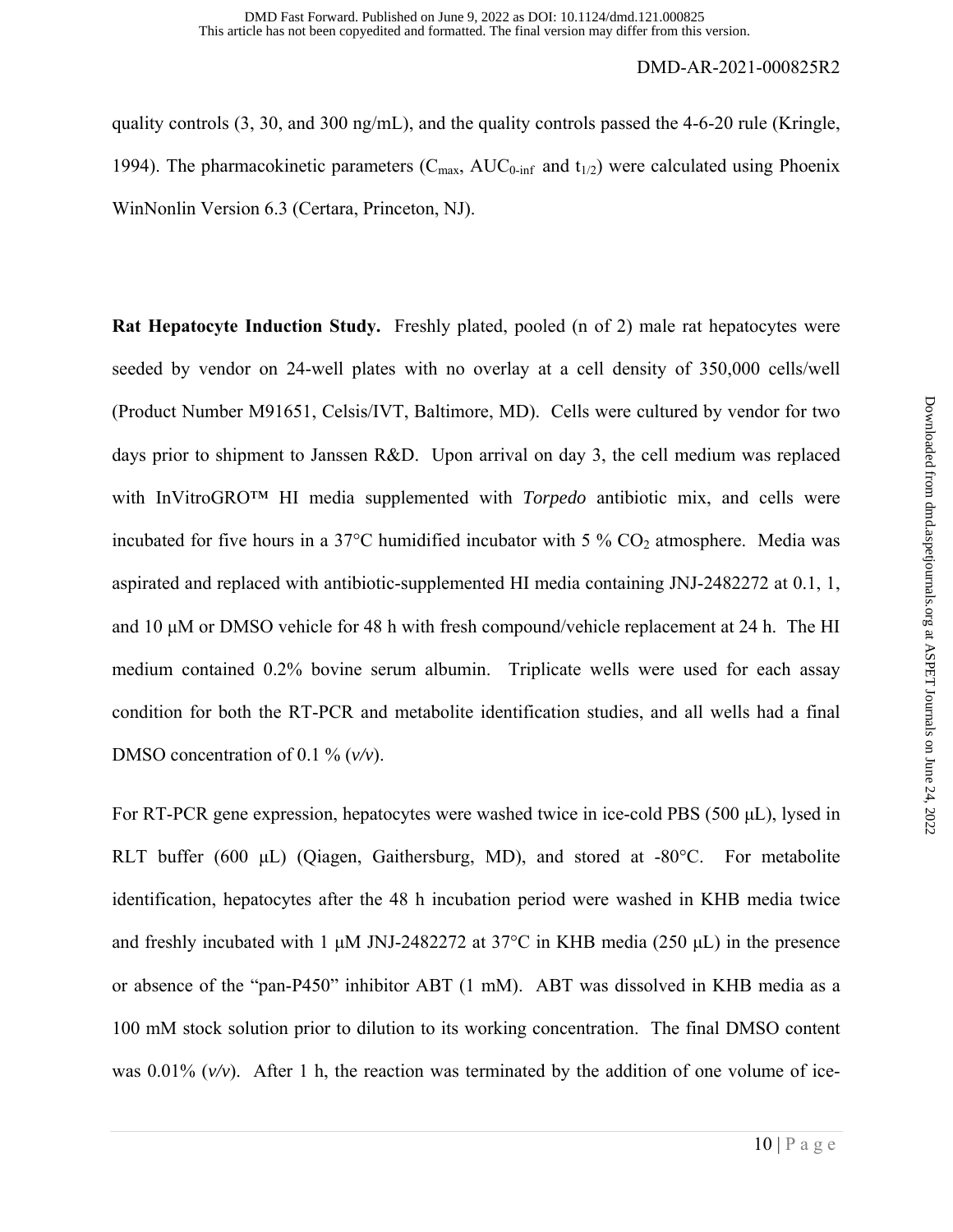quality controls (3, 30, and 300 ng/mL), and the quality controls passed the 4-6-20 rule (Kringle, 1994). The pharmacokinetic parameters ($C_{max}$, $AUC_{0\text{-inf}}$ and $t_{1/2}$) were calculated using Phoenix WinNonlin Version 6.3 (Certara, Princeton, NJ).

**Rat Hepatocyte Induction Study.** Freshly plated, pooled (n of 2) male rat hepatocytes were seeded by vendor on 24-well plates with no overlay at a cell density of 350,000 cells/well (Product Number M91651, Celsis/IVT, Baltimore, MD). Cells were cultured by vendor for two days prior to shipment to Janssen R&D. Upon arrival on day 3, the cell medium was replaced with InVitroGRO™ HI media supplemented with *Torpedo* antibiotic mix, and cells were incubated for five hours in a 37°C humidified incubator with 5 % $CO_2$ atmosphere. Media was aspirated and replaced with antibiotic-supplemented HI media containing JNJ-2482272 at 0.1, 1, and 10 μM or DMSO vehicle for 48 h with fresh compound/vehicle replacement at 24 h. The HI medium contained 0.2% bovine serum albumin. Triplicate wells were used for each assay condition for both the RT-PCR and metabolite identification studies, and all wells had a final DMSO concentration of 0.1 % (*v/v*).

For RT-PCR gene expression, hepatocytes were washed twice in ice-cold PBS (500 μL), lysed in RLT buffer (600 μL) (Qiagen, Gaithersburg, MD), and stored at -80°C. For metabolite identification, hepatocytes after the 48 h incubation period were washed in KHB media twice and freshly incubated with 1 μM JNJ-2482272 at 37°C in KHB media (250 μL) in the presence or absence of the "pan-P450" inhibitor ABT (1 mM). ABT was dissolved in KHB media as a 100 mM stock solution prior to dilution to its working concentration. The final DMSO content was 0.01% (*v/v*). After 1 h, the reaction was terminated by the addition of one volume of ice-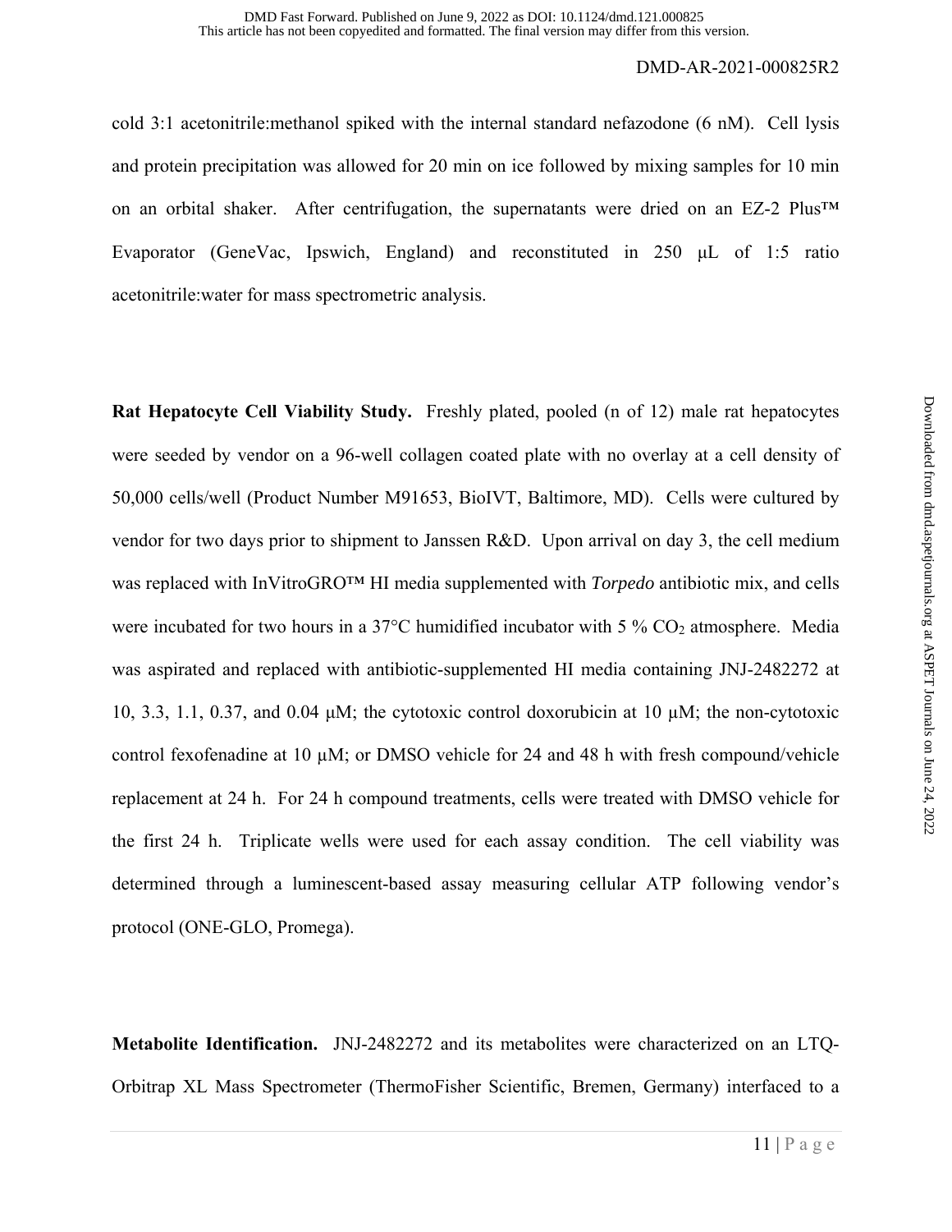cold 3:1 acetonitrile:methanol spiked with the internal standard nefazodone (6 nM). Cell lysis and protein precipitation was allowed for 20 min on ice followed by mixing samples for 10 min on an orbital shaker. After centrifugation, the supernatants were dried on an EZ-2 Plus™ Evaporator (GeneVac, Ipswich, England) and reconstituted in 250 µL of 1:5 ratio acetonitrile:water for mass spectrometric analysis.

**Rat Hepatocyte Cell Viability Study.** Freshly plated, pooled (n of 12) male rat hepatocytes were seeded by vendor on a 96-well collagen coated plate with no overlay at a cell density of 50,000 cells/well (Product Number M91653, BioIVT, Baltimore, MD). Cells were cultured by vendor for two days prior to shipment to Janssen R&D. Upon arrival on day 3, the cell medium was replaced with InVitroGRO™ HI media supplemented with *Torpedo* antibiotic mix, and cells were incubated for two hours in a 37°C humidified incubator with 5 % $CO_2$ atmosphere. Media was aspirated and replaced with antibiotic-supplemented HI media containing JNJ-2482272 at 10, 3.3, 1.1, 0.37, and 0.04 µM; the cytotoxic control doxorubicin at 10 µM; the non-cytotoxic control fexofenadine at 10 µM; or DMSO vehicle for 24 and 48 h with fresh compound/vehicle replacement at 24 h. For 24 h compound treatments, cells were treated with DMSO vehicle for the first 24 h. Triplicate wells were used for each assay condition. The cell viability was determined through a luminescent-based assay measuring cellular ATP following vendor's protocol (ONE-GLO, Promega).

**Metabolite Identification.** JNJ-2482272 and its metabolites were characterized on an LTQ-Orbitrap XL Mass Spectrometer (ThermoFisher Scientific, Bremen, Germany) interfaced to a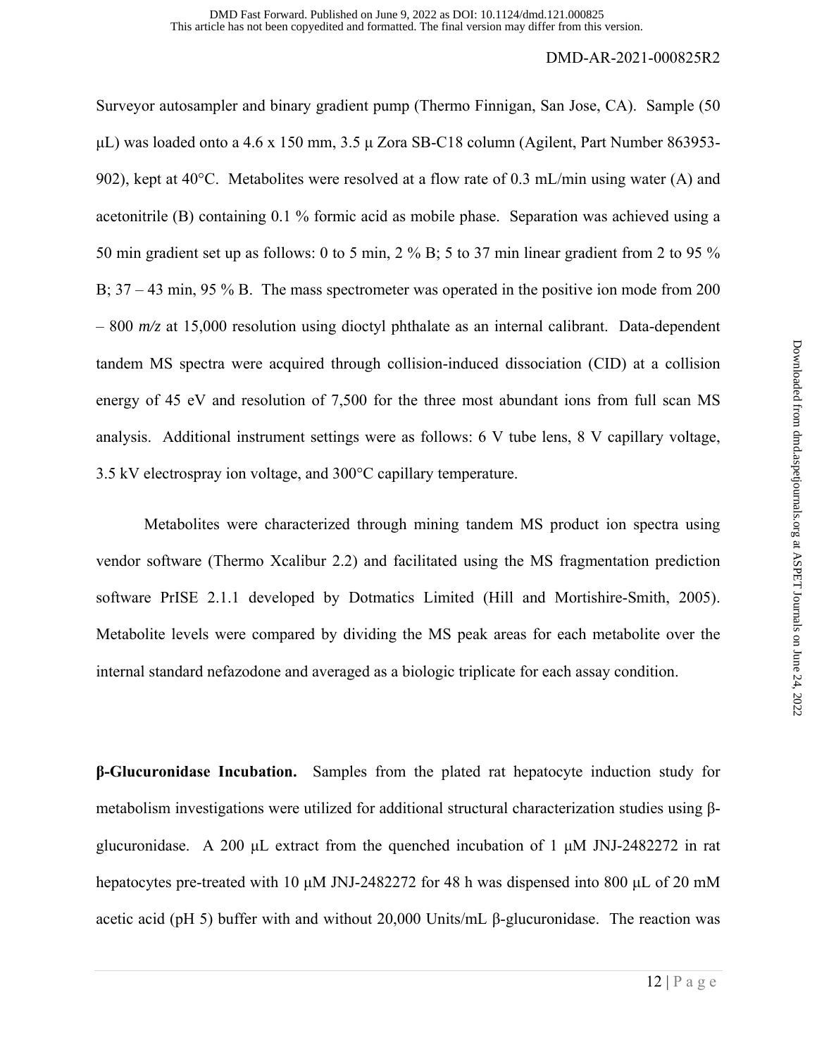Surveyor autosampler and binary gradient pump (Thermo Finnigan, San Jose, CA). Sample (50 µL) was loaded onto a 4.6 x 150 mm, 3.5 µ Zora SB-C18 column (Agilent, Part Number 863953-902), kept at 40°C. Metabolites were resolved at a flow rate of 0.3 mL/min using water (A) and acetonitrile (B) containing 0.1 % formic acid as mobile phase. Separation was achieved using a 50 min gradient set up as follows: 0 to 5 min, 2 % B; 5 to 37 min linear gradient from 2 to 95 % B; 37 – 43 min, 95 % B. The mass spectrometer was operated in the positive ion mode from 200 – 800 *m/z* at 15,000 resolution using dioctyl phthalate as an internal calibrant. Data-dependent tandem MS spectra were acquired through collision-induced dissociation (CID) at a collision energy of 45 eV and resolution of 7,500 for the three most abundant ions from full scan MS analysis. Additional instrument settings were as follows: 6 V tube lens, 8 V capillary voltage, 3.5 kV electrospray ion voltage, and 300°C capillary temperature.

Metabolites were characterized through mining tandem MS product ion spectra using vendor software (Thermo Xcalibur 2.2) and facilitated using the MS fragmentation prediction software PrISE 2.1.1 developed by Dotmatics Limited (Hill and Mortishire-Smith, 2005). Metabolite levels were compared by dividing the MS peak areas for each metabolite over the internal standard nefazodone and averaged as a biologic triplicate for each assay condition.

**β-Glucuronidase Incubation.** Samples from the plated rat hepatocyte induction study for metabolism investigations were utilized for additional structural characterization studies using β-glucuronidase. A 200 µL extract from the quenched incubation of 1 µM JNJ-2482272 in rat hepatocytes pre-treated with 10 µM JNJ-2482272 for 48 h was dispensed into 800 µL of 20 mM acetic acid (pH 5) buffer with and without 20,000 Units/mL β-glucuronidase. The reaction was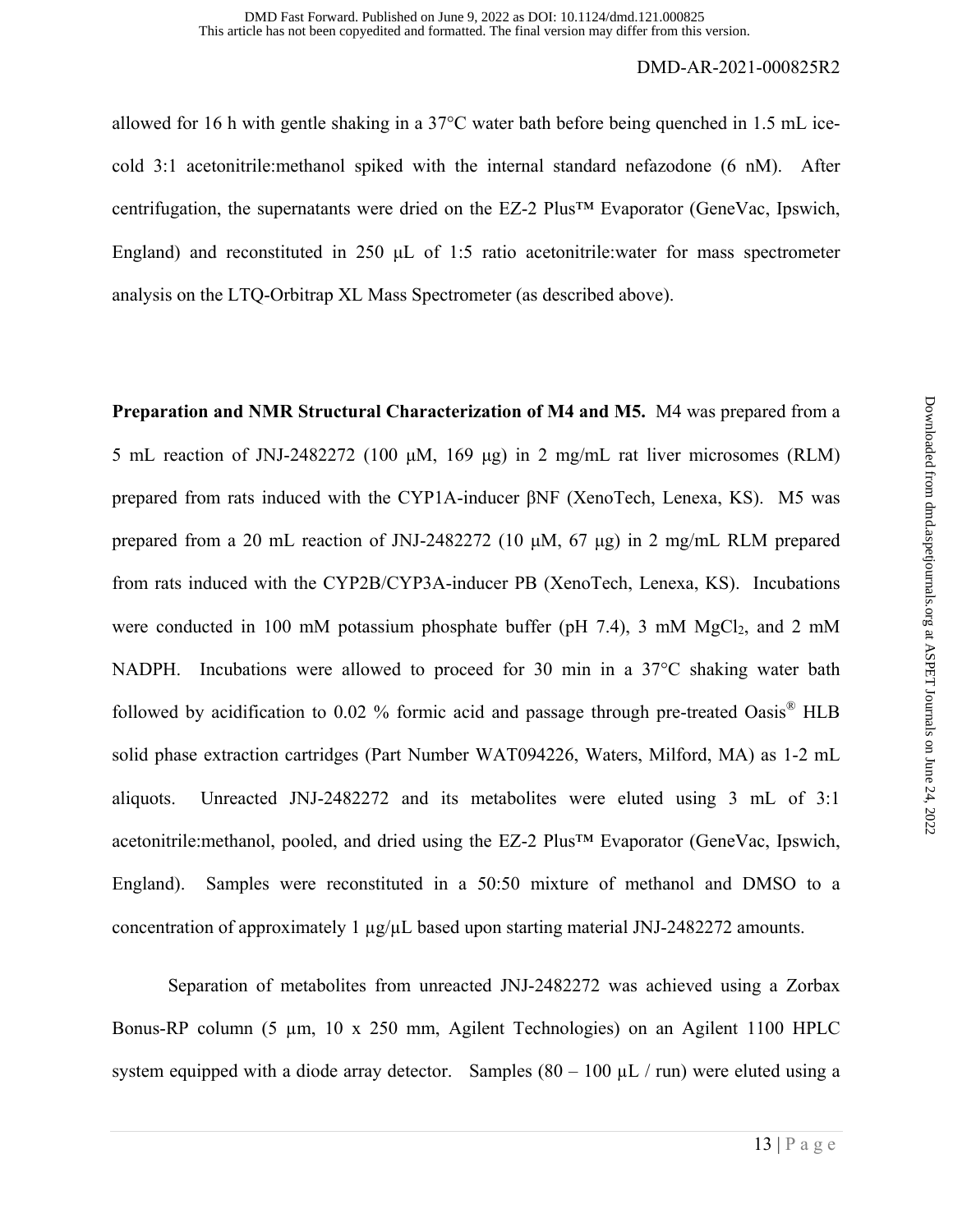allowed for 16 h with gentle shaking in a 37°C water bath before being quenched in 1.5 mL ice-cold 3:1 acetonitrile:methanol spiked with the internal standard nefazodone (6 nM). After centrifugation, the supernatants were dried on the EZ-2 Plus™ Evaporator (GeneVac, Ipswich, England) and reconstituted in 250 µL of 1:5 ratio acetonitrile:water for mass spectrometer analysis on the LTQ-Orbitrap XL Mass Spectrometer (as described above).

**Preparation and NMR Structural Characterization of M4 and M5.** M4 was prepared from a 5 mL reaction of JNJ-2482272 (100 µM, 169 µg) in 2 mg/mL rat liver microsomes (RLM) prepared from rats induced with the CYP1A-inducer βNF (XenoTech, Lenexa, KS). M5 was prepared from a 20 mL reaction of JNJ-2482272 (10 µM, 67 µg) in 2 mg/mL RLM prepared from rats induced with the CYP2B/CYP3A-inducer PB (XenoTech, Lenexa, KS). Incubations were conducted in 100 mM potassium phosphate buffer (pH 7.4), 3 mM $MgCl_2$, and 2 mM NADPH. Incubations were allowed to proceed for 30 min in a 37°C shaking water bath followed by acidification to 0.02 % formic acid and passage through pre-treated Oasis® HLB solid phase extraction cartridges (Part Number WAT094226, Waters, Milford, MA) as 1-2 mL aliquots. Unreacted JNJ-2482272 and its metabolites were eluted using 3 mL of 3:1 acetonitrile:methanol, pooled, and dried using the EZ-2 Plus™ Evaporator (GeneVac, Ipswich, England). Samples were reconstituted in a 50:50 mixture of methanol and DMSO to a concentration of approximately 1 µg/µL based upon starting material JNJ-2482272 amounts.

Separation of metabolites from unreacted JNJ-2482272 was achieved using a Zorbax Bonus-RP column (5 µm, 10 x 250 mm, Agilent Technologies) on an Agilent 1100 HPLC system equipped with a diode array detector. Samples (80 – 100 µL / run) were eluted using a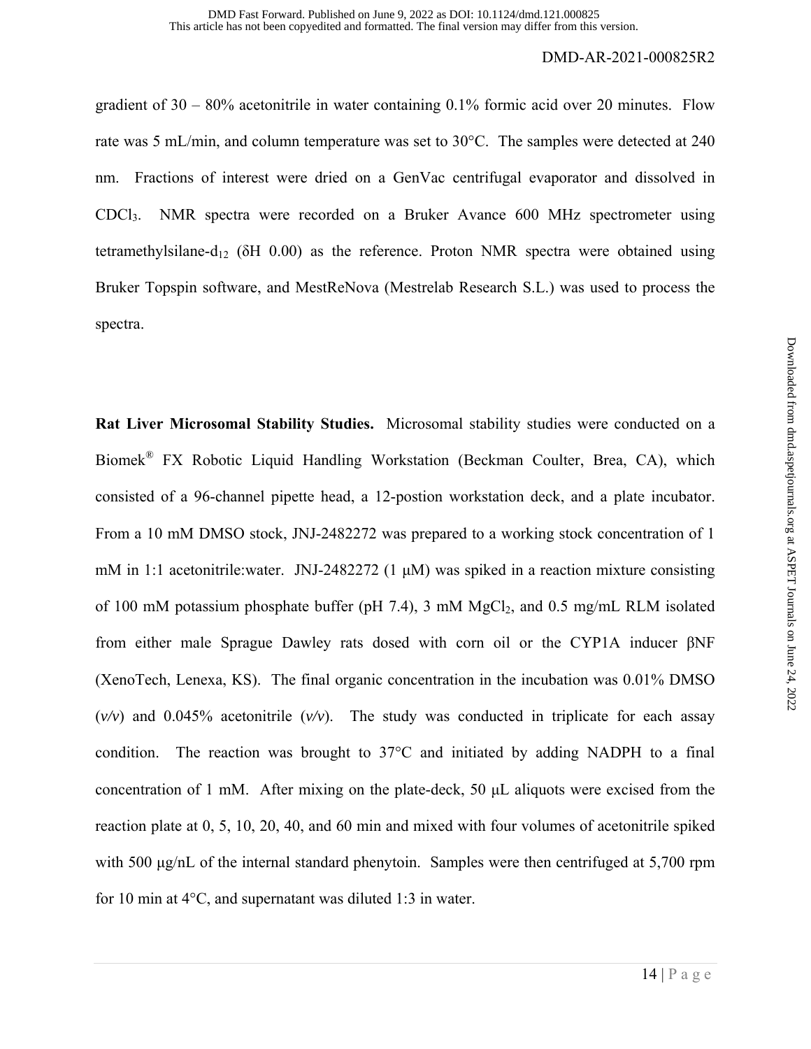gradient of 30 – 80% acetonitrile in water containing 0.1% formic acid over 20 minutes. Flow rate was 5 mL/min, and column temperature was set to 30°C. The samples were detected at 240 nm. Fractions of interest were dried on a GenVac centrifugal evaporator and dissolved in $CDCl_3$. NMR spectra were recorded on a Bruker Avance 600 MHz spectrometer using tetramethylsilane-$d_{12}$ (δH 0.00) as the reference. Proton NMR spectra were obtained using Bruker Topspin software, and MestReNova (Mestrelab Research S.L.) was used to process the spectra.

**Rat Liver Microsomal Stability Studies.** Microsomal stability studies were conducted on a Biomek® FX Robotic Liquid Handling Workstation (Beckman Coulter, Brea, CA), which consisted of a 96-channel pipette head, a 12-postion workstation deck, and a plate incubator. From a 10 mM DMSO stock, JNJ-2482272 was prepared to a working stock concentration of 1 mM in 1:1 acetonitrile:water. JNJ-2482272 (1 μM) was spiked in a reaction mixture consisting of 100 mM potassium phosphate buffer (pH 7.4), 3 mM $MgCl_2$, and 0.5 mg/mL RLM isolated from either male Sprague Dawley rats dosed with corn oil or the CYP1A inducer βNF (XenoTech, Lenexa, KS). The final organic concentration in the incubation was 0.01% DMSO (*v/v*) and 0.045% acetonitrile (*v/v*). The study was conducted in triplicate for each assay condition. The reaction was brought to 37°C and initiated by adding NADPH to a final concentration of 1 mM. After mixing on the plate-deck, 50 μL aliquots were excised from the reaction plate at 0, 5, 10, 20, 40, and 60 min and mixed with four volumes of acetonitrile spiked with 500 μg/nL of the internal standard phenytoin. Samples were then centrifuged at 5,700 rpm for 10 min at 4°C, and supernatant was diluted 1:3 in water.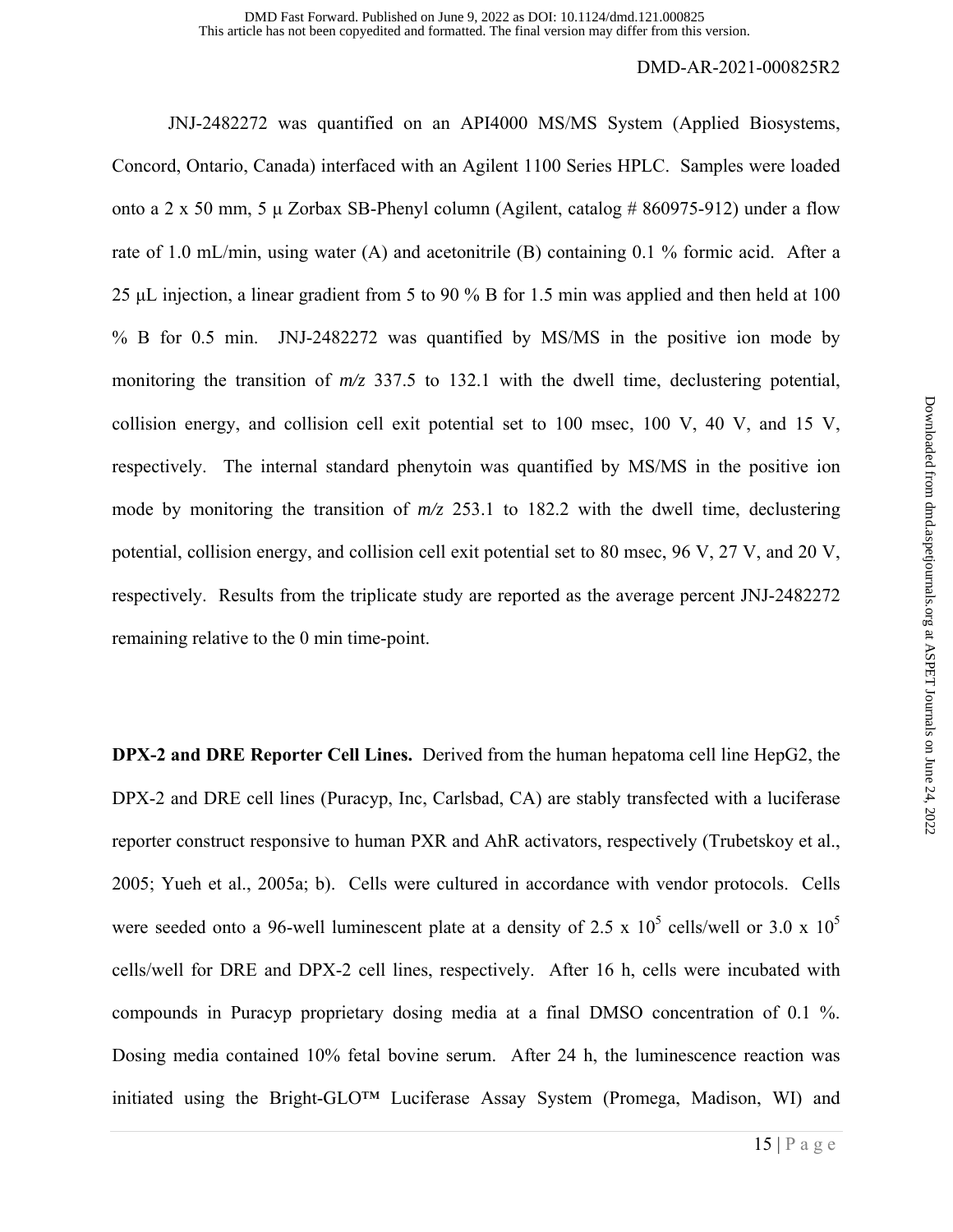JNJ-2482272 was quantified on an API4000 MS/MS System (Applied Biosystems, Concord, Ontario, Canada) interfaced with an Agilent 1100 Series HPLC. Samples were loaded onto a 2 x 50 mm, 5 μ Zorbax SB-Phenyl column (Agilent, catalog # 860975-912) under a flow rate of 1.0 mL/min, using water (A) and acetonitrile (B) containing 0.1 % formic acid. After a 25 μL injection, a linear gradient from 5 to 90 % B for 1.5 min was applied and then held at 100 % B for 0.5 min. JNJ-2482272 was quantified by MS/MS in the positive ion mode by monitoring the transition of *m/z* 337.5 to 132.1 with the dwell time, declustering potential, collision energy, and collision cell exit potential set to 100 msec, 100 V, 40 V, and 15 V, respectively. The internal standard phenytoin was quantified by MS/MS in the positive ion mode by monitoring the transition of *m/z* 253.1 to 182.2 with the dwell time, declustering potential, collision energy, and collision cell exit potential set to 80 msec, 96 V, 27 V, and 20 V, respectively. Results from the triplicate study are reported as the average percent JNJ-2482272 remaining relative to the 0 min time-point.

**DPX-2 and DRE Reporter Cell Lines.** Derived from the human hepatoma cell line HepG2, the DPX-2 and DRE cell lines (Puracyp, Inc, Carlsbad, CA) are stably transfected with a luciferase reporter construct responsive to human PXR and AhR activators, respectively (Trubetskoy et al., 2005; Yueh et al., 2005a; b). Cells were cultured in accordance with vendor protocols. Cells were seeded onto a 96-well luminescent plate at a density of 2.5 x $10^5$ cells/well or 3.0 x $10^5$ cells/well for DRE and DPX-2 cell lines, respectively. After 16 h, cells were incubated with compounds in Puracyp proprietary dosing media at a final DMSO concentration of 0.1 %. Dosing media contained 10% fetal bovine serum. After 24 h, the luminescence reaction was initiated using the Bright-GLO™ Luciferase Assay System (Promega, Madison, WI) and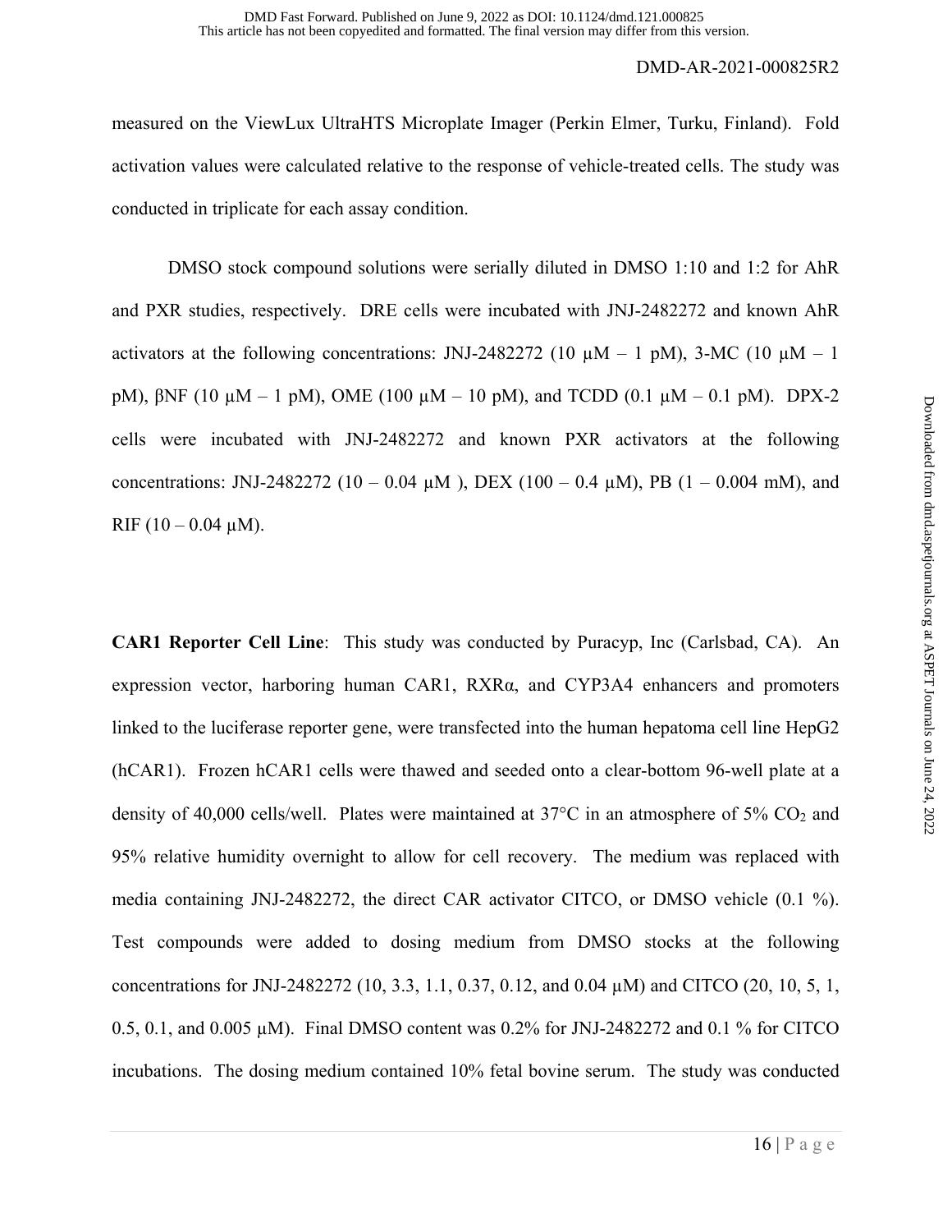measured on the ViewLux UltraHTS Microplate Imager (Perkin Elmer, Turku, Finland). Fold activation values were calculated relative to the response of vehicle-treated cells. The study was conducted in triplicate for each assay condition.

DMSO stock compound solutions were serially diluted in DMSO 1:10 and 1:2 for AhR and PXR studies, respectively. DRE cells were incubated with JNJ-2482272 and known AhR activators at the following concentrations: JNJ-2482272 (10 μM – 1 pM), 3-MC (10 μM – 1 pM), βNF (10 μM – 1 pM), OME (100 μM – 10 pM), and TCDD (0.1 μM – 0.1 pM). DPX-2 cells were incubated with JNJ-2482272 and known PXR activators at the following concentrations: JNJ-2482272 (10 – 0.04 μM ), DEX (100 – 0.4 μM), PB (1 – 0.004 mM), and RIF (10 – 0.04 μM).

**CAR1 Reporter Cell Line**: This study was conducted by Puracyp, Inc (Carlsbad, CA). An expression vector, harboring human CAR1, RXRα, and CYP3A4 enhancers and promoters linked to the luciferase reporter gene, were transfected into the human hepatoma cell line HepG2 (hCAR1). Frozen hCAR1 cells were thawed and seeded onto a clear-bottom 96-well plate at a density of 40,000 cells/well. Plates were maintained at 37°C in an atmosphere of 5% $CO_2$ and 95% relative humidity overnight to allow for cell recovery. The medium was replaced with media containing JNJ-2482272, the direct CAR activator CITCO, or DMSO vehicle (0.1 %). Test compounds were added to dosing medium from DMSO stocks at the following concentrations for JNJ-2482272 (10, 3.3, 1.1, 0.37, 0.12, and 0.04 μM) and CITCO (20, 10, 5, 1, 0.5, 0.1, and 0.005 μM). Final DMSO content was 0.2% for JNJ-2482272 and 0.1 % for CITCO incubations. The dosing medium contained 10% fetal bovine serum. The study was conducted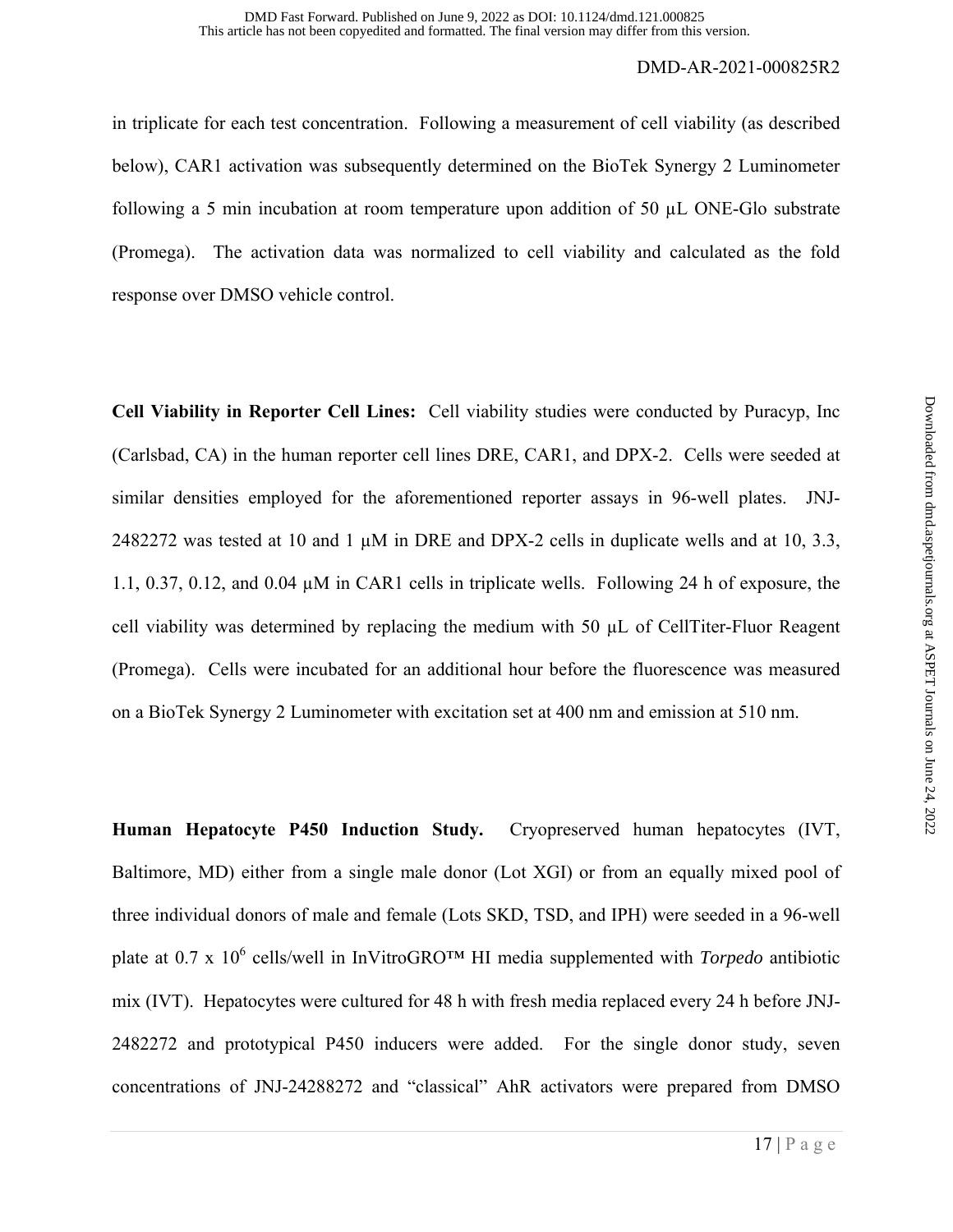in triplicate for each test concentration. Following a measurement of cell viability (as described below), CAR1 activation was subsequently determined on the BioTek Synergy 2 Luminometer following a 5 min incubation at room temperature upon addition of 50 µL ONE-Glo substrate (Promega). The activation data was normalized to cell viability and calculated as the fold response over DMSO vehicle control.

**Cell Viability in Reporter Cell Lines:** Cell viability studies were conducted by Puracyp, Inc (Carlsbad, CA) in the human reporter cell lines DRE, CAR1, and DPX-2. Cells were seeded at similar densities employed for the aforementioned reporter assays in 96-well plates. JNJ-2482272 was tested at 10 and 1 µM in DRE and DPX-2 cells in duplicate wells and at 10, 3.3, 1.1, 0.37, 0.12, and 0.04 µM in CAR1 cells in triplicate wells. Following 24 h of exposure, the cell viability was determined by replacing the medium with 50 µL of CellTiter-Fluor Reagent (Promega). Cells were incubated for an additional hour before the fluorescence was measured on a BioTek Synergy 2 Luminometer with excitation set at 400 nm and emission at 510 nm.

**Human Hepatocyte P450 Induction Study.** Cryopreserved human hepatocytes (IVT, Baltimore, MD) either from a single male donor (Lot XGI) or from an equally mixed pool of three individual donors of male and female (Lots SKD, TSD, and IPH) were seeded in a 96-well plate at 0.7 x $10^6$ cells/well in InVitroGRO™ HI media supplemented with *Torpedo* antibiotic mix (IVT). Hepatocytes were cultured for 48 h with fresh media replaced every 24 h before JNJ-2482272 and prototypical P450 inducers were added. For the single donor study, seven concentrations of JNJ-24288272 and "classical" AhR activators were prepared from DMSO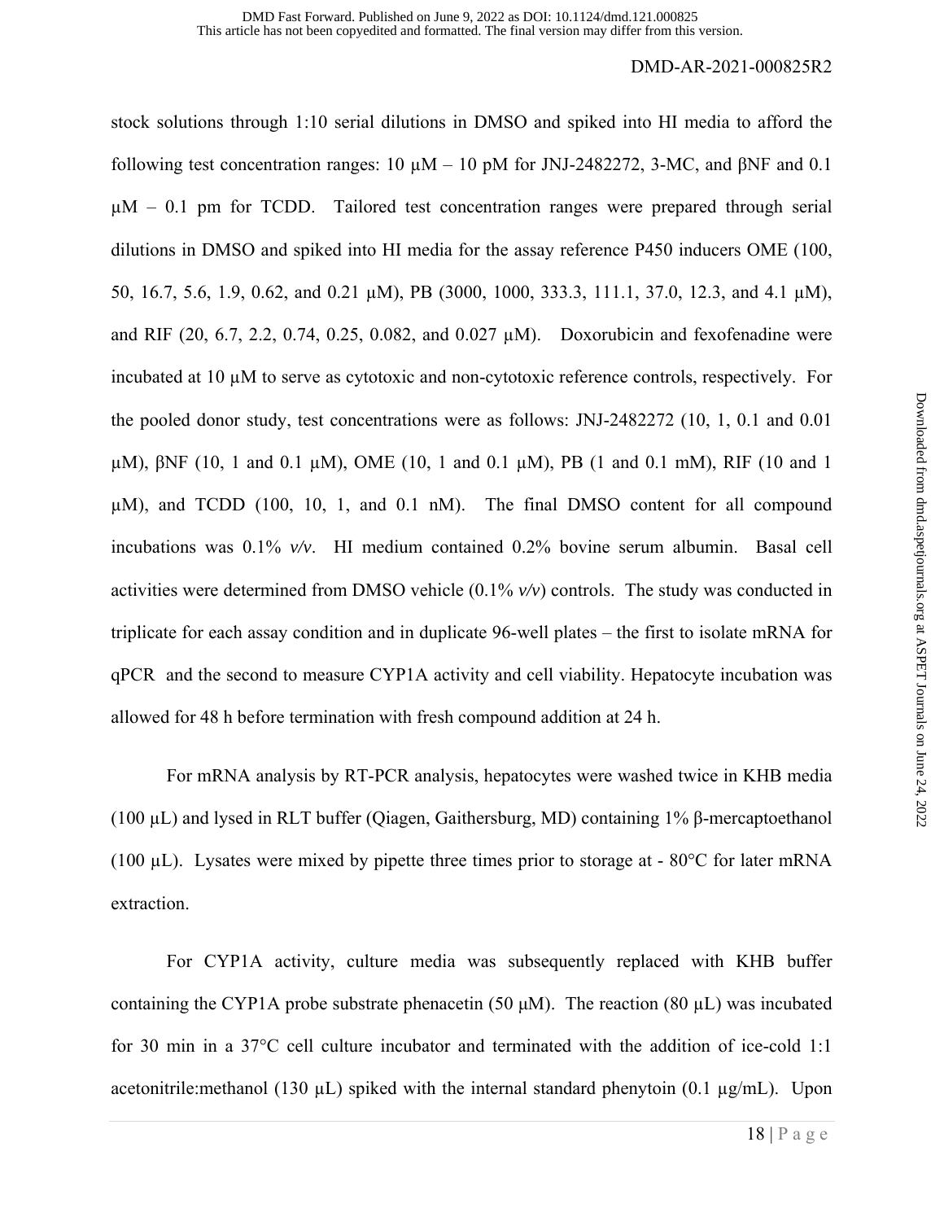stock solutions through 1:10 serial dilutions in DMSO and spiked into HI media to afford the following test concentration ranges: 10 µM – 10 pM for JNJ-2482272, 3-MC, and βNF and 0.1 µM – 0.1 pm for TCDD. Tailored test concentration ranges were prepared through serial dilutions in DMSO and spiked into HI media for the assay reference P450 inducers OME (100, 50, 16.7, 5.6, 1.9, 0.62, and 0.21 µM), PB (3000, 1000, 333.3, 111.1, 37.0, 12.3, and 4.1 µM), and RIF (20, 6.7, 2.2, 0.74, 0.25, 0.082, and 0.027 µM). Doxorubicin and fexofenadine were incubated at 10 µM to serve as cytotoxic and non-cytotoxic reference controls, respectively. For the pooled donor study, test concentrations were as follows: JNJ-2482272 (10, 1, 0.1 and 0.01 µM), βNF (10, 1 and 0.1 µM), OME (10, 1 and 0.1 µM), PB (1 and 0.1 mM), RIF (10 and 1 µM), and TCDD (100, 10, 1, and 0.1 nM). The final DMSO content for all compound incubations was 0.1% *v/v*. HI medium contained 0.2% bovine serum albumin. Basal cell activities were determined from DMSO vehicle (0.1% *v/v*) controls. The study was conducted in triplicate for each assay condition and in duplicate 96-well plates – the first to isolate mRNA for qPCR and the second to measure CYP1A activity and cell viability. Hepatocyte incubation was allowed for 48 h before termination with fresh compound addition at 24 h.

For mRNA analysis by RT-PCR analysis, hepatocytes were washed twice in KHB media (100 µL) and lysed in RLT buffer (Qiagen, Gaithersburg, MD) containing 1% β-mercaptoethanol (100 µL). Lysates were mixed by pipette three times prior to storage at - 80°C for later mRNA extraction.

For CYP1A activity, culture media was subsequently replaced with KHB buffer containing the CYP1A probe substrate phenacetin (50 µM). The reaction (80 µL) was incubated for 30 min in a 37°C cell culture incubator and terminated with the addition of ice-cold 1:1 acetonitrile:methanol (130 µL) spiked with the internal standard phenytoin (0.1 µg/mL). Upon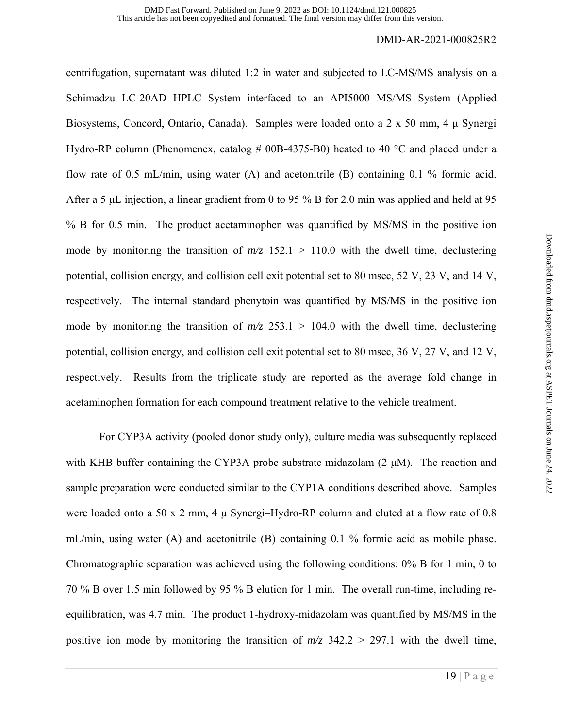centrifugation, supernatant was diluted 1:2 in water and subjected to LC-MS/MS analysis on a Schimadzu LC-20AD HPLC System interfaced to an API5000 MS/MS System (Applied Biosystems, Concord, Ontario, Canada). Samples were loaded onto a 2 x 50 mm, 4 μ Synergi Hydro-RP column (Phenomenex, catalog # 00B-4375-B0) heated to 40 °C and placed under a flow rate of 0.5 mL/min, using water (A) and acetonitrile (B) containing 0.1 % formic acid. After a 5 μL injection, a linear gradient from 0 to 95 % B for 2.0 min was applied and held at 95 % B for 0.5 min. The product acetaminophen was quantified by MS/MS in the positive ion mode by monitoring the transition of *m/z* 152.1 > 110.0 with the dwell time, declustering potential, collision energy, and collision cell exit potential set to 80 msec, 52 V, 23 V, and 14 V, respectively. The internal standard phenytoin was quantified by MS/MS in the positive ion mode by monitoring the transition of *m/z* 253.1 > 104.0 with the dwell time, declustering potential, collision energy, and collision cell exit potential set to 80 msec, 36 V, 27 V, and 12 V, respectively. Results from the triplicate study are reported as the average fold change in acetaminophen formation for each compound treatment relative to the vehicle treatment.

For CYP3A activity (pooled donor study only), culture media was subsequently replaced with KHB buffer containing the CYP3A probe substrate midazolam (2 μM). The reaction and sample preparation were conducted similar to the CYP1A conditions described above. Samples were loaded onto a 50 x 2 mm, 4 μ Synergi–Hydro-RP column and eluted at a flow rate of 0.8 mL/min, using water (A) and acetonitrile (B) containing 0.1 % formic acid as mobile phase. Chromatographic separation was achieved using the following conditions: 0% B for 1 min, 0 to 70 % B over 1.5 min followed by 95 % B elution for 1 min. The overall run-time, including re-equilibration, was 4.7 min. The product 1-hydroxy-midazolam was quantified by MS/MS in the positive ion mode by monitoring the transition of *m/z* 342.2 > 297.1 with the dwell time,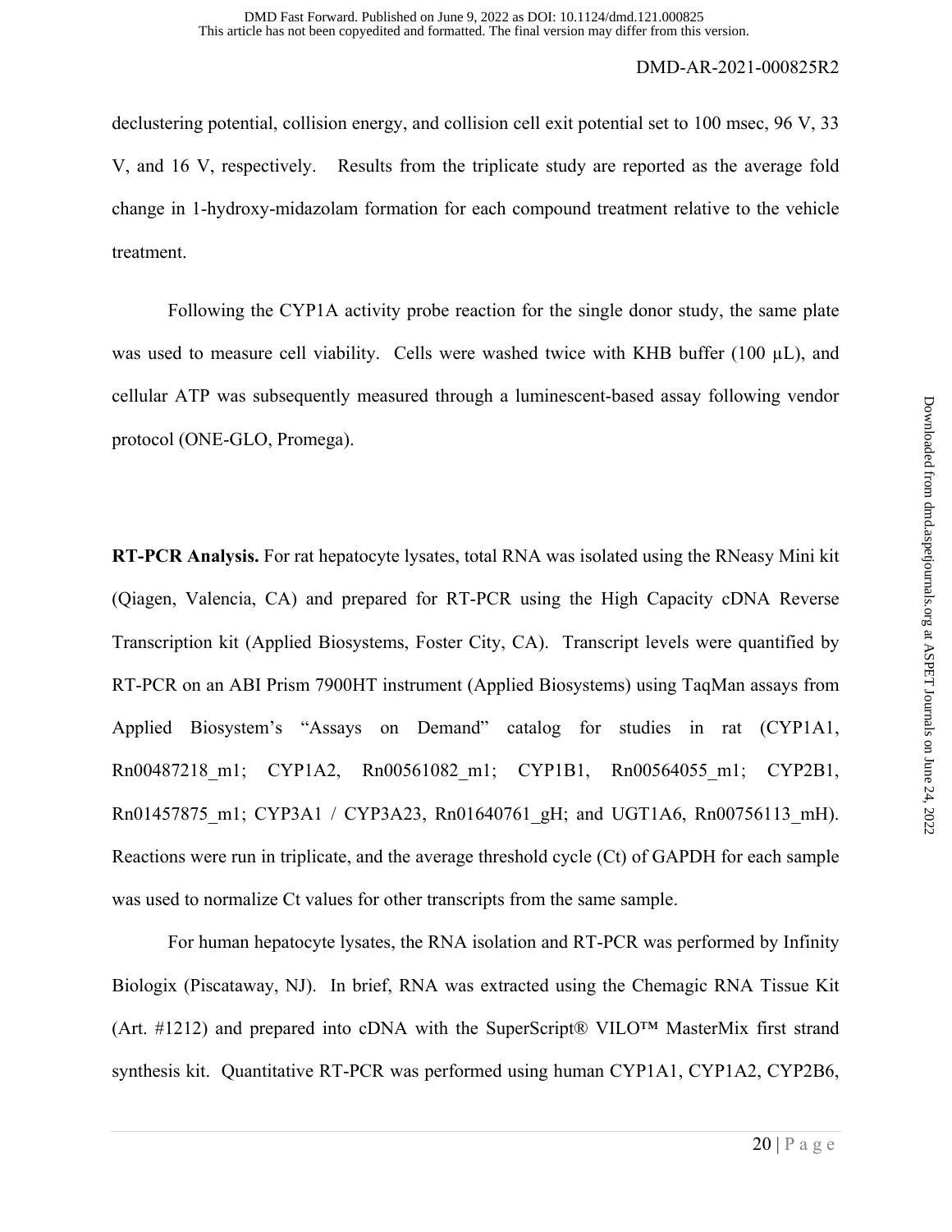declustering potential, collision energy, and collision cell exit potential set to 100 msec, 96 V, 33 V, and 16 V, respectively. Results from the triplicate study are reported as the average fold change in 1-hydroxy-midazolam formation for each compound treatment relative to the vehicle treatment.

Following the CYP1A activity probe reaction for the single donor study, the same plate was used to measure cell viability. Cells were washed twice with KHB buffer (100 µL), and cellular ATP was subsequently measured through a luminescent-based assay following vendor protocol (ONE-GLO, Promega).

**RT-PCR Analysis.** For rat hepatocyte lysates, total RNA was isolated using the RNeasy Mini kit (Qiagen, Valencia, CA) and prepared for RT-PCR using the High Capacity cDNA Reverse Transcription kit (Applied Biosystems, Foster City, CA). Transcript levels were quantified by RT-PCR on an ABI Prism 7900HT instrument (Applied Biosystems) using TaqMan assays from Applied Biosystem's "Assays on Demand" catalog for studies in rat (CYP1A1, Rn00487218_m1; CYP1A2, Rn00561082_m1; CYP1B1, Rn00564055_m1; CYP2B1, Rn01457875_m1; CYP3A1 / CYP3A23, Rn01640761_gH; and UGT1A6, Rn00756113_mH). Reactions were run in triplicate, and the average threshold cycle (Ct) of GAPDH for each sample was used to normalize Ct values for other transcripts from the same sample.

For human hepatocyte lysates, the RNA isolation and RT-PCR was performed by Infinity Biologix (Piscataway, NJ). In brief, RNA was extracted using the Chemagic RNA Tissue Kit (Art. #1212) and prepared into cDNA with the SuperScript® VILO™ MasterMix first strand synthesis kit. Quantitative RT-PCR was performed using human CYP1A1, CYP1A2, CYP2B6,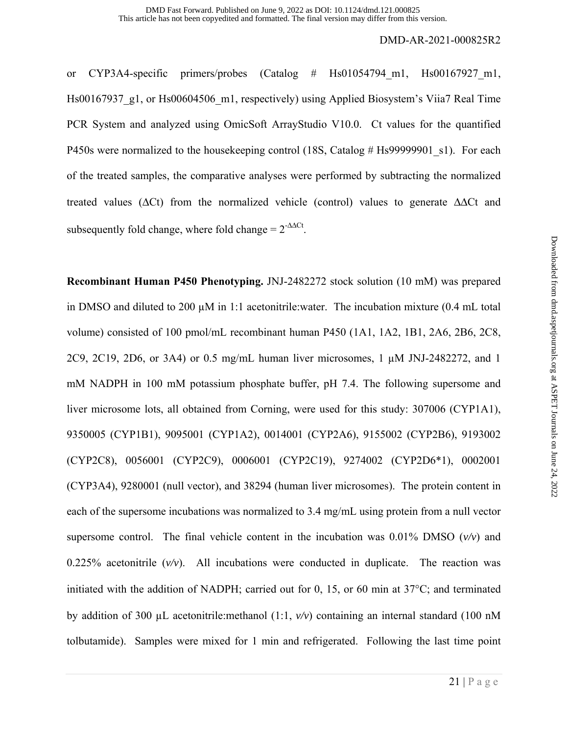or CYP3A4-specific primers/probes (Catalog # Hs01054794_m1, Hs00167927_m1, Hs00167937_g1, or Hs00604506_m1, respectively) using Applied Biosystem's Viia7 Real Time PCR System and analyzed using OmicSoft ArrayStudio V10.0. Ct values for the quantified P450s were normalized to the housekeeping control (18S, Catalog # Hs99999901_s1). For each of the treated samples, the comparative analyses were performed by subtracting the normalized treated values (ΔCt) from the normalized vehicle (control) values to generate ΔΔCt and subsequently fold change, where fold change = $2^{-\Delta\Delta Ct}$.

**Recombinant Human P450 Phenotyping.** JNJ-2482272 stock solution (10 mM) was prepared in DMSO and diluted to 200 µM in 1:1 acetonitrile:water. The incubation mixture (0.4 mL total volume) consisted of 100 pmol/mL recombinant human P450 (1A1, 1A2, 1B1, 2A6, 2B6, 2C8, 2C9, 2C19, 2D6, or 3A4) or 0.5 mg/mL human liver microsomes, 1 µM JNJ-2482272, and 1 mM NADPH in 100 mM potassium phosphate buffer, pH 7.4. The following supersome and liver microsome lots, all obtained from Corning, were used for this study: 307006 (CYP1A1), 9350005 (CYP1B1), 9095001 (CYP1A2), 0014001 (CYP2A6), 9155002 (CYP2B6), 9193002 (CYP2C8), 0056001 (CYP2C9), 0006001 (CYP2C19), 9274002 (CYP2D6*1), 0002001 (CYP3A4), 9280001 (null vector), and 38294 (human liver microsomes). The protein content in each of the supersome incubations was normalized to 3.4 mg/mL using protein from a null vector supersome control. The final vehicle content in the incubation was 0.01% DMSO (*v/v*) and 0.225% acetonitrile (*v/v*). All incubations were conducted in duplicate. The reaction was initiated with the addition of NADPH; carried out for 0, 15, or 60 min at 37°C; and terminated by addition of 300 µL acetonitrile:methanol (1:1, *v/v*) containing an internal standard (100 nM tolbutamide). Samples were mixed for 1 min and refrigerated. Following the last time point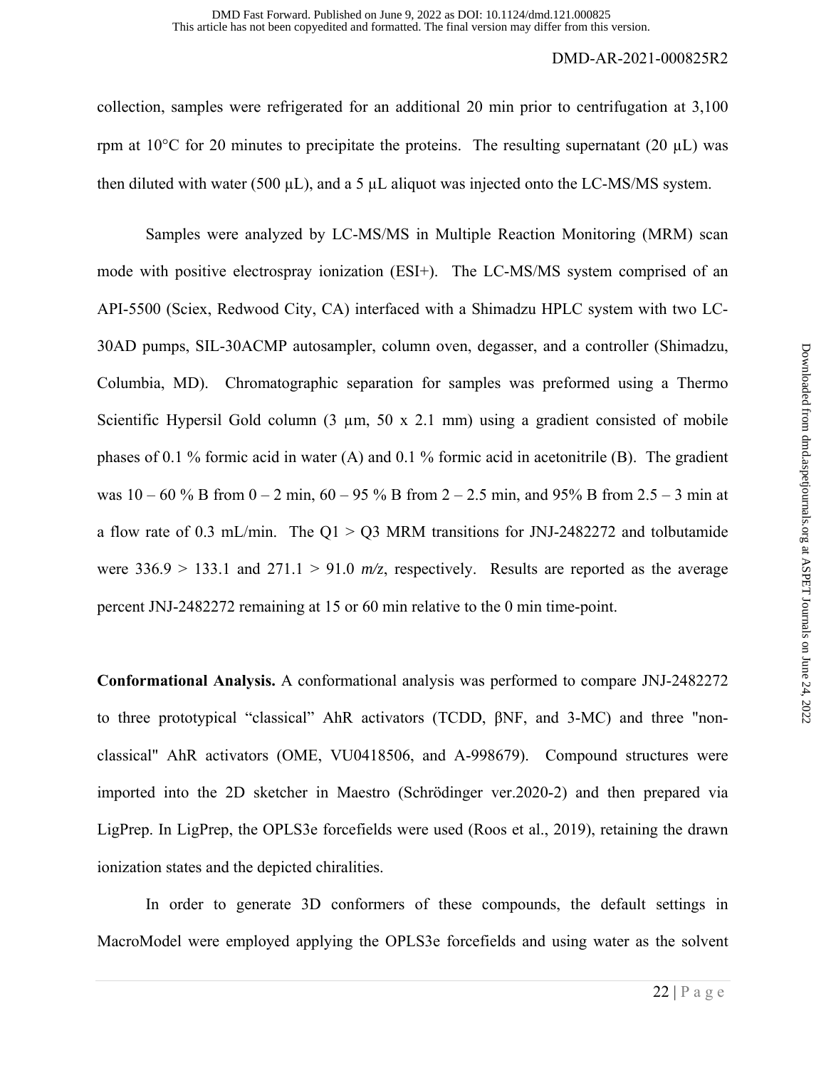collection, samples were refrigerated for an additional 20 min prior to centrifugation at 3,100 rpm at 10°C for 20 minutes to precipitate the proteins. The resulting supernatant (20 μL) was then diluted with water (500 μL), and a 5 μL aliquot was injected onto the LC-MS/MS system.

Samples were analyzed by LC-MS/MS in Multiple Reaction Monitoring (MRM) scan mode with positive electrospray ionization (ESI+). The LC-MS/MS system comprised of an API-5500 (Sciex, Redwood City, CA) interfaced with a Shimadzu HPLC system with two LC-30AD pumps, SIL-30ACMP autosampler, column oven, degasser, and a controller (Shimadzu, Columbia, MD). Chromatographic separation for samples was preformed using a Thermo Scientific Hypersil Gold column (3 μm, 50 x 2.1 mm) using a gradient consisted of mobile phases of 0.1 % formic acid in water (A) and 0.1 % formic acid in acetonitrile (B). The gradient was 10 – 60 % B from 0 – 2 min, 60 – 95 % B from 2 – 2.5 min, and 95% B from 2.5 – 3 min at a flow rate of 0.3 mL/min. The Q1 > Q3 MRM transitions for JNJ-2482272 and tolbutamide were 336.9 > 133.1 and 271.1 > 91.0 *m/z*, respectively. Results are reported as the average percent JNJ-2482272 remaining at 15 or 60 min relative to the 0 min time-point.

**Conformational Analysis.** A conformational analysis was performed to compare JNJ-2482272 to three prototypical "classical" AhR activators (TCDD, βNF, and 3-MC) and three "non-classical" AhR activators (OME, VU0418506, and A-998679). Compound structures were imported into the 2D sketcher in Maestro (Schrödinger ver.2020-2) and then prepared via LigPrep. In LigPrep, the OPLS3e forcefields were used (Roos et al., 2019), retaining the drawn ionization states and the depicted chiralities.

In order to generate 3D conformers of these compounds, the default settings in MacroModel were employed applying the OPLS3e forcefields and using water as the solvent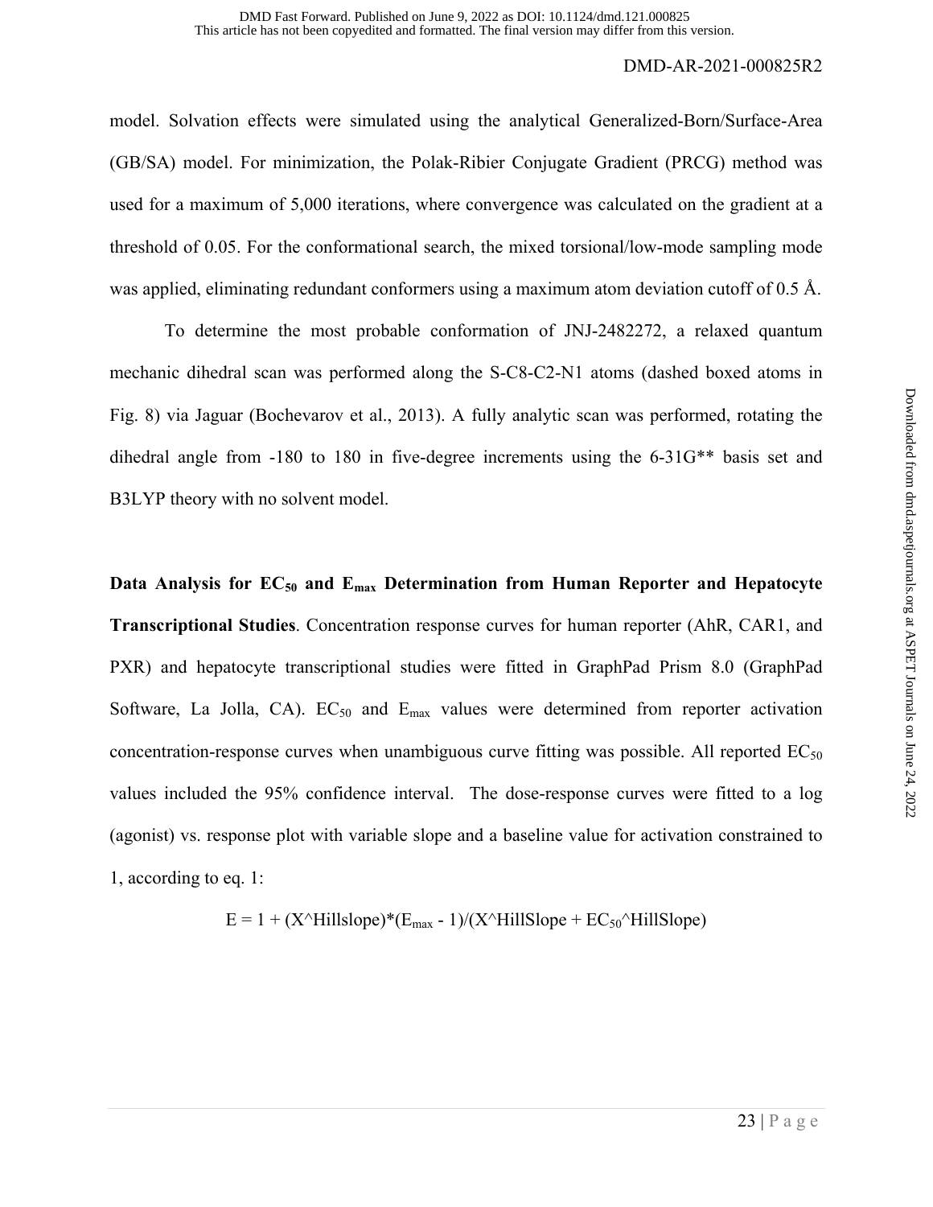model. Solvation effects were simulated using the analytical Generalized-Born/Surface-Area (GB/SA) model. For minimization, the Polak-Ribier Conjugate Gradient (PRCG) method was used for a maximum of 5,000 iterations, where convergence was calculated on the gradient at a threshold of 0.05. For the conformational search, the mixed torsional/low-mode sampling mode was applied, eliminating redundant conformers using a maximum atom deviation cutoff of 0.5 Å.

To determine the most probable conformation of JNJ-2482272, a relaxed quantum mechanic dihedral scan was performed along the S-C8-C2-N1 atoms (dashed boxed atoms in Fig. 8) via Jaguar (Bochevarov et al., 2013). A fully analytic scan was performed, rotating the dihedral angle from -180 to 180 in five-degree increments using the 6-31G** basis set and B3LYP theory with no solvent model.

**Data Analysis for $EC_{50}$ and $E_{max}$ Determination from Human Reporter and Hepatocyte Transcriptional Studies**. Concentration response curves for human reporter (AhR, CAR1, and PXR) and hepatocyte transcriptional studies were fitted in GraphPad Prism 8.0 (GraphPad Software, La Jolla, CA). $EC_{50}$ and $E_{max}$ values were determined from reporter activation concentration-response curves when unambiguous curve fitting was possible. All reported $EC_{50}$ values included the 95% confidence interval. The dose-response curves were fitted to a log (agonist) vs. response plot with variable slope and a baseline value for activation constrained to 1, according to eq. 1:

$$E = 1 + (X^{Hillslope})*(E_{max} - 1)/(X^{HillSlope} + EC_{50}^{HillSlope})$$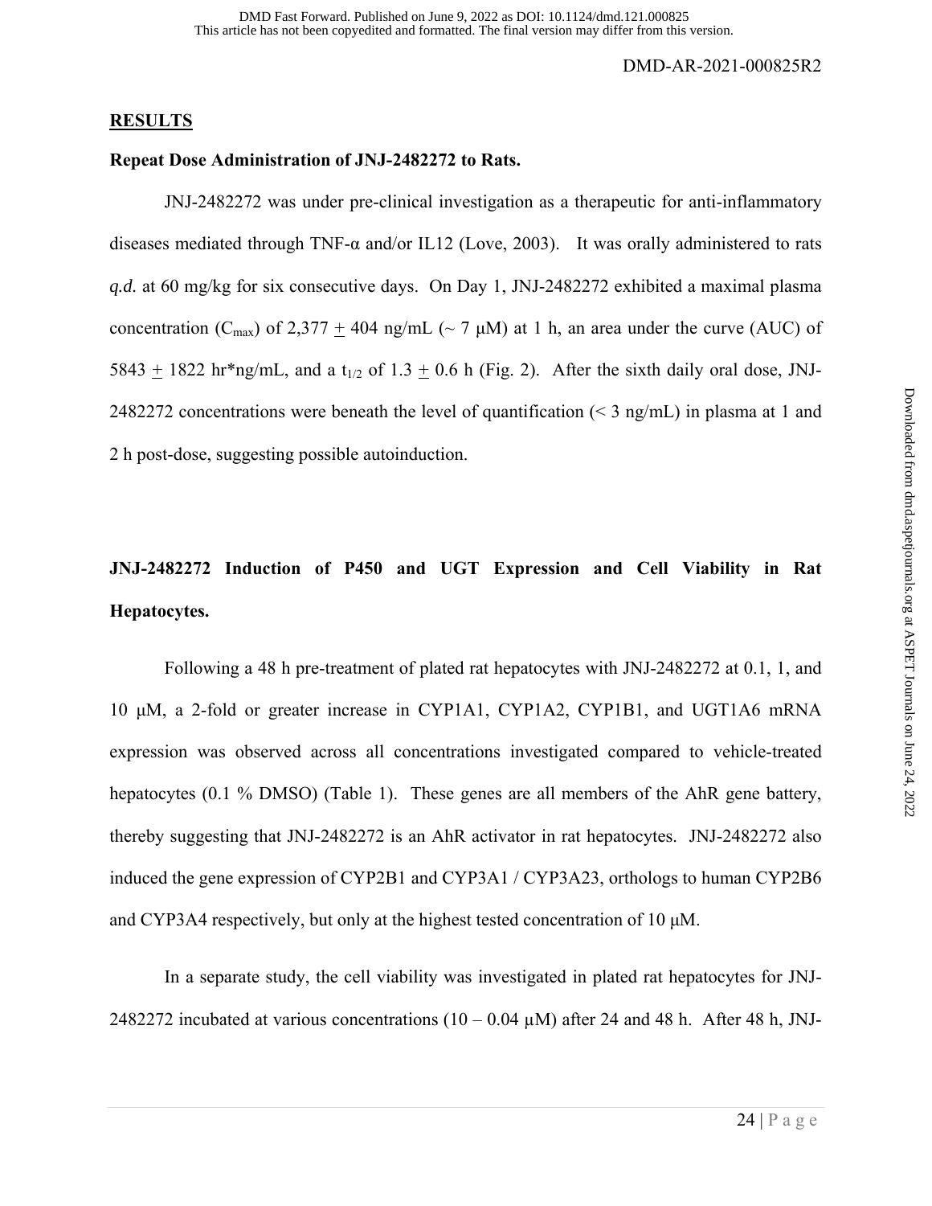## RESULTS

### Repeat Dose Administration of JNJ-2482272 to Rats.

JNJ-2482272 was under pre-clinical investigation as a therapeutic for anti-inflammatory diseases mediated through TNF-α and/or IL12 (Love, 2003). It was orally administered to rats *q.d.* at 60 mg/kg for six consecutive days. On Day 1, JNJ-2482272 exhibited a maximal plasma concentration ($C_{max}$) of 2,377 $\pm$ 404 ng/mL (~ 7 μM) at 1 h, an area under the curve (AUC) of 5843 $\pm$ 1822 hr*ng/mL, and a $t_{1/2}$ of 1.3 $\pm$ 0.6 h (Fig. 2). After the sixth daily oral dose, JNJ-2482272 concentrations were beneath the level of quantification (< 3 ng/mL) in plasma at 1 and 2 h post-dose, suggesting possible autoinduction.

### JNJ-2482272 Induction of P450 and UGT Expression and Cell Viability in Rat Hepatocytes.

Following a 48 h pre-treatment of plated rat hepatocytes with JNJ-2482272 at 0.1, 1, and 10 μM, a 2-fold or greater increase in CYP1A1, CYP1A2, CYP1B1, and UGT1A6 mRNA expression was observed across all concentrations investigated compared to vehicle-treated hepatocytes (0.1 % DMSO) (Table 1). These genes are all members of the AhR gene battery, thereby suggesting that JNJ-2482272 is an AhR activator in rat hepatocytes. JNJ-2482272 also induced the gene expression of CYP2B1 and CYP3A1 / CYP3A23, orthologs to human CYP2B6 and CYP3A4 respectively, but only at the highest tested concentration of 10 μM.

In a separate study, the cell viability was investigated in plated rat hepatocytes for JNJ-2482272 incubated at various concentrations (10 – 0.04 μM) after 24 and 48 h. After 48 h, JNJ-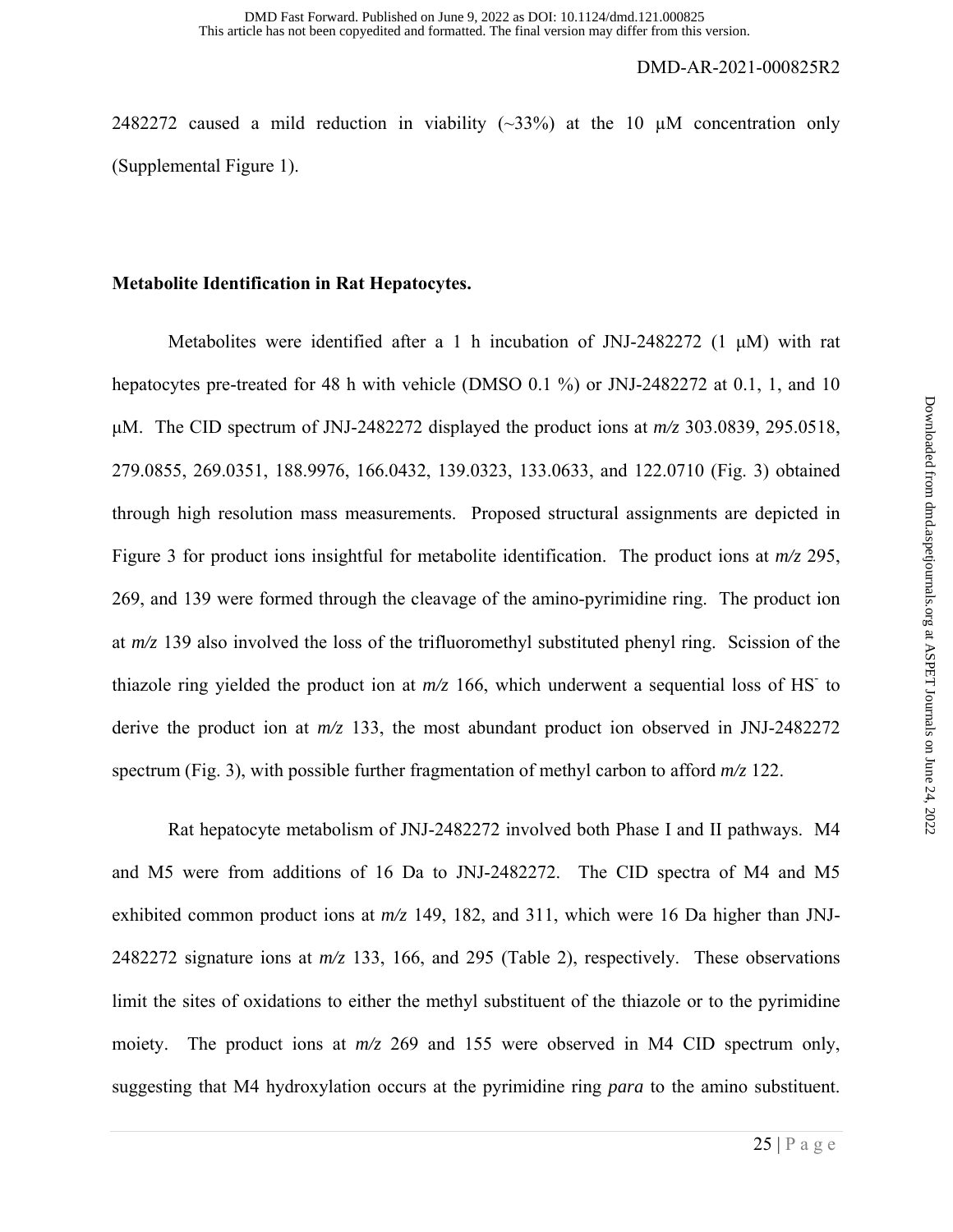2482272 caused a mild reduction in viability (~33%) at the 10 μM concentration only (Supplemental Figure 1).

**Metabolite Identification in Rat Hepatocytes.**

Metabolites were identified after a 1 h incubation of JNJ-2482272 (1 μM) with rat hepatocytes pre-treated for 48 h with vehicle (DMSO 0.1 %) or JNJ-2482272 at 0.1, 1, and 10 μM. The CID spectrum of JNJ-2482272 displayed the product ions at *m/z* 303.0839, 295.0518, 279.0855, 269.0351, 188.9976, 166.0432, 139.0323, 133.0633, and 122.0710 (Fig. 3) obtained through high resolution mass measurements. Proposed structural assignments are depicted in Figure 3 for product ions insightful for metabolite identification. The product ions at *m/z* 295, 269, and 139 were formed through the cleavage of the amino-pyrimidine ring. The product ion at *m/z* 139 also involved the loss of the trifluoromethyl substituted phenyl ring. Scission of the thiazole ring yielded the product ion at *m/z* 166, which underwent a sequential loss of $HS^-$ to derive the product ion at *m/z* 133, the most abundant product ion observed in JNJ-2482272 spectrum (Fig. 3), with possible further fragmentation of methyl carbon to afford *m/z* 122.

Rat hepatocyte metabolism of JNJ-2482272 involved both Phase I and II pathways. M4 and M5 were from additions of 16 Da to JNJ-2482272. The CID spectra of M4 and M5 exhibited common product ions at *m/z* 149, 182, and 311, which were 16 Da higher than JNJ-2482272 signature ions at *m/z* 133, 166, and 295 (Table 2), respectively. These observations limit the sites of oxidations to either the methyl substituent of the thiazole or to the pyrimidine moiety. The product ions at *m/z* 269 and 155 were observed in M4 CID spectrum only, suggesting that M4 hydroxylation occurs at the pyrimidine ring *para* to the amino substituent.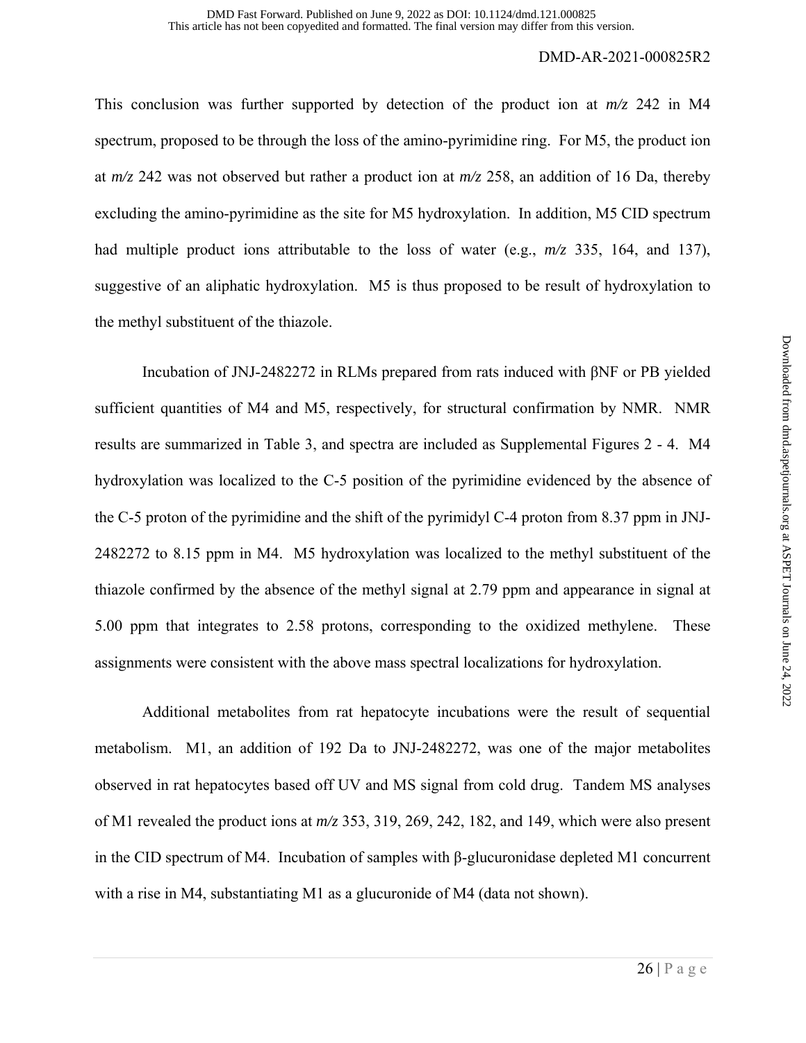This conclusion was further supported by detection of the product ion at *m/z* 242 in M4 spectrum, proposed to be through the loss of the amino-pyrimidine ring. For M5, the product ion at *m/z* 242 was not observed but rather a product ion at *m/z* 258, an addition of 16 Da, thereby excluding the amino-pyrimidine as the site for M5 hydroxylation. In addition, M5 CID spectrum had multiple product ions attributable to the loss of water (e.g., *m/z* 335, 164, and 137), suggestive of an aliphatic hydroxylation. M5 is thus proposed to be result of hydroxylation to the methyl substituent of the thiazole.

Incubation of JNJ-2482272 in RLMs prepared from rats induced with βNF or PB yielded sufficient quantities of M4 and M5, respectively, for structural confirmation by NMR. NMR results are summarized in Table 3, and spectra are included as Supplemental Figures 2 - 4. M4 hydroxylation was localized to the C-5 position of the pyrimidine evidenced by the absence of the C-5 proton of the pyrimidine and the shift of the pyrimidyl C-4 proton from 8.37 ppm in JNJ-2482272 to 8.15 ppm in M4. M5 hydroxylation was localized to the methyl substituent of the thiazole confirmed by the absence of the methyl signal at 2.79 ppm and appearance in signal at 5.00 ppm that integrates to 2.58 protons, corresponding to the oxidized methylene. These assignments were consistent with the above mass spectral localizations for hydroxylation.

Additional metabolites from rat hepatocyte incubations were the result of sequential metabolism. M1, an addition of 192 Da to JNJ-2482272, was one of the major metabolites observed in rat hepatocytes based off UV and MS signal from cold drug. Tandem MS analyses of M1 revealed the product ions at *m/z* 353, 319, 269, 242, 182, and 149, which were also present in the CID spectrum of M4. Incubation of samples with β-glucuronidase depleted M1 concurrent with a rise in M4, substantiating M1 as a glucuronide of M4 (data not shown).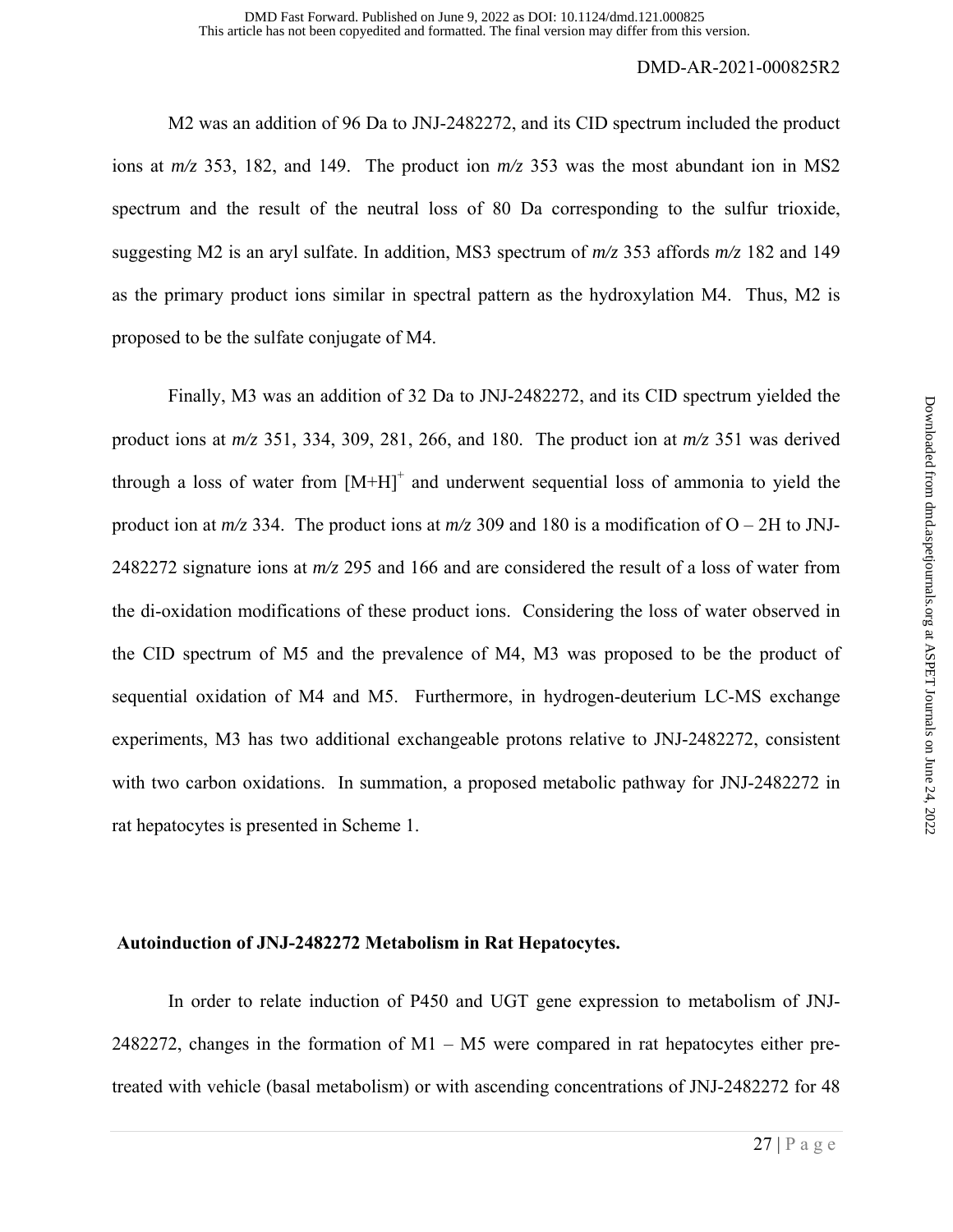M2 was an addition of 96 Da to JNJ-2482272, and its CID spectrum included the product ions at *m/z* 353, 182, and 149. The product ion *m/z* 353 was the most abundant ion in MS2 spectrum and the result of the neutral loss of 80 Da corresponding to the sulfur trioxide, suggesting M2 is an aryl sulfate. In addition, MS3 spectrum of *m/z* 353 affords *m/z* 182 and 149 as the primary product ions similar in spectral pattern as the hydroxylation M4. Thus, M2 is proposed to be the sulfate conjugate of M4.

Finally, M3 was an addition of 32 Da to JNJ-2482272, and its CID spectrum yielded the product ions at *m/z* 351, 334, 309, 281, 266, and 180. The product ion at *m/z* 351 was derived through a loss of water from $[M+H]^+$ and underwent sequential loss of ammonia to yield the product ion at *m/z* 334. The product ions at *m/z* 309 and 180 is a modification of O – 2H to JNJ-2482272 signature ions at *m/z* 295 and 166 and are considered the result of a loss of water from the di-oxidation modifications of these product ions. Considering the loss of water observed in the CID spectrum of M5 and the prevalence of M4, M3 was proposed to be the product of sequential oxidation of M4 and M5. Furthermore, in hydrogen-deuterium LC-MS exchange experiments, M3 has two additional exchangeable protons relative to JNJ-2482272, consistent with two carbon oxidations. In summation, a proposed metabolic pathway for JNJ-2482272 in rat hepatocytes is presented in Scheme 1.

### Autoinduction of JNJ-2482272 Metabolism in Rat Hepatocytes.

In order to relate induction of P450 and UGT gene expression to metabolism of JNJ-2482272, changes in the formation of M1 – M5 were compared in rat hepatocytes either pre-treated with vehicle (basal metabolism) or with ascending concentrations of JNJ-2482272 for 48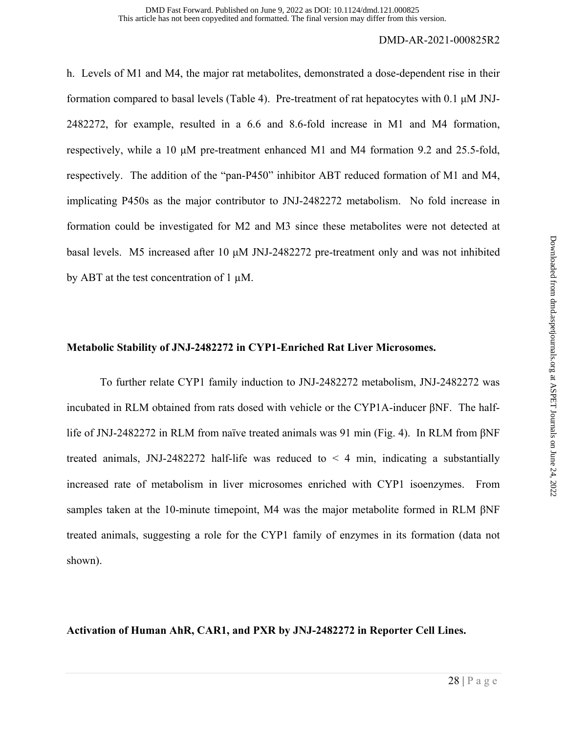h. Levels of M1 and M4, the major rat metabolites, demonstrated a dose-dependent rise in their formation compared to basal levels (Table 4). Pre-treatment of rat hepatocytes with 0.1 μM JNJ-2482272, for example, resulted in a 6.6 and 8.6-fold increase in M1 and M4 formation, respectively, while a 10 μM pre-treatment enhanced M1 and M4 formation 9.2 and 25.5-fold, respectively. The addition of the "pan-P450" inhibitor ABT reduced formation of M1 and M4, implicating P450s as the major contributor to JNJ-2482272 metabolism. No fold increase in formation could be investigated for M2 and M3 since these metabolites were not detected at basal levels. M5 increased after 10 μM JNJ-2482272 pre-treatment only and was not inhibited by ABT at the test concentration of 1 μM.

**Metabolic Stability of JNJ-2482272 in CYP1-Enriched Rat Liver Microsomes.**

To further relate CYP1 family induction to JNJ-2482272 metabolism, JNJ-2482272 was incubated in RLM obtained from rats dosed with vehicle or the CYP1A-inducer βNF. The half-life of JNJ-2482272 in RLM from naïve treated animals was 91 min (Fig. 4). In RLM from βNF treated animals, JNJ-2482272 half-life was reduced to < 4 min, indicating a substantially increased rate of metabolism in liver microsomes enriched with CYP1 isoenzymes. From samples taken at the 10-minute timepoint, M4 was the major metabolite formed in RLM βNF treated animals, suggesting a role for the CYP1 family of enzymes in its formation (data not shown).

**Activation of Human AhR, CAR1, and PXR by JNJ-2482272 in Reporter Cell Lines.**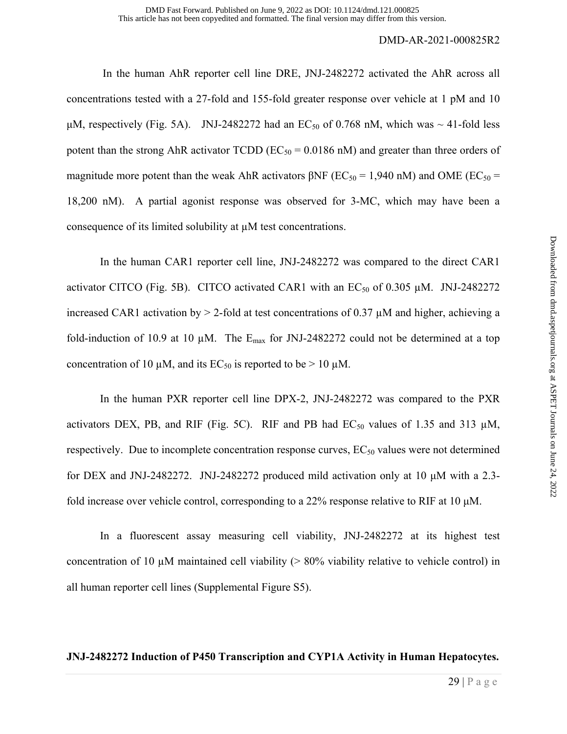In the human AhR reporter cell line DRE, JNJ-2482272 activated the AhR across all concentrations tested with a 27-fold and 155-fold greater response over vehicle at 1 pM and 10 µM, respectively (Fig. 5A). JNJ-2482272 had an $EC_{50}$ of 0.768 nM, which was ~ 41-fold less potent than the strong AhR activator TCDD ($EC_{50}$ = 0.0186 nM) and greater than three orders of magnitude more potent than the weak AhR activators βNF ($EC_{50}$ = 1,940 nM) and OME ($EC_{50}$ = 18,200 nM). A partial agonist response was observed for 3-MC, which may have been a consequence of its limited solubility at µM test concentrations.

In the human CAR1 reporter cell line, JNJ-2482272 was compared to the direct CAR1 activator CITCO (Fig. 5B). CITCO activated CAR1 with an $EC_{50}$ of 0.305 µM. JNJ-2482272 increased CAR1 activation by > 2-fold at test concentrations of 0.37 µM and higher, achieving a fold-induction of 10.9 at 10 µM. The $E_{max}$ for JNJ-2482272 could not be determined at a top concentration of 10 µM, and its $EC_{50}$ is reported to be > 10 µM.

In the human PXR reporter cell line DPX-2, JNJ-2482272 was compared to the PXR activators DEX, PB, and RIF (Fig. 5C). RIF and PB had $EC_{50}$ values of 1.35 and 313 µM, respectively. Due to incomplete concentration response curves, $EC_{50}$ values were not determined for DEX and JNJ-2482272. JNJ-2482272 produced mild activation only at 10 µM with a 2.3-fold increase over vehicle control, corresponding to a 22% response relative to RIF at 10 µM.

In a fluorescent assay measuring cell viability, JNJ-2482272 at its highest test concentration of 10 µM maintained cell viability (> 80% viability relative to vehicle control) in all human reporter cell lines (Supplemental Figure S5).

**JNJ-2482272 Induction of P450 Transcription and CYP1A Activity in Human Hepatocytes.**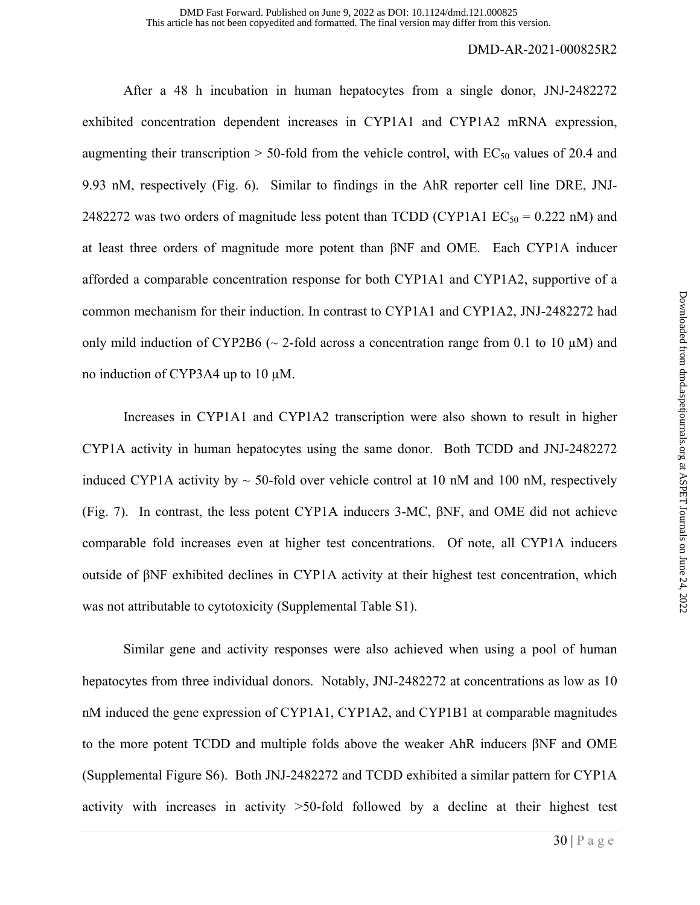After a 48 h incubation in human hepatocytes from a single donor, JNJ-2482272 exhibited concentration dependent increases in CYP1A1 and CYP1A2 mRNA expression, augmenting their transcription > 50-fold from the vehicle control, with $EC_{50}$ values of 20.4 and 9.93 nM, respectively (Fig. 6). Similar to findings in the AhR reporter cell line DRE, JNJ-2482272 was two orders of magnitude less potent than TCDD (CYP1A1 $EC_{50}$ = 0.222 nM) and at least three orders of magnitude more potent than βNF and OME. Each CYP1A inducer afforded a comparable concentration response for both CYP1A1 and CYP1A2, supportive of a common mechanism for their induction. In contrast to CYP1A1 and CYP1A2, JNJ-2482272 had only mild induction of CYP2B6 (~ 2-fold across a concentration range from 0.1 to 10 μM) and no induction of CYP3A4 up to 10 μM.

Increases in CYP1A1 and CYP1A2 transcription were also shown to result in higher CYP1A activity in human hepatocytes using the same donor. Both TCDD and JNJ-2482272 induced CYP1A activity by ~ 50-fold over vehicle control at 10 nM and 100 nM, respectively (Fig. 7). In contrast, the less potent CYP1A inducers 3-MC, βNF, and OME did not achieve comparable fold increases even at higher test concentrations. Of note, all CYP1A inducers outside of βNF exhibited declines in CYP1A activity at their highest test concentration, which was not attributable to cytotoxicity (Supplemental Table S1).

Similar gene and activity responses were also achieved when using a pool of human hepatocytes from three individual donors. Notably, JNJ-2482272 at concentrations as low as 10 nM induced the gene expression of CYP1A1, CYP1A2, and CYP1B1 at comparable magnitudes to the more potent TCDD and multiple folds above the weaker AhR inducers βNF and OME (Supplemental Figure S6). Both JNJ-2482272 and TCDD exhibited a similar pattern for CYP1A activity with increases in activity >50-fold followed by a decline at their highest test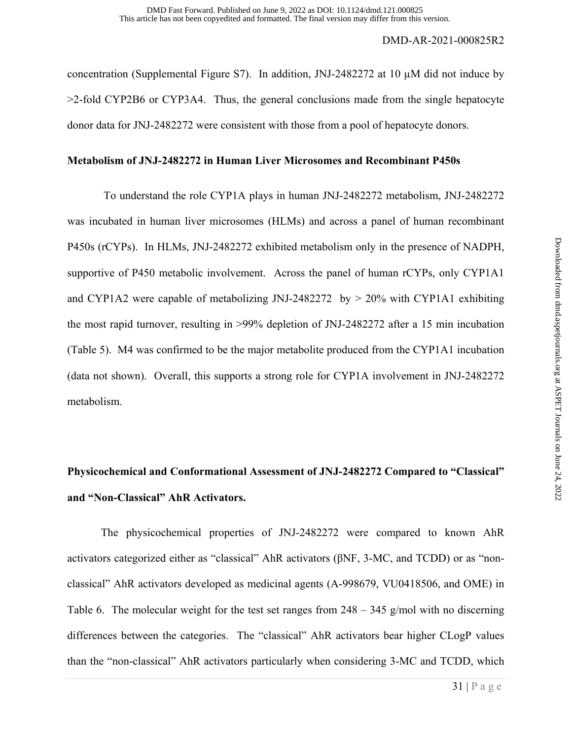concentration (Supplemental Figure S7). In addition, JNJ-2482272 at 10 μM did not induce by >2-fold CYP2B6 or CYP3A4. Thus, the general conclusions made from the single hepatocyte donor data for JNJ-2482272 were consistent with those from a pool of hepatocyte donors.

**Metabolism of JNJ-2482272 in Human Liver Microsomes and Recombinant P450s**

To understand the role CYP1A plays in human JNJ-2482272 metabolism, JNJ-2482272 was incubated in human liver microsomes (HLMs) and across a panel of human recombinant P450s (rCYPs). In HLMs, JNJ-2482272 exhibited metabolism only in the presence of NADPH, supportive of P450 metabolic involvement. Across the panel of human rCYPs, only CYP1A1 and CYP1A2 were capable of metabolizing JNJ-2482272 by > 20% with CYP1A1 exhibiting the most rapid turnover, resulting in >99% depletion of JNJ-2482272 after a 15 min incubation (Table 5). M4 was confirmed to be the major metabolite produced from the CYP1A1 incubation (data not shown). Overall, this supports a strong role for CYP1A involvement in JNJ-2482272 metabolism.

**Physicochemical and Conformational Assessment of JNJ-2482272 Compared to "Classical" and "Non-Classical" AhR Activators.**

The physicochemical properties of JNJ-2482272 were compared to known AhR activators categorized either as "classical" AhR activators (βNF, 3-MC, and TCDD) or as "non-classical" AhR activators developed as medicinal agents (A-998679, VU0418506, and OME) in Table 6. The molecular weight for the test set ranges from 248 – 345 g/mol with no discerning differences between the categories. The "classical" AhR activators bear higher CLogP values than the "non-classical" AhR activators particularly when considering 3-MC and TCDD, which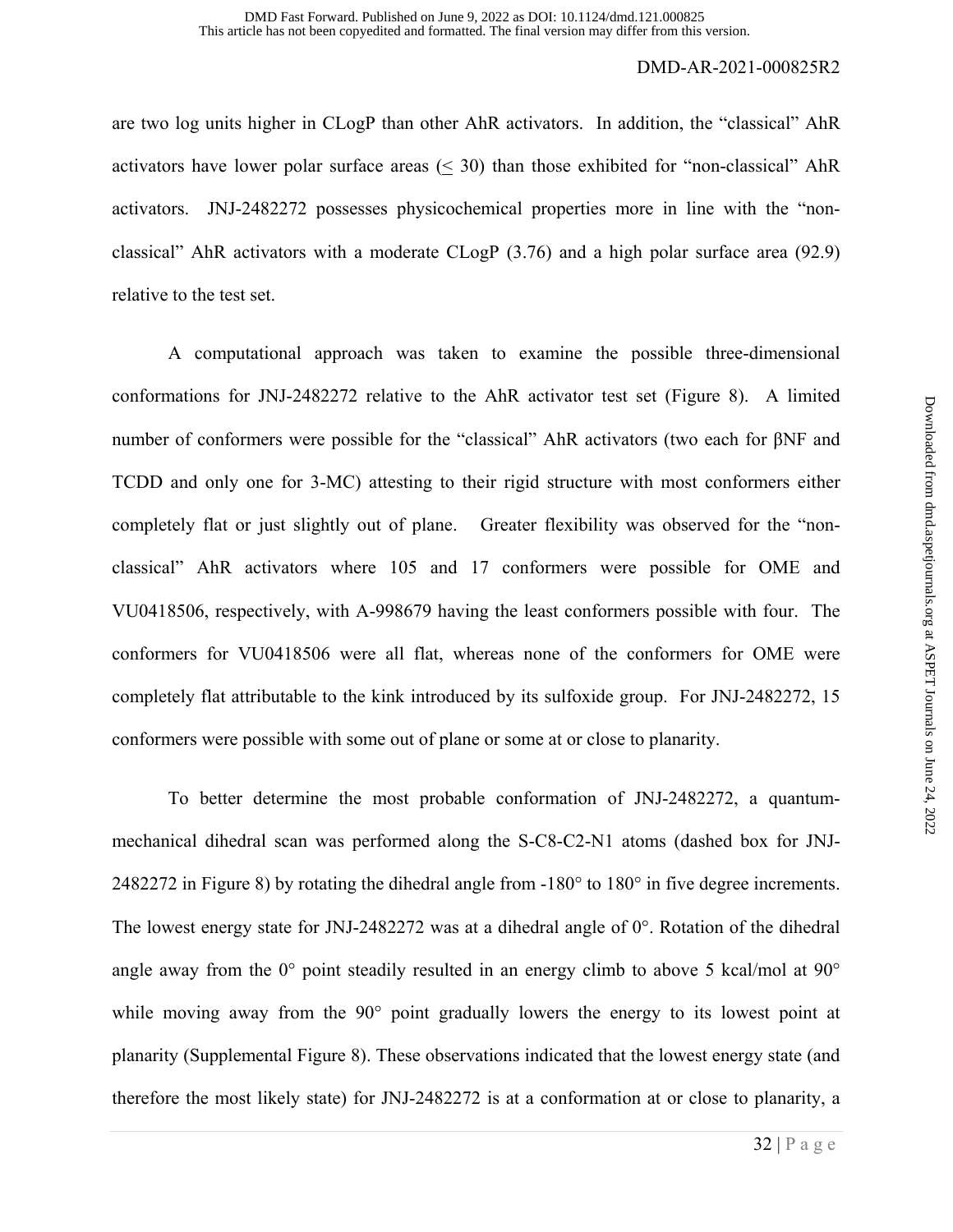are two log units higher in CLogP than other AhR activators. In addition, the "classical" AhR activators have lower polar surface areas ($\leq$ 30) than those exhibited for "non-classical" AhR activators. JNJ-2482272 possesses physicochemical properties more in line with the "non-classical" AhR activators with a moderate CLogP (3.76) and a high polar surface area (92.9) relative to the test set.

A computational approach was taken to examine the possible three-dimensional conformations for JNJ-2482272 relative to the AhR activator test set (Figure 8). A limited number of conformers were possible for the "classical" AhR activators (two each for βNF and TCDD and only one for 3-MC) attesting to their rigid structure with most conformers either completely flat or just slightly out of plane. Greater flexibility was observed for the "non-classical" AhR activators where 105 and 17 conformers were possible for OME and VU0418506, respectively, with A-998679 having the least conformers possible with four. The conformers for VU0418506 were all flat, whereas none of the conformers for OME were completely flat attributable to the kink introduced by its sulfoxide group. For JNJ-2482272, 15 conformers were possible with some out of plane or some at or close to planarity.

To better determine the most probable conformation of JNJ-2482272, a quantum-mechanical dihedral scan was performed along the S-C8-C2-N1 atoms (dashed box for JNJ-2482272 in Figure 8) by rotating the dihedral angle from -180° to 180° in five degree increments. The lowest energy state for JNJ-2482272 was at a dihedral angle of 0°. Rotation of the dihedral angle away from the 0° point steadily resulted in an energy climb to above 5 kcal/mol at 90° while moving away from the 90° point gradually lowers the energy to its lowest point at planarity (Supplemental Figure 8). These observations indicated that the lowest energy state (and therefore the most likely state) for JNJ-2482272 is at a conformation at or close to planarity, a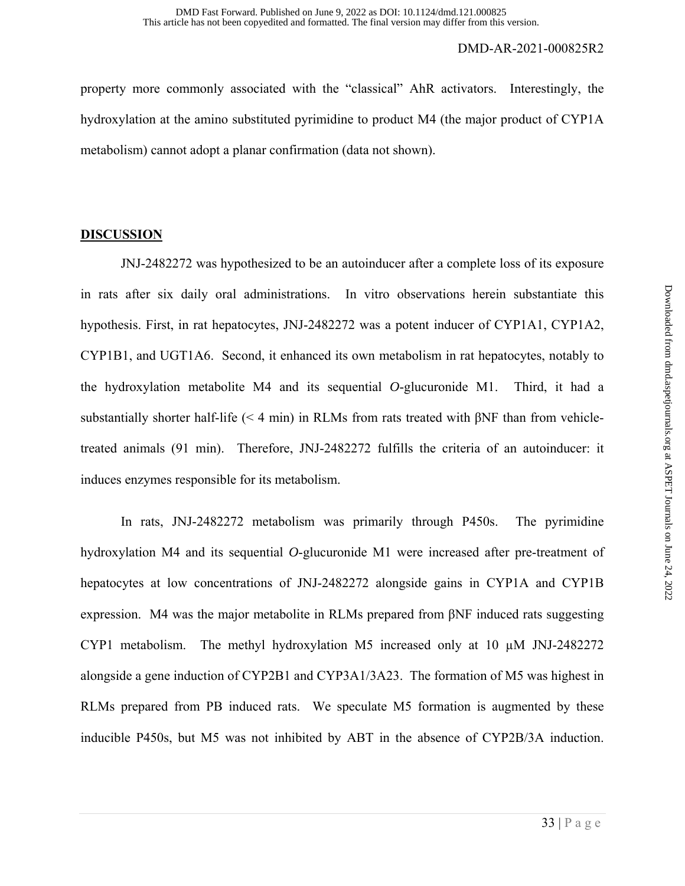property more commonly associated with the "classical" AhR activators. Interestingly, the hydroxylation at the amino substituted pyrimidine to product M4 (the major product of CYP1A metabolism) cannot adopt a planar confirmation (data not shown).

## DISCUSSION

JNJ-2482272 was hypothesized to be an autoinducer after a complete loss of its exposure in rats after six daily oral administrations. In vitro observations herein substantiate this hypothesis. First, in rat hepatocytes, JNJ-2482272 was a potent inducer of CYP1A1, CYP1A2, CYP1B1, and UGT1A6. Second, it enhanced its own metabolism in rat hepatocytes, notably to the hydroxylation metabolite M4 and its sequential *O*-glucuronide M1. Third, it had a substantially shorter half-life (< 4 min) in RLMs from rats treated with βNF than from vehicle-treated animals (91 min). Therefore, JNJ-2482272 fulfills the criteria of an autoinducer: it induces enzymes responsible for its metabolism.

In rats, JNJ-2482272 metabolism was primarily through P450s. The pyrimidine hydroxylation M4 and its sequential *O*-glucuronide M1 were increased after pre-treatment of hepatocytes at low concentrations of JNJ-2482272 alongside gains in CYP1A and CYP1B expression. M4 was the major metabolite in RLMs prepared from βNF induced rats suggesting CYP1 metabolism. The methyl hydroxylation M5 increased only at 10 μM JNJ-2482272 alongside a gene induction of CYP2B1 and CYP3A1/3A23. The formation of M5 was highest in RLMs prepared from PB induced rats. We speculate M5 formation is augmented by these inducible P450s, but M5 was not inhibited by ABT in the absence of CYP2B/3A induction.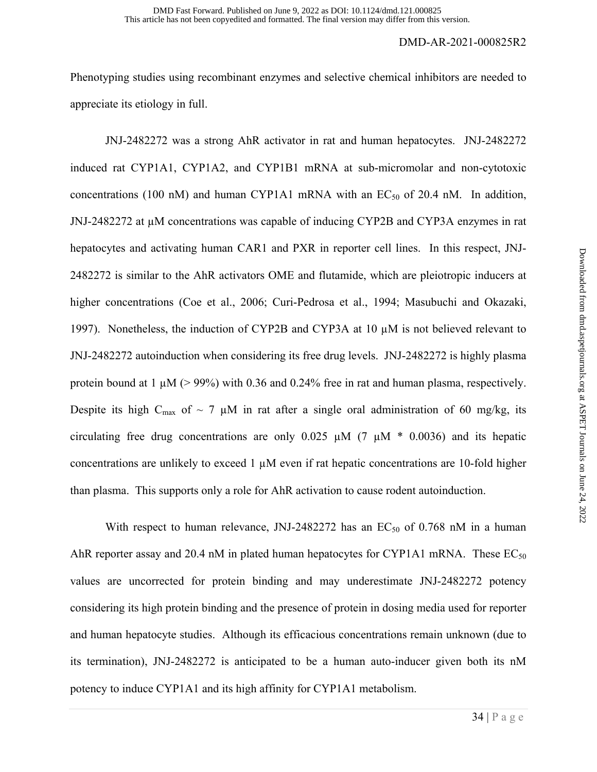Phenotyping studies using recombinant enzymes and selective chemical inhibitors are needed to appreciate its etiology in full.

JNJ-2482272 was a strong AhR activator in rat and human hepatocytes. JNJ-2482272 induced rat CYP1A1, CYP1A2, and CYP1B1 mRNA at sub-micromolar and non-cytotoxic concentrations (100 nM) and human CYP1A1 mRNA with an $EC_{50}$ of 20.4 nM. In addition, JNJ-2482272 at μM concentrations was capable of inducing CYP2B and CYP3A enzymes in rat hepatocytes and activating human CAR1 and PXR in reporter cell lines. In this respect, JNJ-2482272 is similar to the AhR activators OME and flutamide, which are pleiotropic inducers at higher concentrations (Coe et al., 2006; Curi-Pedrosa et al., 1994; Masubuchi and Okazaki, 1997). Nonetheless, the induction of CYP2B and CYP3A at 10 μM is not believed relevant to JNJ-2482272 autoinduction when considering its free drug levels. JNJ-2482272 is highly plasma protein bound at 1 μM (> 99%) with 0.36 and 0.24% free in rat and human plasma, respectively. Despite its high $C_{max}$ of ~ 7 μM in rat after a single oral administration of 60 mg/kg, its circulating free drug concentrations are only 0.025 μM (7 μM * 0.0036) and its hepatic concentrations are unlikely to exceed 1 μM even if rat hepatic concentrations are 10-fold higher than plasma. This supports only a role for AhR activation to cause rodent autoinduction.

With respect to human relevance, JNJ-2482272 has an $EC_{50}$ of 0.768 nM in a human AhR reporter assay and 20.4 nM in plated human hepatocytes for CYP1A1 mRNA. These $EC_{50}$ values are uncorrected for protein binding and may underestimate JNJ-2482272 potency considering its high protein binding and the presence of protein in dosing media used for reporter and human hepatocyte studies. Although its efficacious concentrations remain unknown (due to its termination), JNJ-2482272 is anticipated to be a human auto-inducer given both its nM potency to induce CYP1A1 and its high affinity for CYP1A1 metabolism.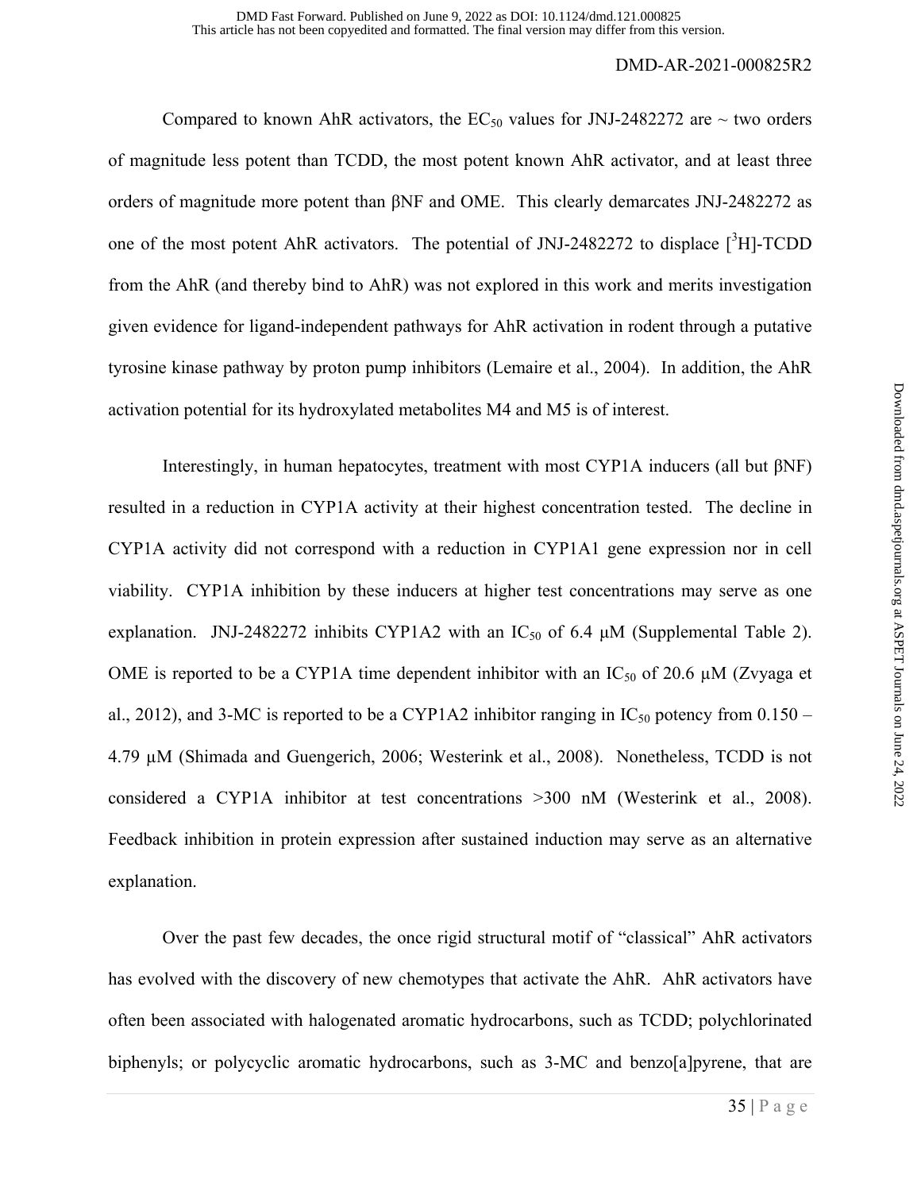Compared to known AhR activators, the $EC_{50}$ values for JNJ-2482272 are ~ two orders of magnitude less potent than TCDD, the most potent known AhR activator, and at least three orders of magnitude more potent than βNF and OME. This clearly demarcates JNJ-2482272 as one of the most potent AhR activators. The potential of JNJ-2482272 to displace [$^{3}$H]-TCDD from the AhR (and thereby bind to AhR) was not explored in this work and merits investigation given evidence for ligand-independent pathways for AhR activation in rodent through a putative tyrosine kinase pathway by proton pump inhibitors (Lemaire et al., 2004). In addition, the AhR activation potential for its hydroxylated metabolites M4 and M5 is of interest.

Interestingly, in human hepatocytes, treatment with most CYP1A inducers (all but βNF) resulted in a reduction in CYP1A activity at their highest concentration tested. The decline in CYP1A activity did not correspond with a reduction in CYP1A1 gene expression nor in cell viability. CYP1A inhibition by these inducers at higher test concentrations may serve as one explanation. JNJ-2482272 inhibits CYP1A2 with an $IC_{50}$ of 6.4 μM (Supplemental Table 2). OME is reported to be a CYP1A time dependent inhibitor with an $IC_{50}$ of 20.6 μM (Zvyaga et al., 2012), and 3-MC is reported to be a CYP1A2 inhibitor ranging in $IC_{50}$ potency from 0.150 – 4.79 μM (Shimada and Guengerich, 2006; Westerink et al., 2008). Nonetheless, TCDD is not considered a CYP1A inhibitor at test concentrations >300 nM (Westerink et al., 2008). Feedback inhibition in protein expression after sustained induction may serve as an alternative explanation.

Over the past few decades, the once rigid structural motif of "classical" AhR activators has evolved with the discovery of new chemotypes that activate the AhR. AhR activators have often been associated with halogenated aromatic hydrocarbons, such as TCDD; polychlorinated biphenyls; or polycyclic aromatic hydrocarbons, such as 3-MC and benzo[a]pyrene, that are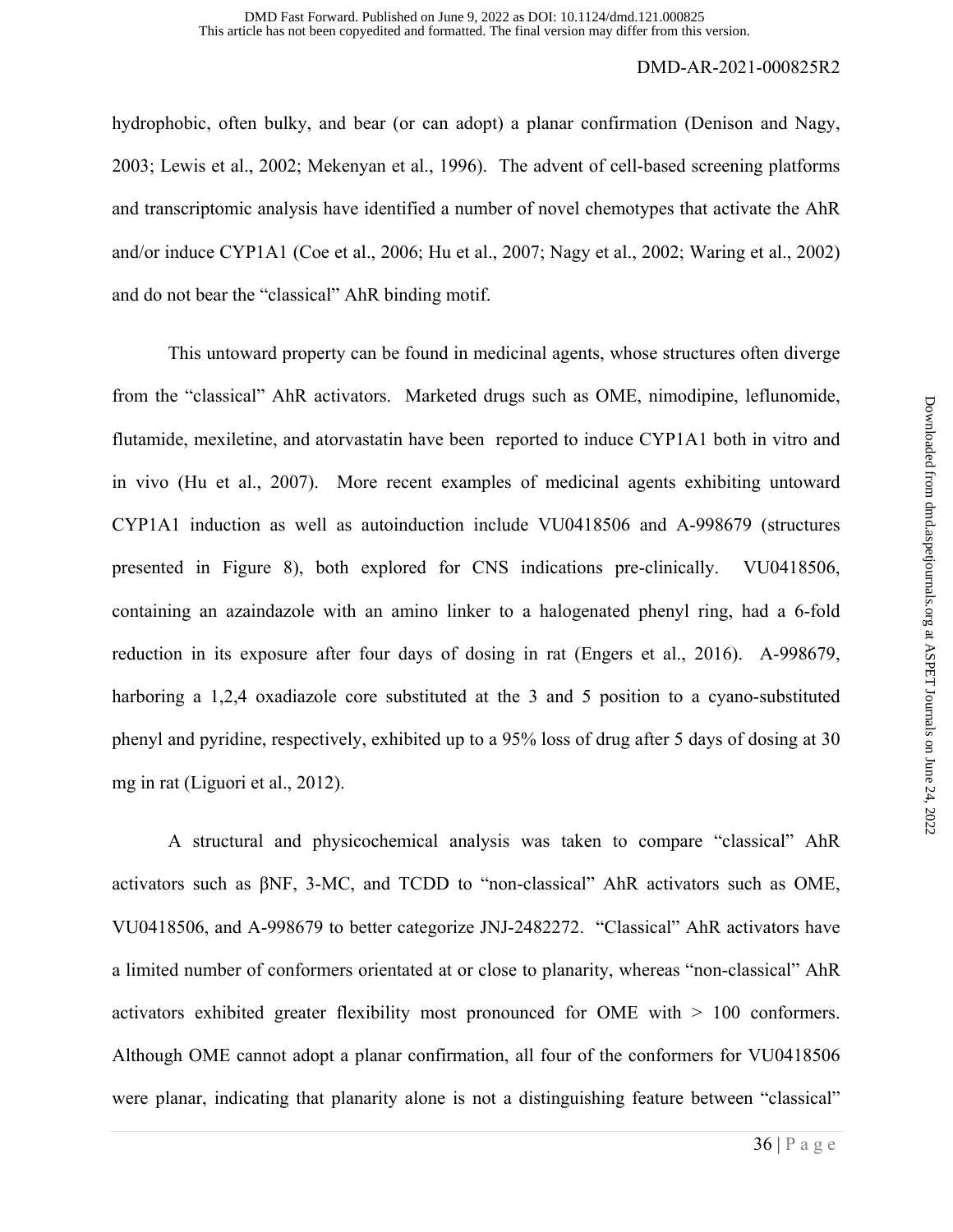hydrophobic, often bulky, and bear (or can adopt) a planar confirmation (Denison and Nagy, 2003; Lewis et al., 2002; Mekenyan et al., 1996). The advent of cell-based screening platforms and transcriptomic analysis have identified a number of novel chemotypes that activate the AhR and/or induce CYP1A1 (Coe et al., 2006; Hu et al., 2007; Nagy et al., 2002; Waring et al., 2002) and do not bear the "classical" AhR binding motif.

This untoward property can be found in medicinal agents, whose structures often diverge from the "classical" AhR activators. Marketed drugs such as OME, nimodipine, leflunomide, flutamide, mexiletine, and atorvastatin have been reported to induce CYP1A1 both in vitro and in vivo (Hu et al., 2007). More recent examples of medicinal agents exhibiting untoward CYP1A1 induction as well as autoinduction include VU0418506 and A-998679 (structures presented in Figure 8), both explored for CNS indications pre-clinically. VU0418506, containing an azaindazole with an amino linker to a halogenated phenyl ring, had a 6-fold reduction in its exposure after four days of dosing in rat (Engers et al., 2016). A-998679, harboring a 1,2,4 oxadiazole core substituted at the 3 and 5 position to a cyano-substituted phenyl and pyridine, respectively, exhibited up to a 95% loss of drug after 5 days of dosing at 30 mg in rat (Liguori et al., 2012).

A structural and physicochemical analysis was taken to compare "classical" AhR activators such as βNF, 3-MC, and TCDD to "non-classical" AhR activators such as OME, VU0418506, and A-998679 to better categorize JNJ-2482272. "Classical" AhR activators have a limited number of conformers orientated at or close to planarity, whereas "non-classical" AhR activators exhibited greater flexibility most pronounced for OME with > 100 conformers. Although OME cannot adopt a planar confirmation, all four of the conformers for VU0418506 were planar, indicating that planarity alone is not a distinguishing feature between "classical"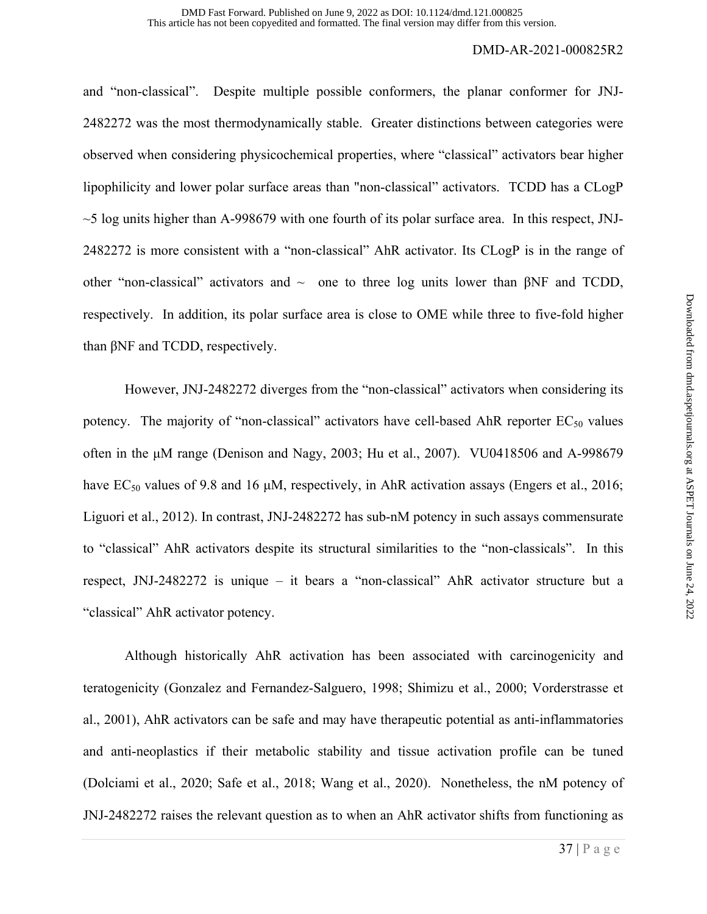and "non-classical". Despite multiple possible conformers, the planar conformer for JNJ-2482272 was the most thermodynamically stable. Greater distinctions between categories were observed when considering physicochemical properties, where "classical" activators bear higher lipophilicity and lower polar surface areas than "non-classical" activators. TCDD has a CLogP ~5 log units higher than A-998679 with one fourth of its polar surface area. In this respect, JNJ-2482272 is more consistent with a "non-classical" AhR activator. Its CLogP is in the range of other "non-classical" activators and ~ one to three log units lower than βNF and TCDD, respectively. In addition, its polar surface area is close to OME while three to five-fold higher than βNF and TCDD, respectively.

However, JNJ-2482272 diverges from the "non-classical" activators when considering its potency. The majority of "non-classical" activators have cell-based AhR reporter $EC_{50}$ values often in the μM range (Denison and Nagy, 2003; Hu et al., 2007). VU0418506 and A-998679 have $EC_{50}$ values of 9.8 and 16 μM, respectively, in AhR activation assays (Engers et al., 2016; Liguori et al., 2012). In contrast, JNJ-2482272 has sub-nM potency in such assays commensurate to "classical" AhR activators despite its structural similarities to the "non-classicals". In this respect, JNJ-2482272 is unique – it bears a "non-classical" AhR activator structure but a "classical" AhR activator potency.

Although historically AhR activation has been associated with carcinogenicity and teratogenicity (Gonzalez and Fernandez-Salguero, 1998; Shimizu et al., 2000; Vorderstrasse et al., 2001), AhR activators can be safe and may have therapeutic potential as anti-inflammatories and anti-neoplastics if their metabolic stability and tissue activation profile can be tuned (Dolciami et al., 2020; Safe et al., 2018; Wang et al., 2020). Nonetheless, the nM potency of JNJ-2482272 raises the relevant question as to when an AhR activator shifts from functioning as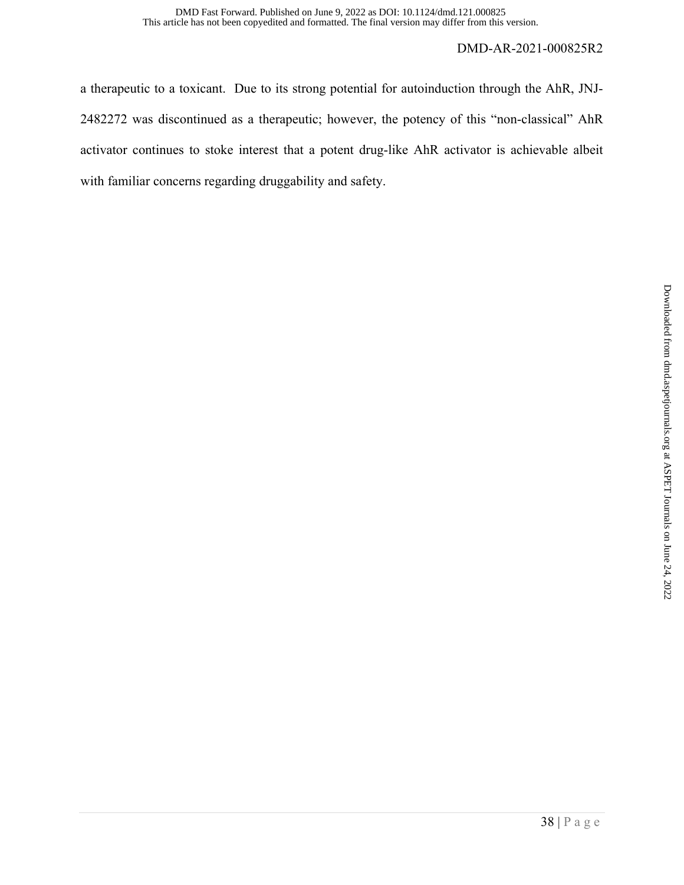a therapeutic to a toxicant. Due to its strong potential for autoinduction through the AhR, JNJ-2482272 was discontinued as a therapeutic; however, the potency of this "non-classical" AhR activator continues to stoke interest that a potent drug-like AhR activator is achievable albeit with familiar concerns regarding druggability and safety.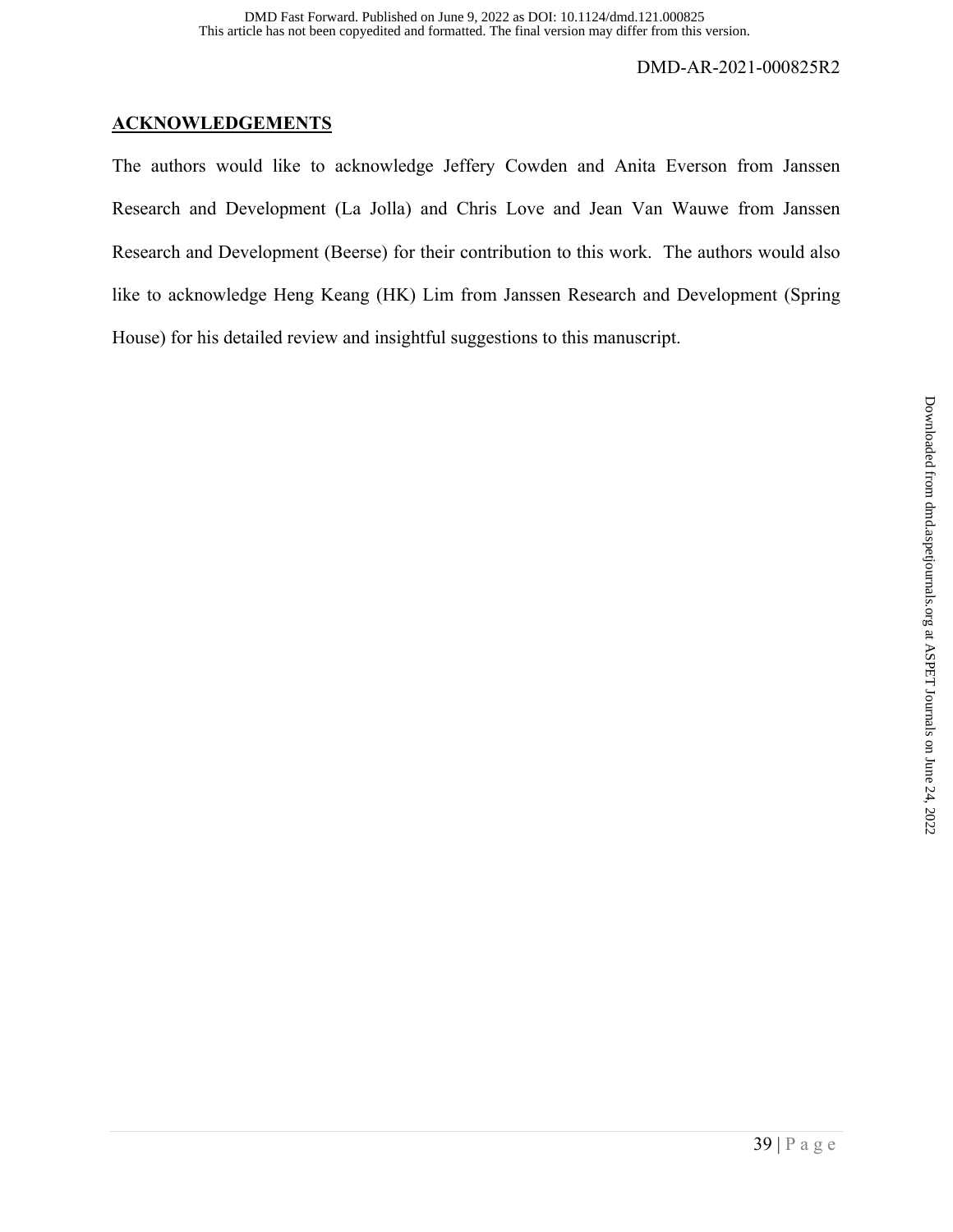## ACKNOWLEDGEMENTS

The authors would like to acknowledge Jeffery Cowden and Anita Everson from Janssen Research and Development (La Jolla) and Chris Love and Jean Van Wauwe from Janssen Research and Development (Beerse) for their contribution to this work. The authors would also like to acknowledge Heng Keang (HK) Lim from Janssen Research and Development (Spring House) for his detailed review and insightful suggestions to this manuscript.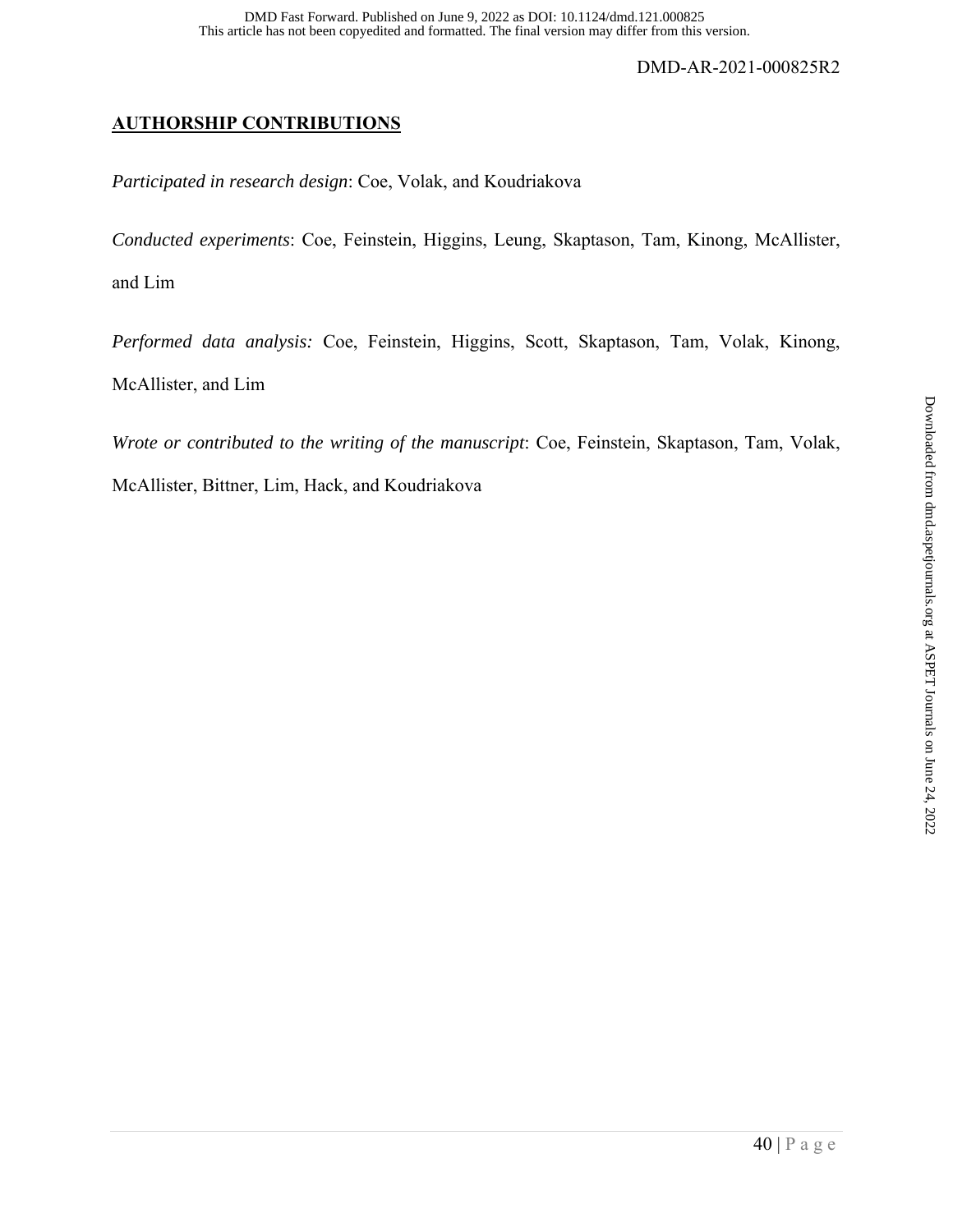## AUTHORSHIP CONTRIBUTIONS

*Participated in research design*: Coe, Volak, and Koudriakova

*Conducted experiments*: Coe, Feinstein, Higgins, Leung, Skaptason, Tam, Kinong, McAllister, and Lim

*Performed data analysis:* Coe, Feinstein, Higgins, Scott, Skaptason, Tam, Volak, Kinong, McAllister, and Lim

*Wrote or contributed to the writing of the manuscript*: Coe, Feinstein, Skaptason, Tam, Volak, McAllister, Bittner, Lim, Hack, and Koudriakova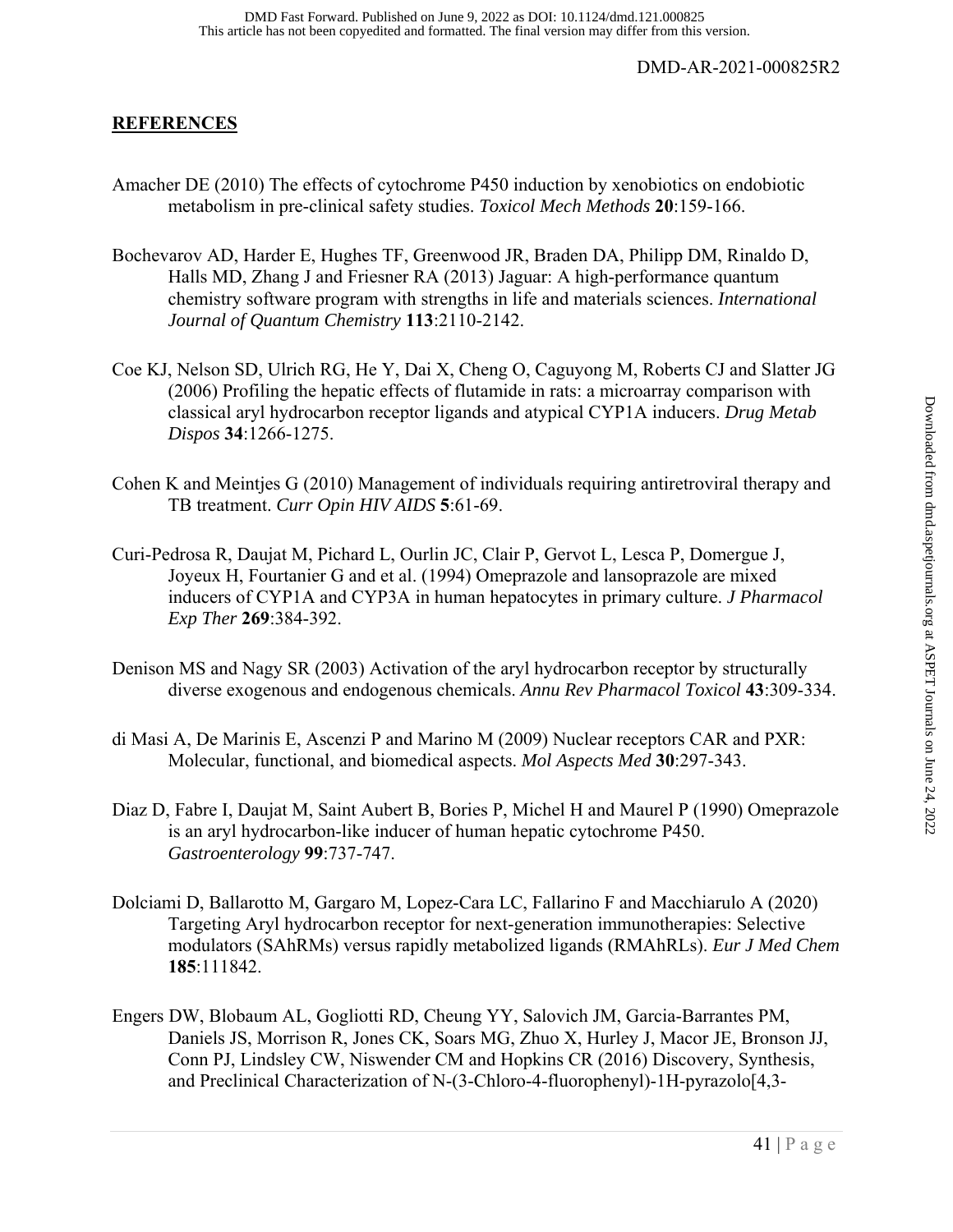## REFERENCES

Amacher DE (2010) The effects of cytochrome P450 induction by xenobiotics on endobiotic metabolism in pre-clinical safety studies. *Toxicol Mech Methods* **20**:159-166.

Bochevarov AD, Harder E, Hughes TF, Greenwood JR, Braden DA, Philipp DM, Rinaldo D, Halls MD, Zhang J and Friesner RA (2013) Jaguar: A high-performance quantum chemistry software program with strengths in life and materials sciences. *International Journal of Quantum Chemistry* **113**:2110-2142.

Coe KJ, Nelson SD, Ulrich RG, He Y, Dai X, Cheng O, Caguyong M, Roberts CJ and Slatter JG (2006) Profiling the hepatic effects of flutamide in rats: a microarray comparison with classical aryl hydrocarbon receptor ligands and atypical CYP1A inducers. *Drug Metab Dispos* **34**:1266-1275.

Cohen K and Meintjes G (2010) Management of individuals requiring antiretroviral therapy and TB treatment. *Curr Opin HIV AIDS* **5**:61-69.

Curi-Pedrosa R, Daujat M, Pichard L, Ourlin JC, Clair P, Gervot L, Lesca P, Domergue J, Joyeux H, Fourtanier G and et al. (1994) Omeprazole and lansoprazole are mixed inducers of CYP1A and CYP3A in human hepatocytes in primary culture. *J Pharmacol Exp Ther* **269**:384-392.

Denison MS and Nagy SR (2003) Activation of the aryl hydrocarbon receptor by structurally diverse exogenous and endogenous chemicals. *Annu Rev Pharmacol Toxicol* **43**:309-334.

di Masi A, De Marinis E, Ascenzi P and Marino M (2009) Nuclear receptors CAR and PXR: Molecular, functional, and biomedical aspects. *Mol Aspects Med* **30**:297-343.

Diaz D, Fabre I, Daujat M, Saint Aubert B, Bories P, Michel H and Maurel P (1990) Omeprazole is an aryl hydrocarbon-like inducer of human hepatic cytochrome P450. *Gastroenterology* **99**:737-747.

Dolciami D, Ballarotto M, Gargaro M, Lopez-Cara LC, Fallarino F and Macchiarulo A (2020) Targeting Aryl hydrocarbon receptor for next-generation immunotherapies: Selective modulators (SAhRMs) versus rapidly metabolized ligands (RMAhRLs). *Eur J Med Chem* **185**:111842.

Engers DW, Blobaum AL, Gogliotti RD, Cheung YY, Salovich JM, Garcia-Barrantes PM, Daniels JS, Morrison R, Jones CK, Soars MG, Zhuo X, Hurley J, Macor JE, Bronson JJ, Conn PJ, Lindsley CW, Niswender CM and Hopkins CR (2016) Discovery, Synthesis, and Preclinical Characterization of N-(3-Chloro-4-fluorophenyl)-1H-pyrazolo[4,3-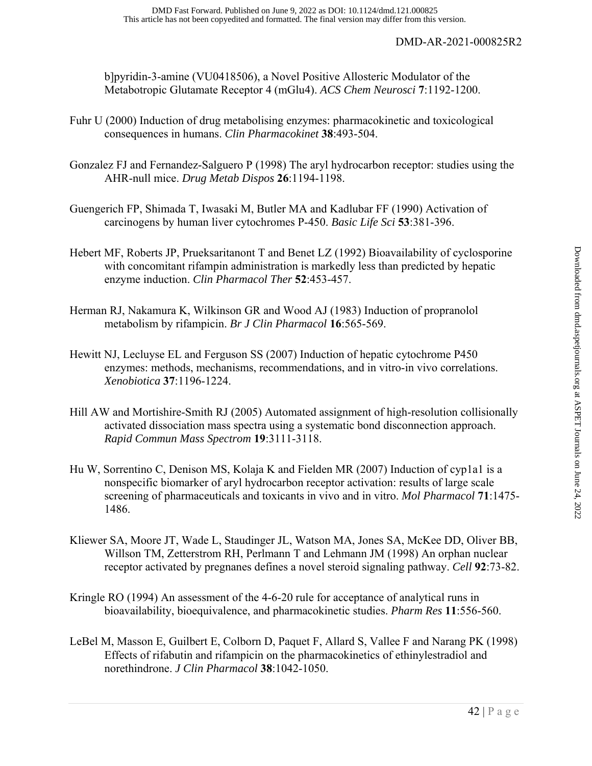b]pyridin-3-amine (VU0418506), a Novel Positive Allosteric Modulator of the Metabotropic Glutamate Receptor 4 (mGlu4). *ACS Chem Neurosci* **7**:1192-1200.

Fuhr U (2000) Induction of drug metabolising enzymes: pharmacokinetic and toxicological consequences in humans. *Clin Pharmacokinet* **38**:493-504.

Gonzalez FJ and Fernandez-Salguero P (1998) The aryl hydrocarbon receptor: studies using the AHR-null mice. *Drug Metab Dispos* **26**:1194-1198.

Guengerich FP, Shimada T, Iwasaki M, Butler MA and Kadlubar FF (1990) Activation of carcinogens by human liver cytochromes P-450. *Basic Life Sci* **53**:381-396.

Hebert MF, Roberts JP, Prueksaritanont T and Benet LZ (1992) Bioavailability of cyclosporine with concomitant rifampin administration is markedly less than predicted by hepatic enzyme induction. *Clin Pharmacol Ther* **52**:453-457.

Herman RJ, Nakamura K, Wilkinson GR and Wood AJ (1983) Induction of propranolol metabolism by rifampicin. *Br J Clin Pharmacol* **16**:565-569.

Hewitt NJ, Lecluyse EL and Ferguson SS (2007) Induction of hepatic cytochrome P450 enzymes: methods, mechanisms, recommendations, and in vitro-in vivo correlations. *Xenobiotica* **37**:1196-1224.

Hill AW and Mortishire-Smith RJ (2005) Automated assignment of high-resolution collisionally activated dissociation mass spectra using a systematic bond disconnection approach. *Rapid Commun Mass Spectrom* **19**:3111-3118.

Hu W, Sorrentino C, Denison MS, Kolaja K and Fielden MR (2007) Induction of cyp1a1 is a nonspecific biomarker of aryl hydrocarbon receptor activation: results of large scale screening of pharmaceuticals and toxicants in vivo and in vitro. *Mol Pharmacol* **71**:1475-1486.

Kliewer SA, Moore JT, Wade L, Staudinger JL, Watson MA, Jones SA, McKee DD, Oliver BB, Willson TM, Zetterstrom RH, Perlmann T and Lehmann JM (1998) An orphan nuclear receptor activated by pregnanes defines a novel steroid signaling pathway. *Cell* **92**:73-82.

Kringle RO (1994) An assessment of the 4-6-20 rule for acceptance of analytical runs in bioavailability, bioequivalence, and pharmacokinetic studies. *Pharm Res* **11**:556-560.

LeBel M, Masson E, Guilbert E, Colborn D, Paquet F, Allard S, Vallee F and Narang PK (1998) Effects of rifabutin and rifampicin on the pharmacokinetics of ethinylestradiol and norethindrone. *J Clin Pharmacol* **38**:1042-1050.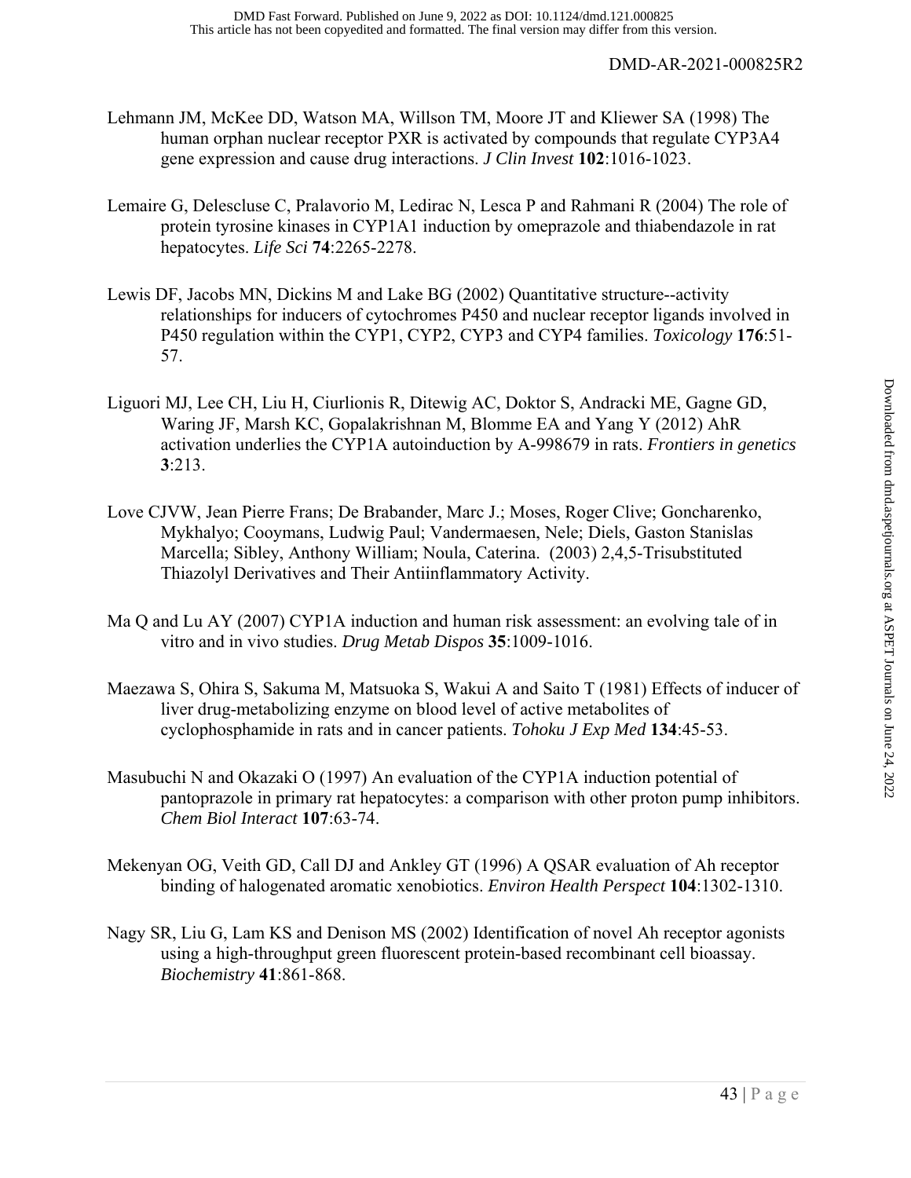Lehmann JM, McKee DD, Watson MA, Willson TM, Moore JT and Kliewer SA (1998) The human orphan nuclear receptor PXR is activated by compounds that regulate CYP3A4 gene expression and cause drug interactions. *J Clin Invest* **102**:1016-1023.

Lemaire G, Delescluse C, Pralavorio M, Ledirac N, Lesca P and Rahmani R (2004) The role of protein tyrosine kinases in CYP1A1 induction by omeprazole and thiabendazole in rat hepatocytes. *Life Sci* **74**:2265-2278.

Lewis DF, Jacobs MN, Dickins M and Lake BG (2002) Quantitative structure--activity relationships for inducers of cytochromes P450 and nuclear receptor ligands involved in P450 regulation within the CYP1, CYP2, CYP3 and CYP4 families. *Toxicology* **176**:51-57.

Liguori MJ, Lee CH, Liu H, Ciurlionis R, Ditewig AC, Doktor S, Andracki ME, Gagne GD, Waring JF, Marsh KC, Gopalakrishnan M, Blomme EA and Yang Y (2012) AhR activation underlies the CYP1A autoinduction by A-998679 in rats. *Frontiers in genetics* **3**:213.

Love CJVW, Jean Pierre Frans; De Brabander, Marc J.; Moses, Roger Clive; Goncharenko, Mykhalyo; Cooymans, Ludwig Paul; Vandermaesen, Nele; Diels, Gaston Stanislas Marcella; Sibley, Anthony William; Noula, Caterina. (2003) 2,4,5-Trisubstituted Thiazolyl Derivatives and Their Antiinflammatory Activity.

Ma Q and Lu AY (2007) CYP1A induction and human risk assessment: an evolving tale of in vitro and in vivo studies. *Drug Metab Dispos* **35**:1009-1016.

Maezawa S, Ohira S, Sakuma M, Matsuoka S, Wakui A and Saito T (1981) Effects of inducer of liver drug-metabolizing enzyme on blood level of active metabolites of cyclophosphamide in rats and in cancer patients. *Tohoku J Exp Med* **134**:45-53.

Masubuchi N and Okazaki O (1997) An evaluation of the CYP1A induction potential of pantoprazole in primary rat hepatocytes: a comparison with other proton pump inhibitors. *Chem Biol Interact* **107**:63-74.

Mekenyan OG, Veith GD, Call DJ and Ankley GT (1996) A QSAR evaluation of Ah receptor binding of halogenated aromatic xenobiotics. *Environ Health Perspect* **104**:1302-1310.

Nagy SR, Liu G, Lam KS and Denison MS (2002) Identification of novel Ah receptor agonists using a high-throughput green fluorescent protein-based recombinant cell bioassay. *Biochemistry* **41**:861-868.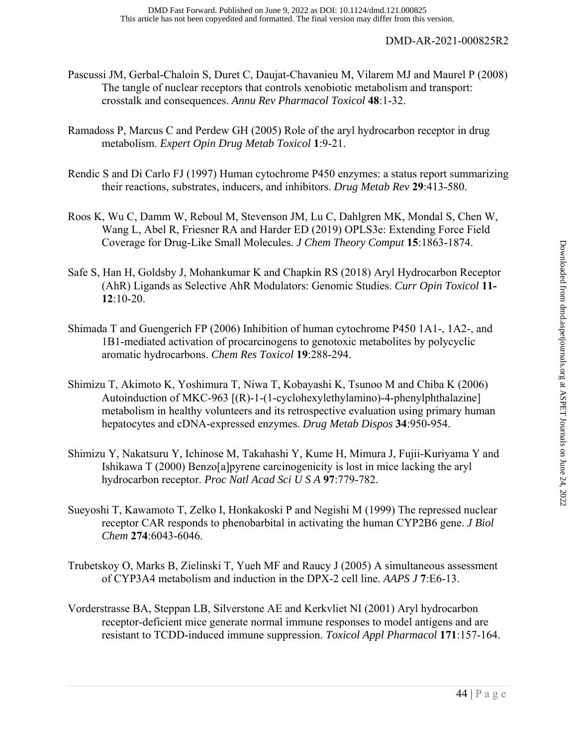Pascussi JM, Gerbal-Chaloin S, Duret C, Daujat-Chavanieu M, Vilarem MJ and Maurel P (2008) The tangle of nuclear receptors that controls xenobiotic metabolism and transport: crosstalk and consequences. *Annu Rev Pharmacol Toxicol* **48**:1-32.

Ramadoss P, Marcus C and Perdew GH (2005) Role of the aryl hydrocarbon receptor in drug metabolism. *Expert Opin Drug Metab Toxicol* **1**:9-21.

Rendic S and Di Carlo FJ (1997) Human cytochrome P450 enzymes: a status report summarizing their reactions, substrates, inducers, and inhibitors. *Drug Metab Rev* **29**:413-580.

Roos K, Wu C, Damm W, Reboul M, Stevenson JM, Lu C, Dahlgren MK, Mondal S, Chen W, Wang L, Abel R, Friesner RA and Harder ED (2019) OPLS3e: Extending Force Field Coverage for Drug-Like Small Molecules. *J Chem Theory Comput* **15**:1863-1874.

Safe S, Han H, Goldsby J, Mohankumar K and Chapkin RS (2018) Aryl Hydrocarbon Receptor (AhR) Ligands as Selective AhR Modulators: Genomic Studies. *Curr Opin Toxicol* **11-12**:10-20.

Shimada T and Guengerich FP (2006) Inhibition of human cytochrome P450 1A1-, 1A2-, and 1B1-mediated activation of procarcinogens to genotoxic metabolites by polycyclic aromatic hydrocarbons. *Chem Res Toxicol* **19**:288-294.

Shimizu T, Akimoto K, Yoshimura T, Niwa T, Kobayashi K, Tsunoo M and Chiba K (2006) Autoinduction of MKC-963 [(R)-1-(1-cyclohexylethylamino)-4-phenylphthalazine] metabolism in healthy volunteers and its retrospective evaluation using primary human hepatocytes and cDNA-expressed enzymes. *Drug Metab Dispos* **34**:950-954.

Shimizu Y, Nakatsuru Y, Ichinose M, Takahashi Y, Kume H, Mimura J, Fujii-Kuriyama Y and Ishikawa T (2000) Benzo[a]pyrene carcinogenicity is lost in mice lacking the aryl hydrocarbon receptor. *Proc Natl Acad Sci U S A* **97**:779-782.

Sueyoshi T, Kawamoto T, Zelko I, Honkakoski P and Negishi M (1999) The repressed nuclear receptor CAR responds to phenobarbital in activating the human CYP2B6 gene. *J Biol Chem* **274**:6043-6046.

Trubetskoy O, Marks B, Zielinski T, Yueh MF and Raucy J (2005) A simultaneous assessment of CYP3A4 metabolism and induction in the DPX-2 cell line. *AAPS J* **7**:E6-13.

Vorderstrasse BA, Steppan LB, Silverstone AE and Kerkvliet NI (2001) Aryl hydrocarbon receptor-deficient mice generate normal immune responses to model antigens and are resistant to TCDD-induced immune suppression. *Toxicol Appl Pharmacol* **171**:157-164.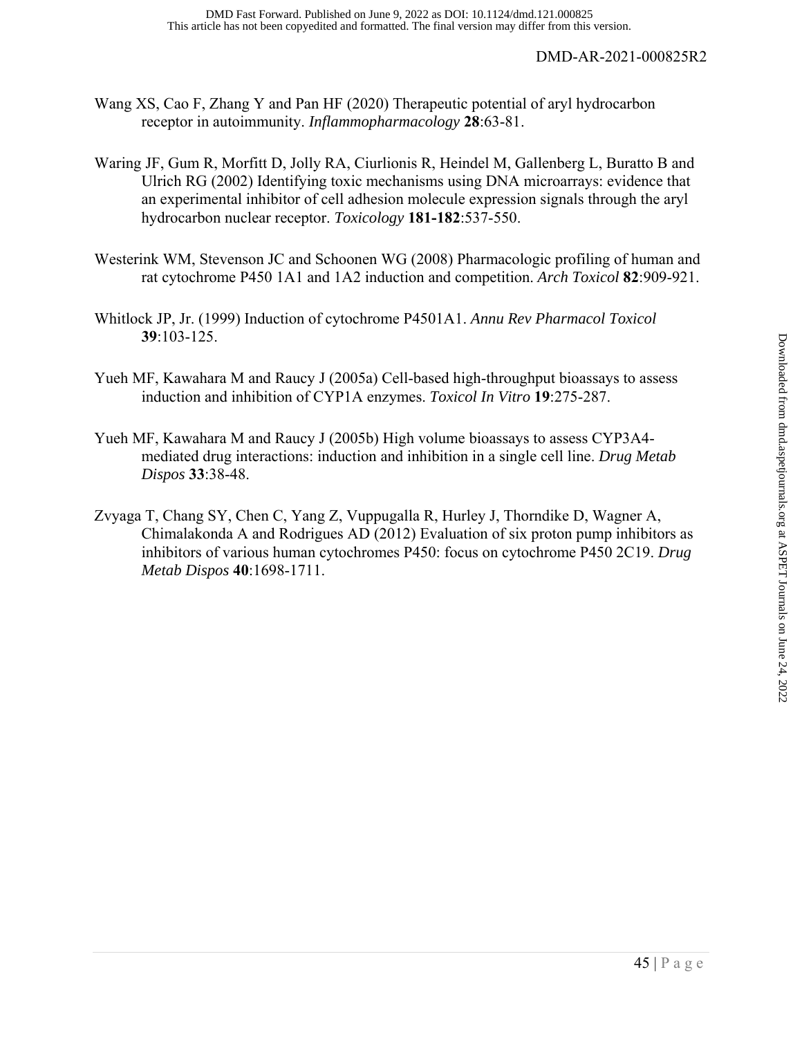Wang XS, Cao F, Zhang Y and Pan HF (2020) Therapeutic potential of aryl hydrocarbon receptor in autoimmunity. *Inflammopharmacology* **28**:63-81.

Waring JF, Gum R, Morfitt D, Jolly RA, Ciurlionis R, Heindel M, Gallenberg L, Buratto B and Ulrich RG (2002) Identifying toxic mechanisms using DNA microarrays: evidence that an experimental inhibitor of cell adhesion molecule expression signals through the aryl hydrocarbon nuclear receptor. *Toxicology* **181-182**:537-550.

Westerink WM, Stevenson JC and Schoonen WG (2008) Pharmacologic profiling of human and rat cytochrome P450 1A1 and 1A2 induction and competition. *Arch Toxicol* **82**:909-921.

Whitlock JP, Jr. (1999) Induction of cytochrome P4501A1. *Annu Rev Pharmacol Toxicol* **39**:103-125.

Yueh MF, Kawahara M and Raucy J (2005a) Cell-based high-throughput bioassays to assess induction and inhibition of CYP1A enzymes. *Toxicol In Vitro* **19**:275-287.

Yueh MF, Kawahara M and Raucy J (2005b) High volume bioassays to assess CYP3A4-mediated drug interactions: induction and inhibition in a single cell line. *Drug Metab Dispos* **33**:38-48.

Zvyaga T, Chang SY, Chen C, Yang Z, Vuppugalla R, Hurley J, Thorndike D, Wagner A, Chimalakonda A and Rodrigues AD (2012) Evaluation of six proton pump inhibitors as inhibitors of various human cytochromes P450: focus on cytochrome P450 2C19. *Drug Metab Dispos* **40**:1698-1711.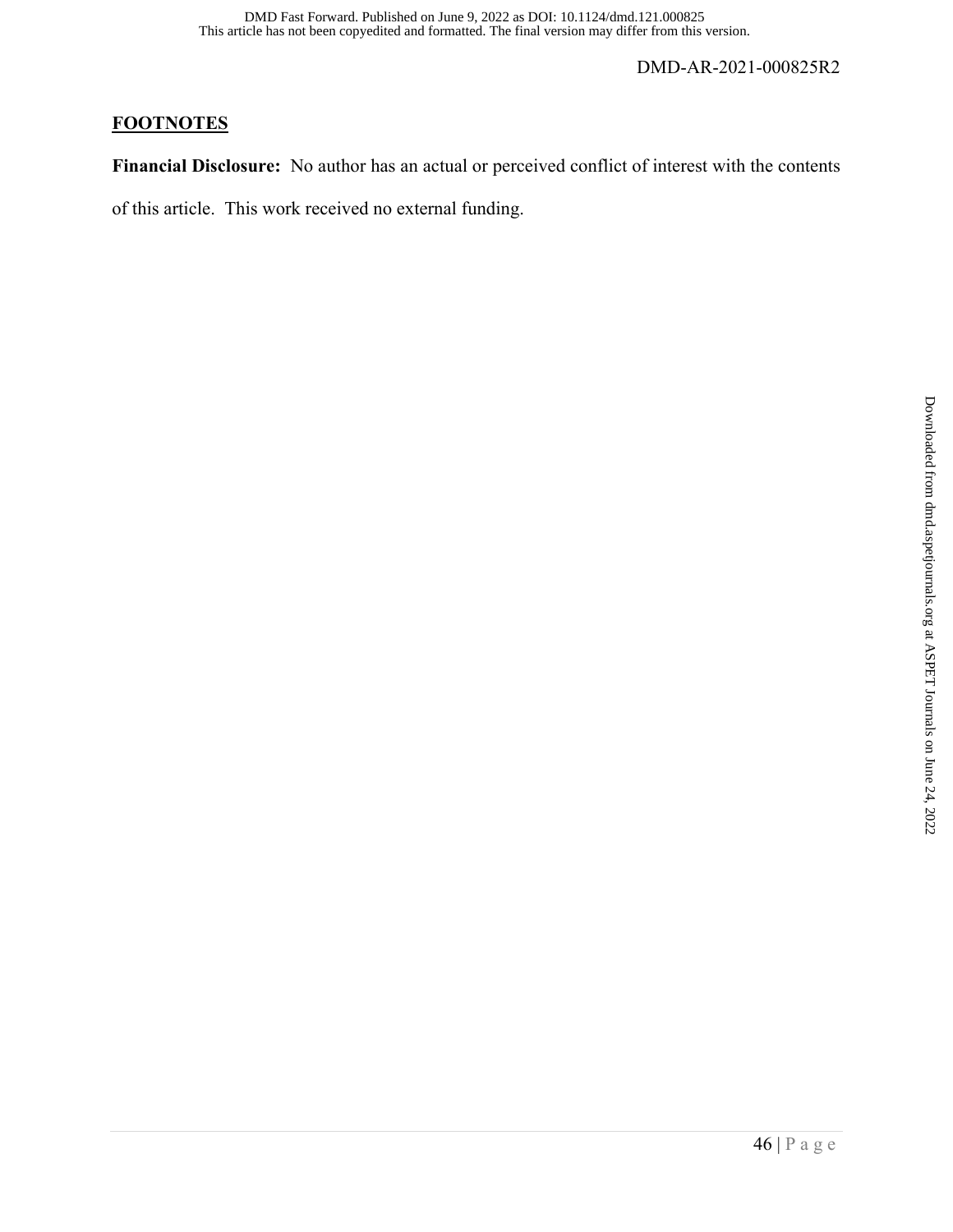## FOOTNOTES

**Financial Disclosure:** No author has an actual or perceived conflict of interest with the contents of this article. This work received no external funding.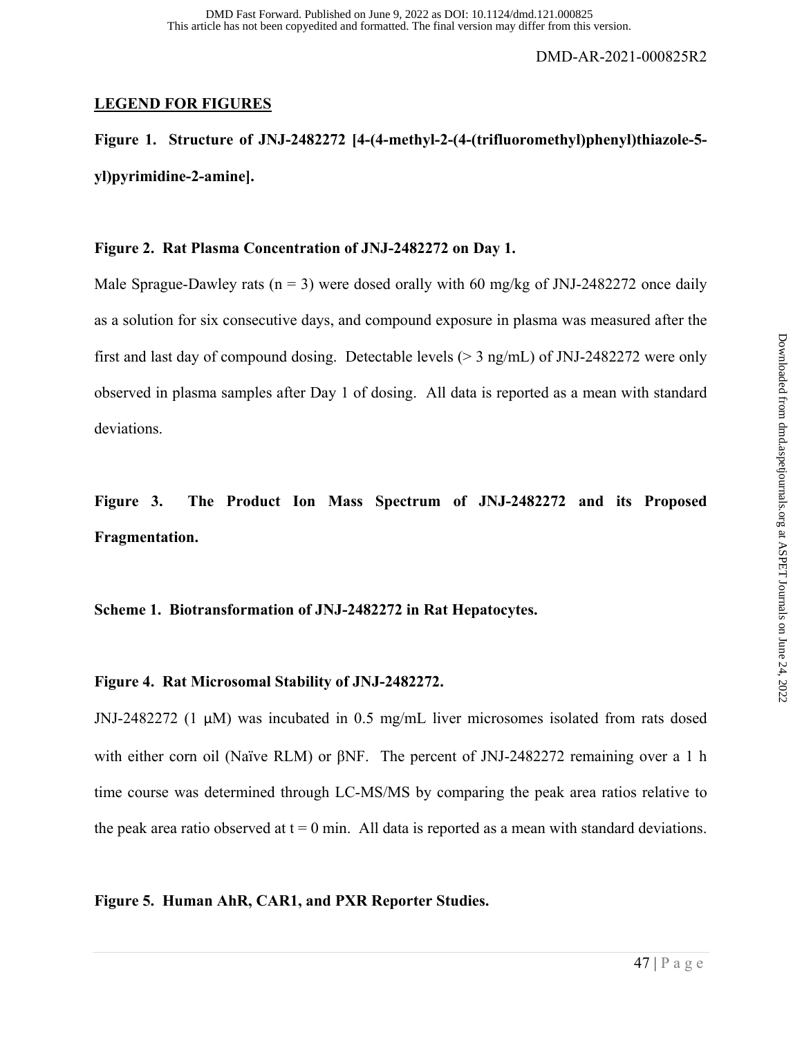## LEGEND FOR FIGURES

**Figure 1. Structure of JNJ-2482272 [4-(4-methyl-2-(4-(trifluoromethyl)phenyl)thiazole-5-yl)pyrimidine-2-amine].**

**Figure 2. Rat Plasma Concentration of JNJ-2482272 on Day 1.**

Male Sprague-Dawley rats (n = 3) were dosed orally with 60 mg/kg of JNJ-2482272 once daily as a solution for six consecutive days, and compound exposure in plasma was measured after the first and last day of compound dosing. Detectable levels (> 3 ng/mL) of JNJ-2482272 were only observed in plasma samples after Day 1 of dosing. All data is reported as a mean with standard deviations.

**Figure 3. The Product Ion Mass Spectrum of JNJ-2482272 and its Proposed Fragmentation.**

**Scheme 1. Biotransformation of JNJ-2482272 in Rat Hepatocytes.**

**Figure 4. Rat Microsomal Stability of JNJ-2482272.**

JNJ-2482272 (1 μM) was incubated in 0.5 mg/mL liver microsomes isolated from rats dosed with either corn oil (Naïve RLM) or βNF. The percent of JNJ-2482272 remaining over a 1 h time course was determined through LC-MS/MS by comparing the peak area ratios relative to the peak area ratio observed at t = 0 min. All data is reported as a mean with standard deviations.

**Figure 5. Human AhR, CAR1, and PXR Reporter Studies.**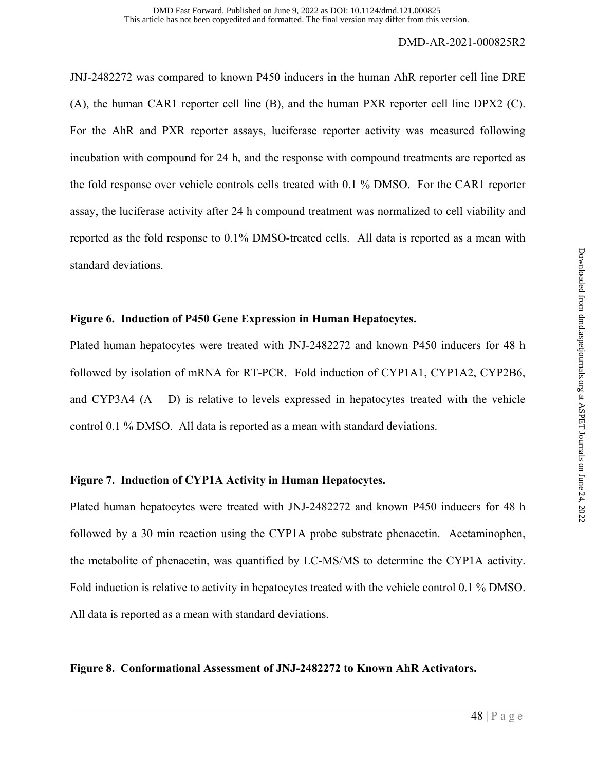JNJ-2482272 was compared to known P450 inducers in the human AhR reporter cell line DRE (A), the human CAR1 reporter cell line (B), and the human PXR reporter cell line DPX2 (C). For the AhR and PXR reporter assays, luciferase reporter activity was measured following incubation with compound for 24 h, and the response with compound treatments are reported as the fold response over vehicle controls cells treated with 0.1 % DMSO. For the CAR1 reporter assay, the luciferase activity after 24 h compound treatment was normalized to cell viability and reported as the fold response to 0.1% DMSO-treated cells. All data is reported as a mean with standard deviations.

**Figure 6. Induction of P450 Gene Expression in Human Hepatocytes.**

Plated human hepatocytes were treated with JNJ-2482272 and known P450 inducers for 48 h followed by isolation of mRNA for RT-PCR. Fold induction of CYP1A1, CYP1A2, CYP2B6, and CYP3A4 (A – D) is relative to levels expressed in hepatocytes treated with the vehicle control 0.1 % DMSO. All data is reported as a mean with standard deviations.

**Figure 7. Induction of CYP1A Activity in Human Hepatocytes.**

Plated human hepatocytes were treated with JNJ-2482272 and known P450 inducers for 48 h followed by a 30 min reaction using the CYP1A probe substrate phenacetin. Acetaminophen, the metabolite of phenacetin, was quantified by LC-MS/MS to determine the CYP1A activity. Fold induction is relative to activity in hepatocytes treated with the vehicle control 0.1 % DMSO. All data is reported as a mean with standard deviations.

**Figure 8. Conformational Assessment of JNJ-2482272 to Known AhR Activators.**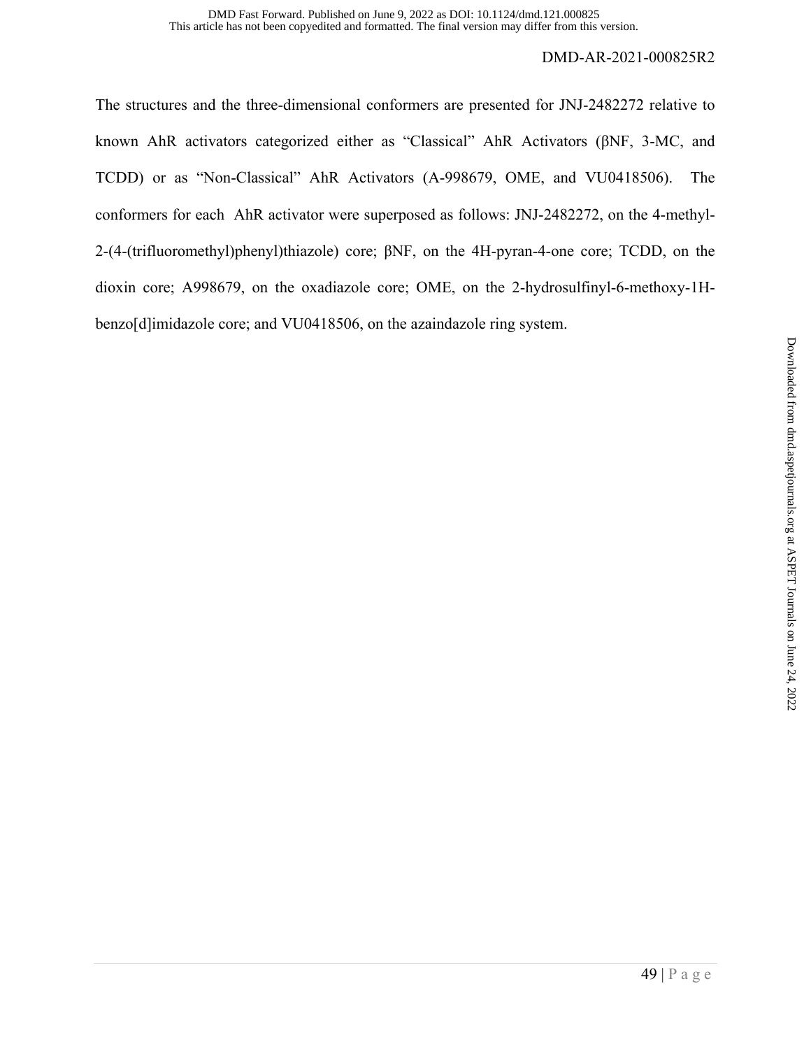The structures and the three-dimensional conformers are presented for JNJ-2482272 relative to known AhR activators categorized either as "Classical" AhR Activators (βNF, 3-MC, and TCDD) or as "Non-Classical" AhR Activators (A-998679, OME, and VU0418506). The conformers for each AhR activator were superposed as follows: JNJ-2482272, on the 4-methyl-2-(4-(trifluoromethyl)phenyl)thiazole) core; βNF, on the 4H-pyran-4-one core; TCDD, on the dioxin core; A998679, on the oxadiazole core; OME, on the 2-hydrosulfinyl-6-methoxy-1H-benzo[d]imidazole core; and VU0418506, on the azaindazole ring system.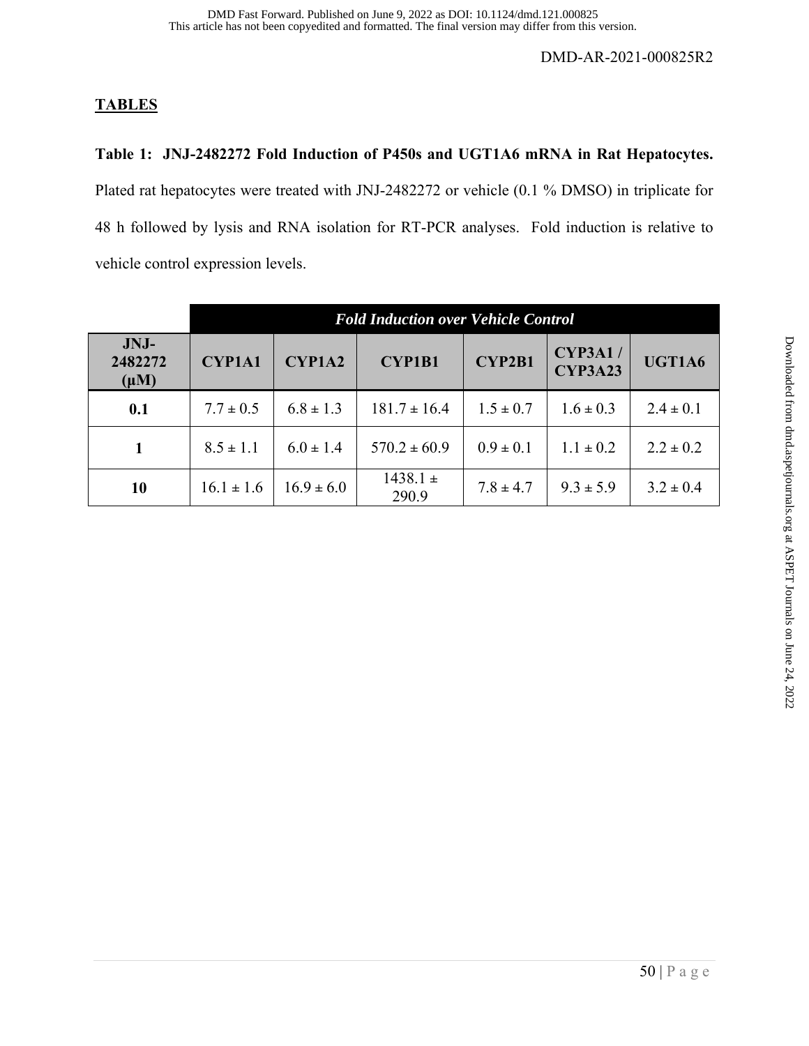## TABLES

**Table 1: JNJ-2482272 Fold Induction of P450s and UGT1A6 mRNA in Rat Hepatocytes.** Plated rat hepatocytes were treated with JNJ-2482272 or vehicle (0.1 % DMSO) in triplicate for 48 h followed by lysis and RNA isolation for RT-PCR analyses. Fold induction is relative to vehicle control expression levels.

| | *Fold Induction over Vehicle Control* | | | | | |
|---|---|---|---|---|---|---|
| **JNJ-2482272 (μM)** | **CYP1A1** | **CYP1A2** | **CYP1B1** | **CYP2B1** | **CYP3A1 / CYP3A23** | **UGT1A6** |
| **0.1** | 7.7 ± 0.5 | 6.8 ± 1.3 | 181.7 ± 16.4 | 1.5 ± 0.7 | 1.6 ± 0.3 | 2.4 ± 0.1 |
| **1** | 8.5 ± 1.1 | 6.0 ± 1.4 | 570.2 ± 60.9 | 0.9 ± 0.1 | 1.1 ± 0.2 | 2.2 ± 0.2 |
| **10** | 16.1 ± 1.6 | 16.9 ± 6.0 | 1438.1 ± 290.9 | 7.8 ± 4.7 | 9.3 ± 5.9 | 3.2 ± 0.4 |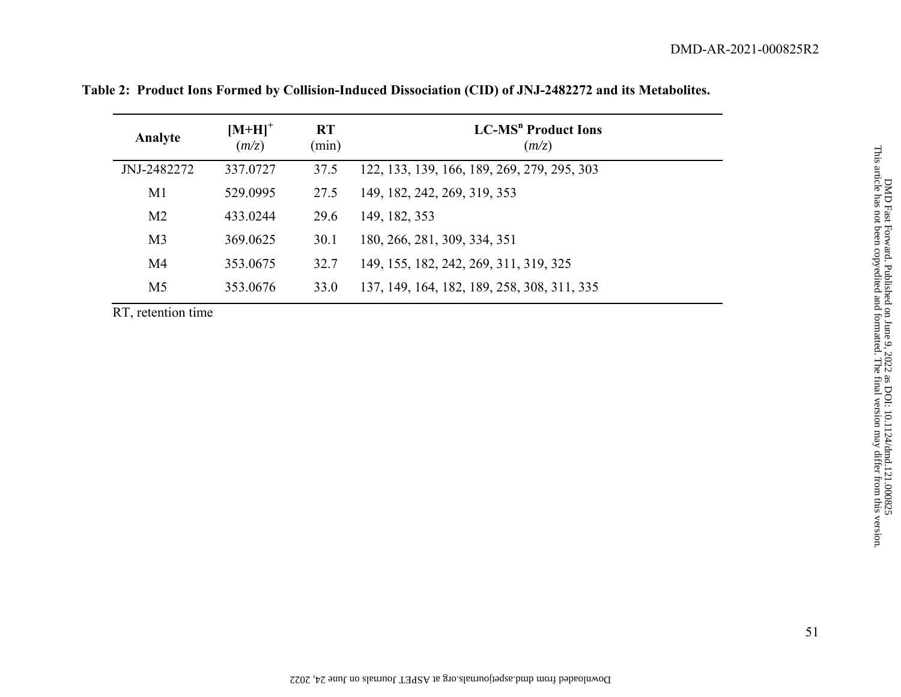**Table 2: Product Ions Formed by Collision-Induced Dissociation (CID) of JNJ-2482272 and its Metabolites.**

| Analyte | $[M+H]^+$ ($m/z$) | RT (min) | LC-MS$^n$ Product Ions ($m/z$) |
|---|---|---|---|
| JNJ-2482272 | 337.0727 | 37.5 | 122, 133, 139, 166, 189, 269, 279, 295, 303 |
| M1 | 529.0995 | 27.5 | 149, 182, 242, 269, 319, 353 |
| M2 | 433.0244 | 29.6 | 149, 182, 353 |
| M3 | 369.0625 | 30.1 | 180, 266, 281, 309, 334, 351 |
| M4 | 353.0675 | 32.7 | 149, 155, 182, 242, 269, 311, 319, 325 |
| M5 | 353.0676 | 33.0 | 137, 149, 164, 182, 189, 258, 308, 311, 335 |

RT, retention time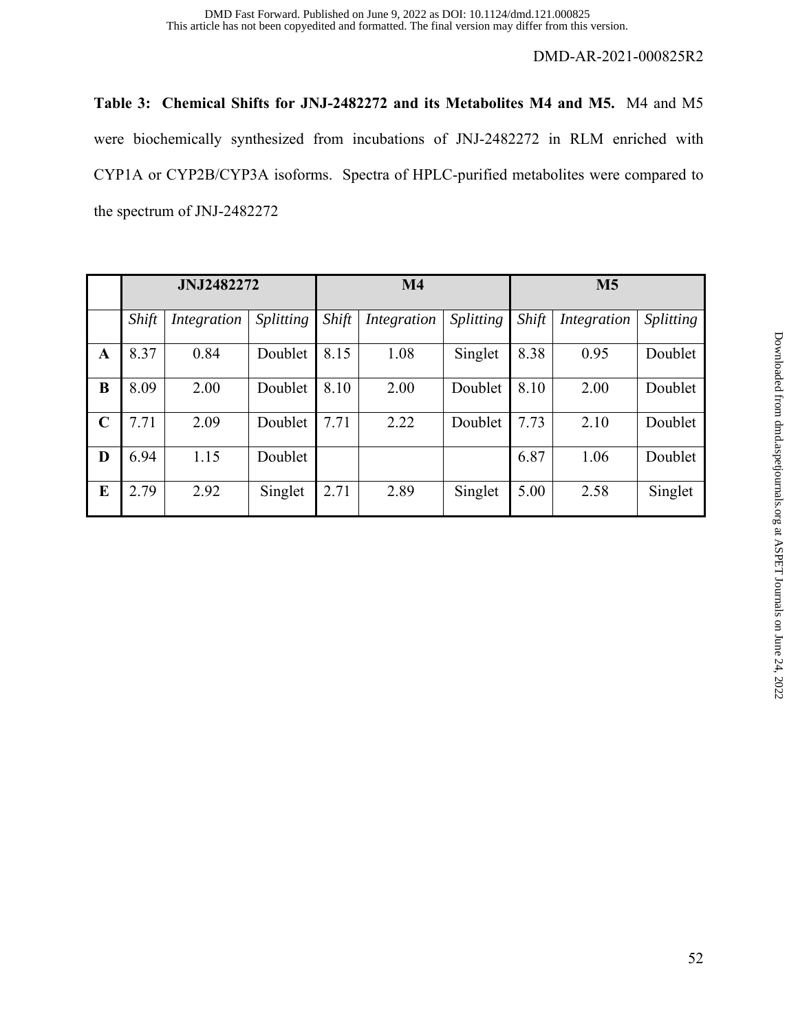**Table 3: Chemical Shifts for JNJ-2482272 and its Metabolites M4 and M5.** M4 and M5 were biochemically synthesized from incubations of JNJ-2482272 in RLM enriched with CYP1A or CYP2B/CYP3A isoforms. Spectra of HPLC-purified metabolites were compared to the spectrum of JNJ-2482272

| | **JNJ2482272** | | | **M4** | | | **M5** | | |
|---|---|---|---|---|---|---|---|---|---|
| | *Shift* | *Integration* | *Splitting* | *Shift* | *Integration* | *Splitting* | *Shift* | *Integration* | *Splitting* |
| **A** | 8.37 | 0.84 | Doublet | 8.15 | 1.08 | Singlet | 8.38 | 0.95 | Doublet |
| **B** | 8.09 | 2.00 | Doublet | 8.10 | 2.00 | Doublet | 8.10 | 2.00 | Doublet |
| **C** | 7.71 | 2.09 | Doublet | 7.71 | 2.22 | Doublet | 7.73 | 2.10 | Doublet |
| **D** | 6.94 | 1.15 | Doublet | | | | 6.87 | 1.06 | Doublet |
| **E** | 2.79 | 2.92 | Singlet | 2.71 | 2.89 | Singlet | 5.00 | 2.58 | Singlet |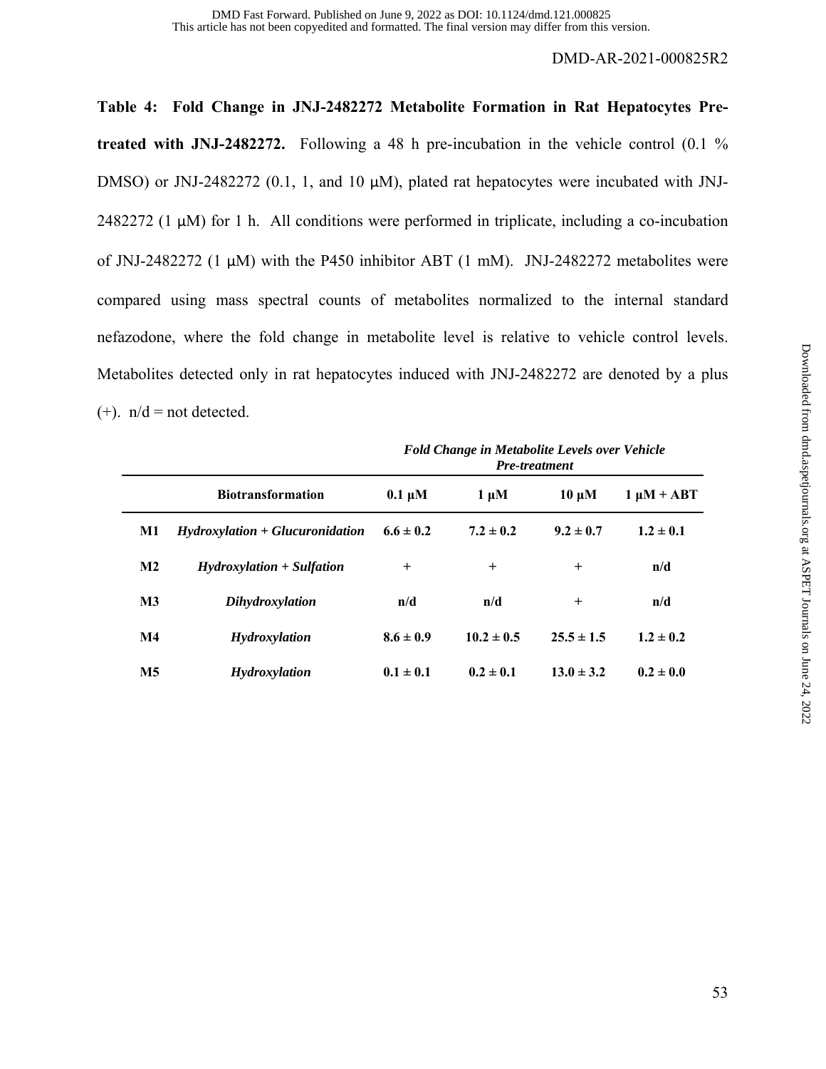**Table 4: Fold Change in JNJ-2482272 Metabolite Formation in Rat Hepatocytes Pre-treated with JNJ-2482272.** Following a 48 h pre-incubation in the vehicle control (0.1 % DMSO) or JNJ-2482272 (0.1, 1, and 10 μM), plated rat hepatocytes were incubated with JNJ-2482272 (1 μM) for 1 h. All conditions were performed in triplicate, including a co-incubation of JNJ-2482272 (1 μM) with the P450 inhibitor ABT (1 mM). JNJ-2482272 metabolites were compared using mass spectral counts of metabolites normalized to the internal standard nefazodone, where the fold change in metabolite level is relative to vehicle control levels. Metabolites detected only in rat hepatocytes induced with JNJ-2482272 are denoted by a plus (+). n/d = not detected.

| | | ***Fold Change in Metabolite Levels over Vehicle Pre-treatment*** | | | |
|---|---|---|---|---|---|
| | **Biotransformation** | **0.1 μM** | **1 μM** | **10 μM** | **1 μM + ABT** |
| **M1** | ***Hydroxylation + Glucuronidation*** | **6.6 ± 0.2** | **7.2 ± 0.2** | **9.2 ± 0.7** | **1.2 ± 0.1** |
| **M2** | ***Hydroxylation + Sulfation*** | + | + | + | **n/d** |
| **M3** | ***Dihydroxylation*** | **n/d** | **n/d** | + | **n/d** |
| **M4** | ***Hydroxylation*** | **8.6 ± 0.9** | **10.2 ± 0.5** | **25.5 ± 1.5** | **1.2 ± 0.2** |
| **M5** | ***Hydroxylation*** | **0.1 ± 0.1** | **0.2 ± 0.1** | **13.0 ± 3.2** | **0.2 ± 0.0** |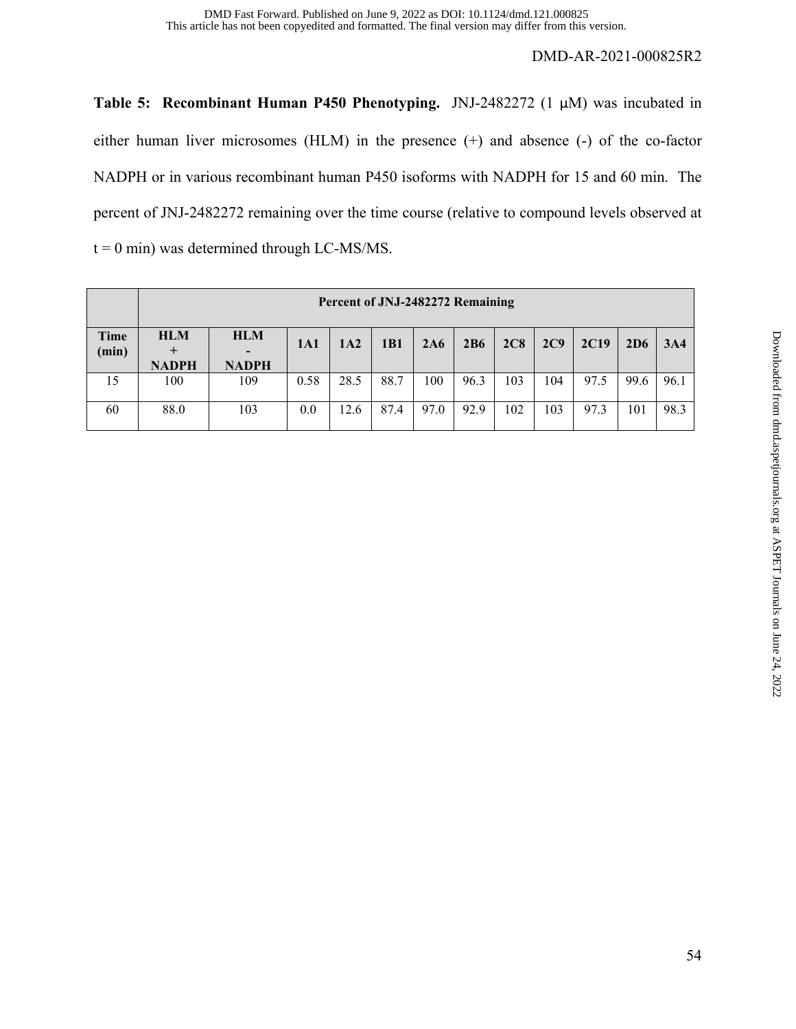**Table 5: Recombinant Human P450 Phenotyping.** JNJ-2482272 (1 μM) was incubated in either human liver microsomes (HLM) in the presence (+) and absence (-) of the co-factor NADPH or in various recombinant human P450 isoforms with NADPH for 15 and 60 min. The percent of JNJ-2482272 remaining over the time course (relative to compound levels observed at t = 0 min) was determined through LC-MS/MS.

| | Percent of JNJ-2482272 Remaining | | | | | | | | | | | |
|---|---|---|---|---|---|---|---|---|---|---|---|---|
| **Time (min)** | **HLM + NADPH** | **HLM - NADPH** | **1A1** | **1A2** | **1B1** | **2A6** | **2B6** | **2C8** | **2C9** | **2C19** | **2D6** | **3A4** |
| 15 | 100 | 109 | 0.58 | 28.5 | 88.7 | 100 | 96.3 | 103 | 104 | 97.5 | 99.6 | 96.1 |
| 60 | 88.0 | 103 | 0.0 | 12.6 | 87.4 | 97.0 | 92.9 | 102 | 103 | 97.3 | 101 | 98.3 |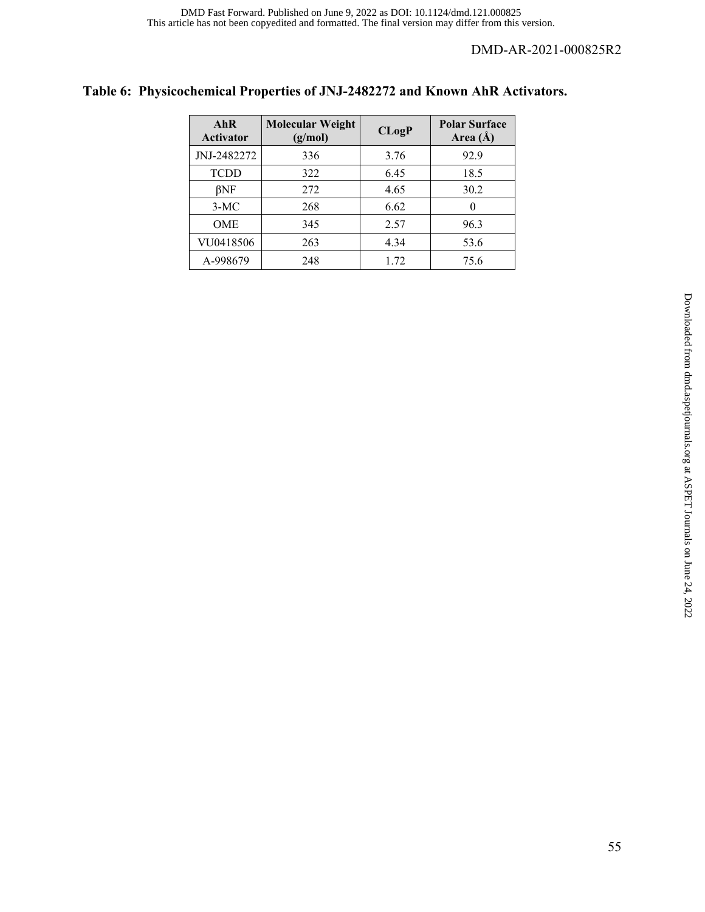**Table 6: Physicochemical Properties of JNJ-2482272 and Known AhR Activators.**

| AhR Activator | Molecular Weight (g/mol) | CLogP | Polar Surface Area (Å) |
|---|---|---|---|
| JNJ-2482272 | 336 | 3.76 | 92.9 |
| TCDD | 322 | 6.45 | 18.5 |
| βNF | 272 | 4.65 | 30.2 |
| 3-MC | 268 | 6.62 | 0 |
| OME | 345 | 2.57 | 96.3 |
| VU0418506 | 263 | 4.34 | 53.6 |
| A-998679 | 248 | 1.72 | 75.6 |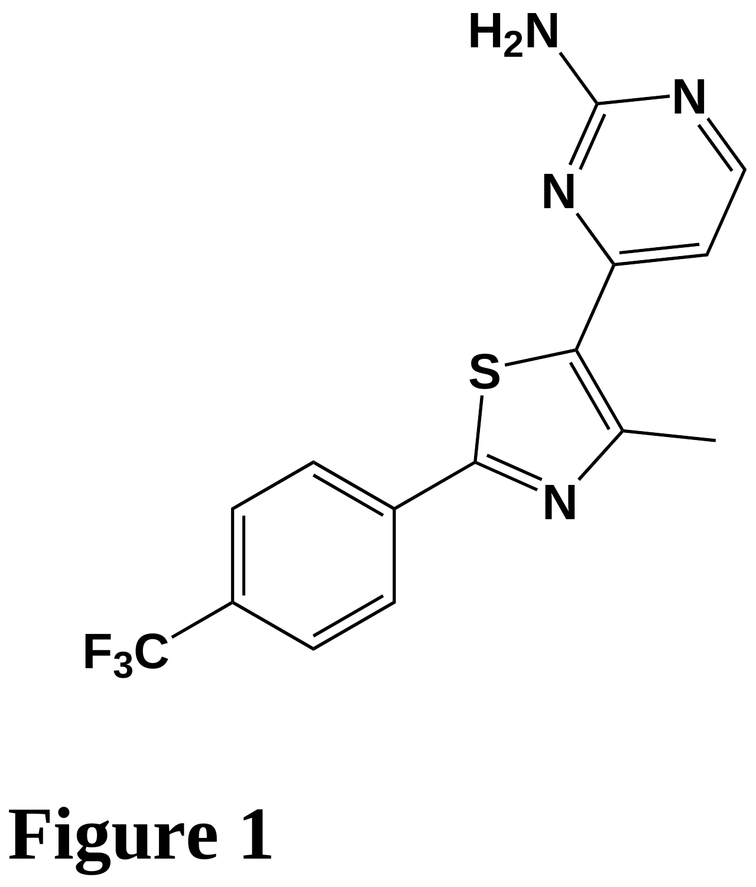Figure 1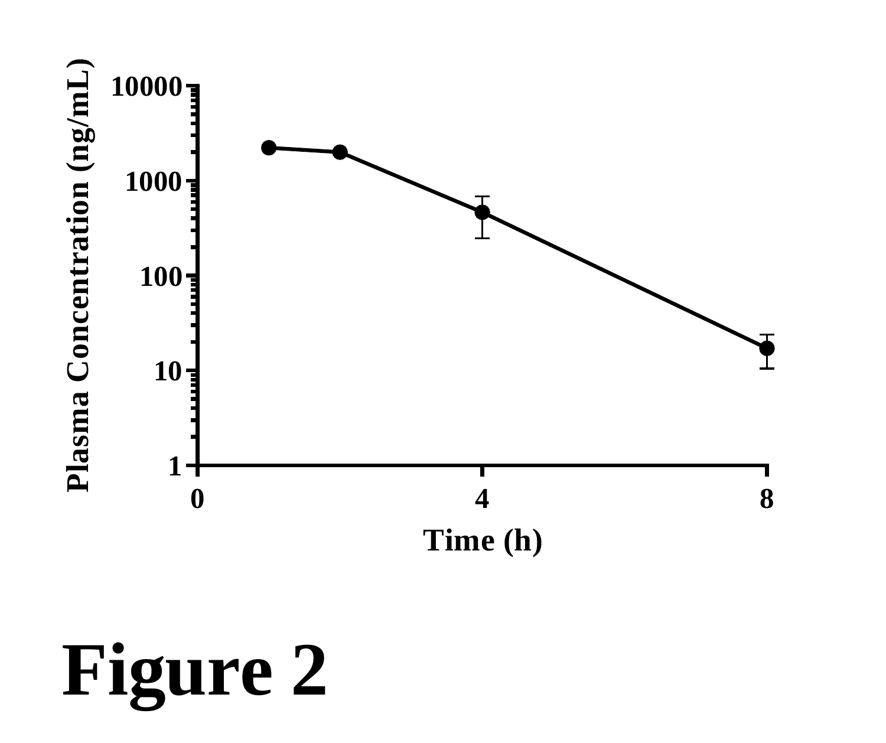Figure 2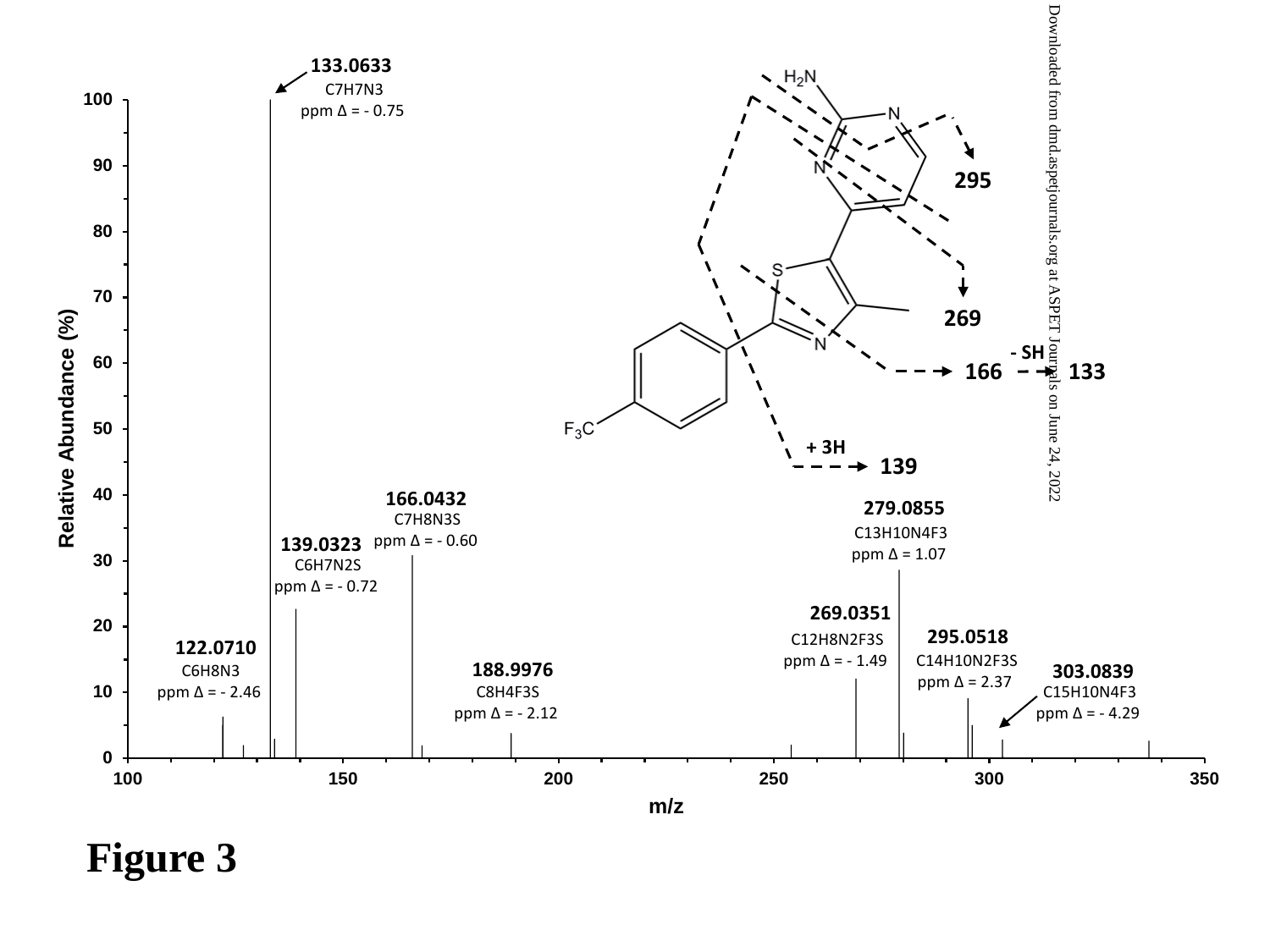**Figure 3**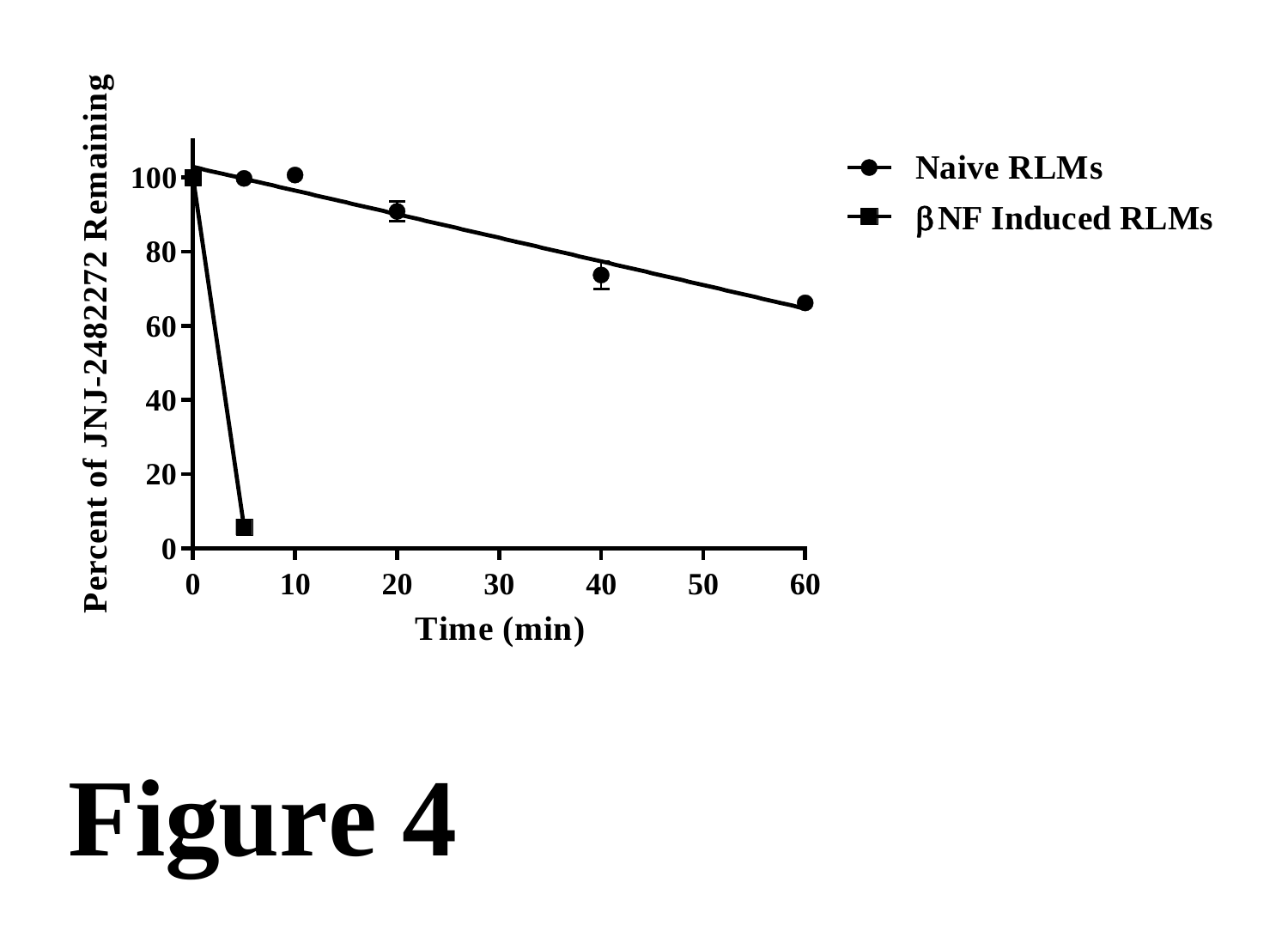**Figure 4**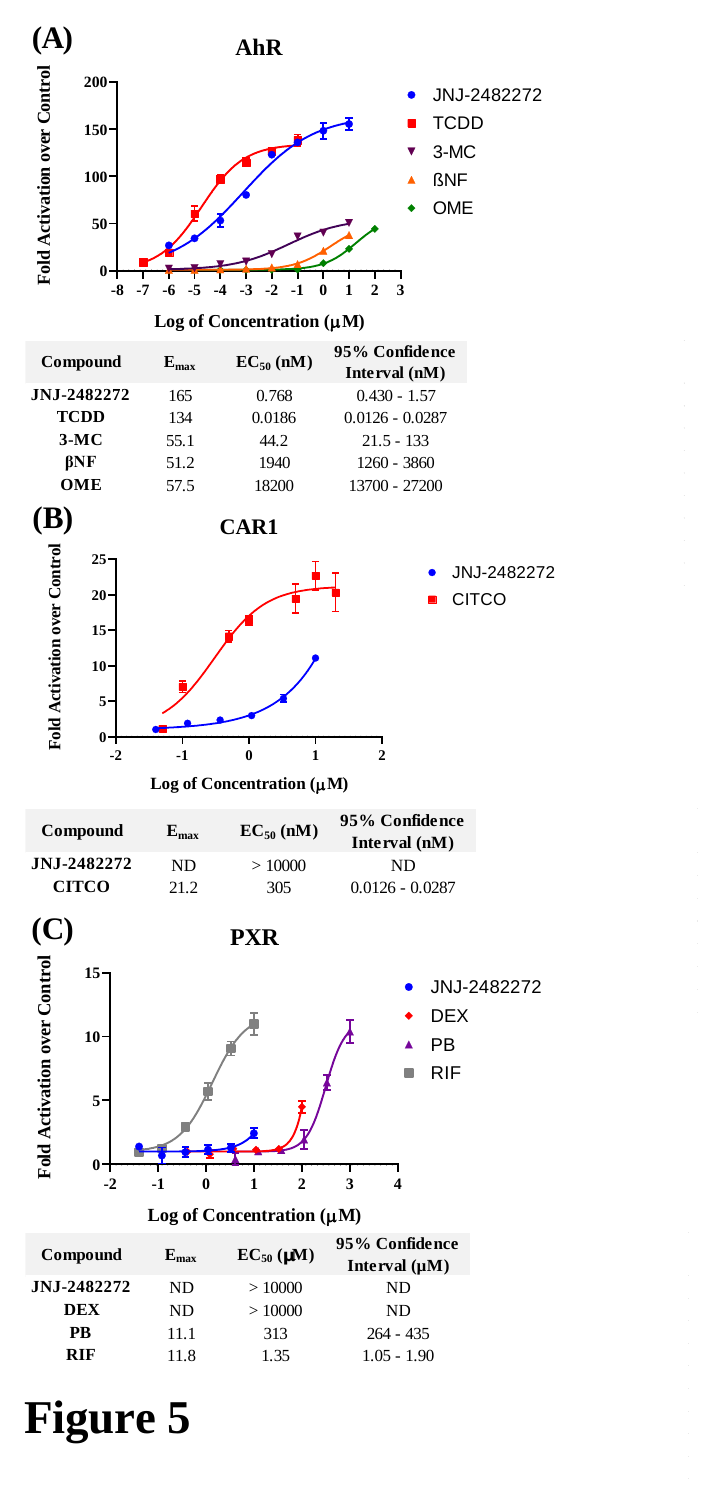**(A)**

**AhR**

| Compound | $E_{max}$ | $EC_{50}$ (nM) | 95% Confidence Interval (nM) |
|---|---|---|---|
| **JNJ-2482272** | 165 | 0.768 | 0.430 - 1.57 |
| **TCDD** | 134 | 0.0186 | 0.0126 - 0.0287 |
| **3-MC** | 55.1 | 44.2 | 21.5 - 133 |
| **βNF** | 51.2 | 1940 | 1260 - 3860 |
| **OME** | 57.5 | 18200 | 13700 - 27200 |

**(B)**

**CAR1**

| Compound | $E_{max}$ | $EC_{50}$ (nM) | 95% Confidence Interval (nM) |
|---|---|---|---|
| **JNJ-2482272** | ND | > 10000 | ND |
| **CITCO** | 21.2 | 305 | 0.0126 - 0.0287 |

**(C)**

**PXR**

| Compound | $E_{max}$ | $EC_{50}$ (μM) | 95% Confidence Interval (μM) |
|---|---|---|---|
| **JNJ-2482272** | ND | > 10000 | ND |
| **DEX** | ND | > 10000 | ND |
| **PB** | 11.1 | 313 | 264 - 435 |
| **RIF** | 11.8 | 1.35 | 1.05 - 1.90 |

# Figure 5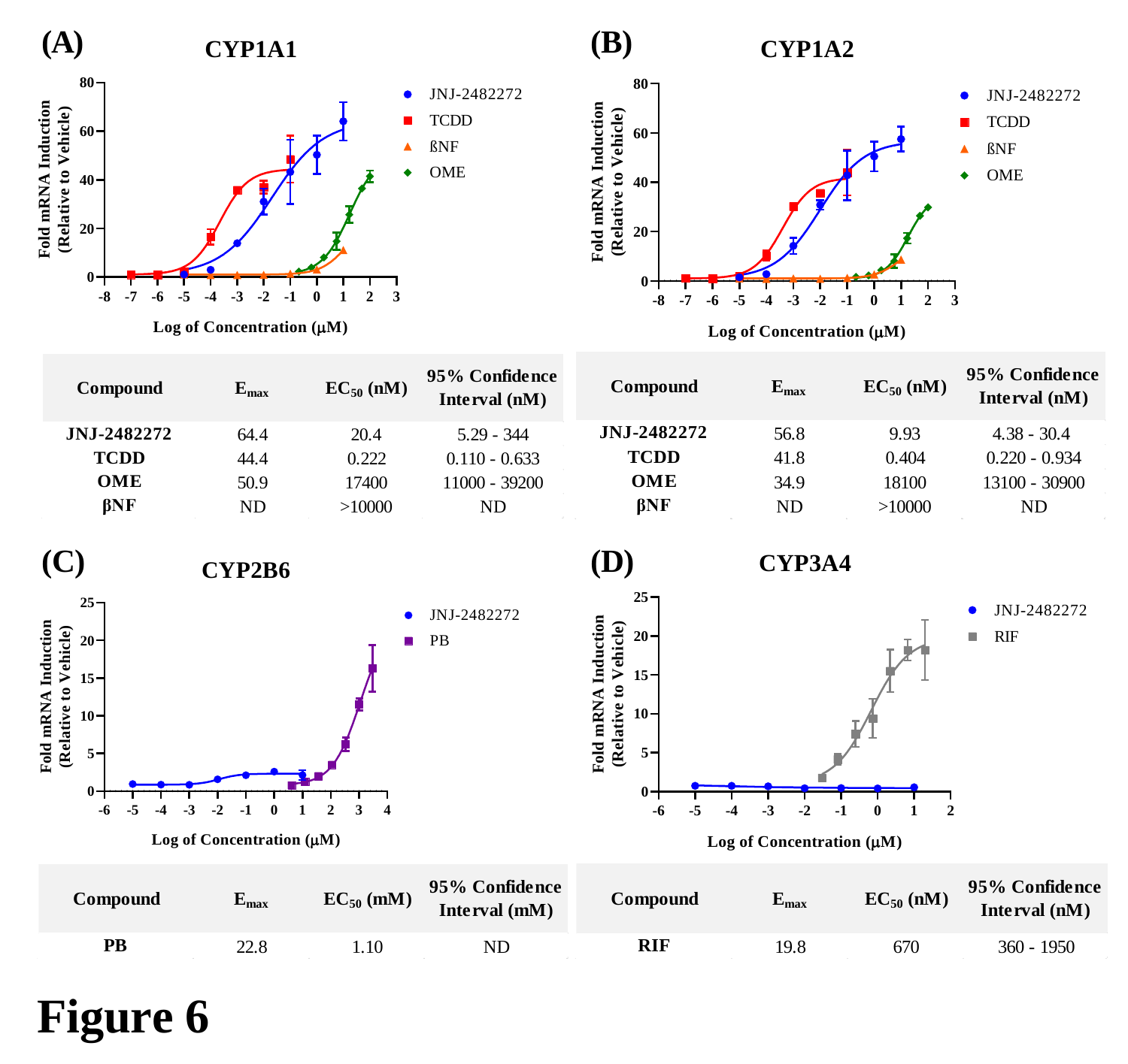## (A) CYP1A1

| Compound | $E_{max}$ | $EC_{50}$ (nM) | 95% Confidence Interval (nM) |
|---|---|---|---|
| **JNJ-2482272** | 64.4 | 20.4 | 5.29 - 344 |
| **TCDD** | 44.4 | 0.222 | 0.110 - 0.633 |
| **OME** | 50.9 | 17400 | 11000 - 39200 |
| **βNF** | ND | >10000 | ND |

## (B) CYP1A2

| Compound | $E_{max}$ | $EC_{50}$ (nM) | 95% Confidence Interval (nM) |
|---|---|---|---|
| **JNJ-2482272** | 56.8 | 9.93 | 4.38 - 30.4 |
| **TCDD** | 41.8 | 0.404 | 0.220 - 0.934 |
| **OME** | 34.9 | 18100 | 13100 - 30900 |
| **βNF** | ND | >10000 | ND |

## (C) CYP2B6

| Compound | $E_{max}$ | $EC_{50}$ (mM) | 95% Confidence Interval (mM) |
|---|---|---|---|
| **PB** | 22.8 | 1.10 | ND |

## (D) CYP3A4

| Compound | $E_{max}$ | $EC_{50}$ (nM) | 95% Confidence Interval (nM) |
|---|---|---|---|
| **RIF** | 19.8 | 670 | 360 - 1950 |

# Figure 6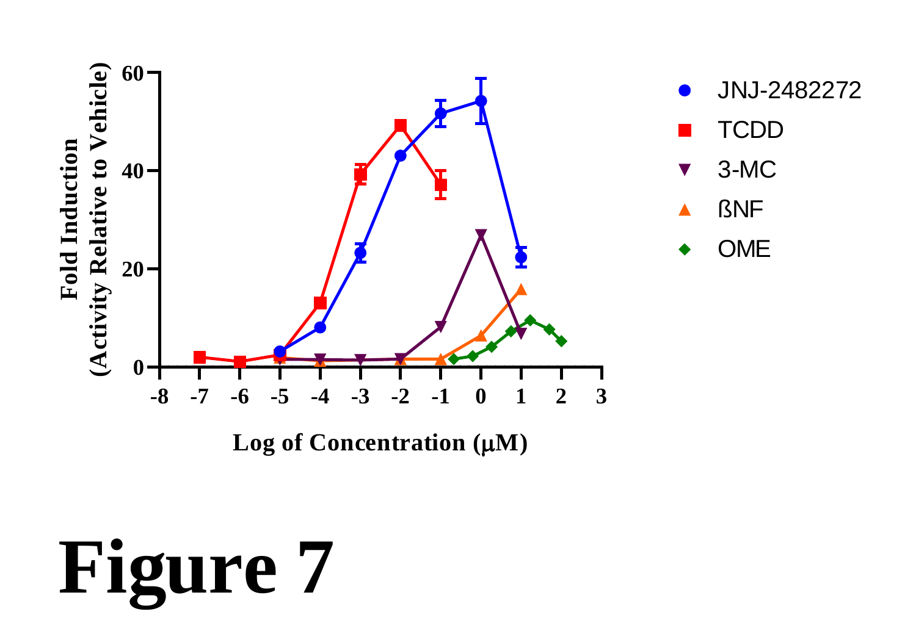# Figure 7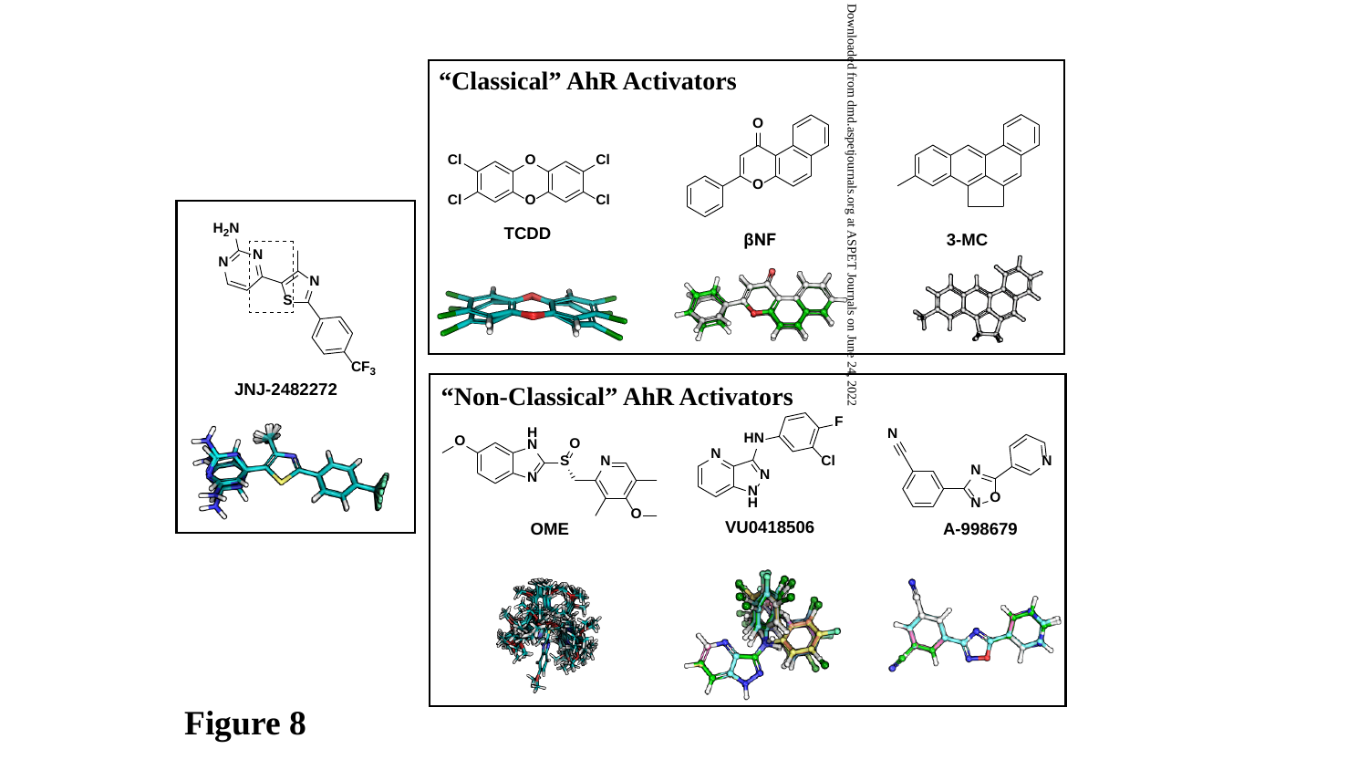## “Classical” AhR Activators

TCDD

βNF

3-MC

## “Non-Classical” AhR Activators

OME

VU0418506

A-998679

JNJ-2482272

**Figure 8**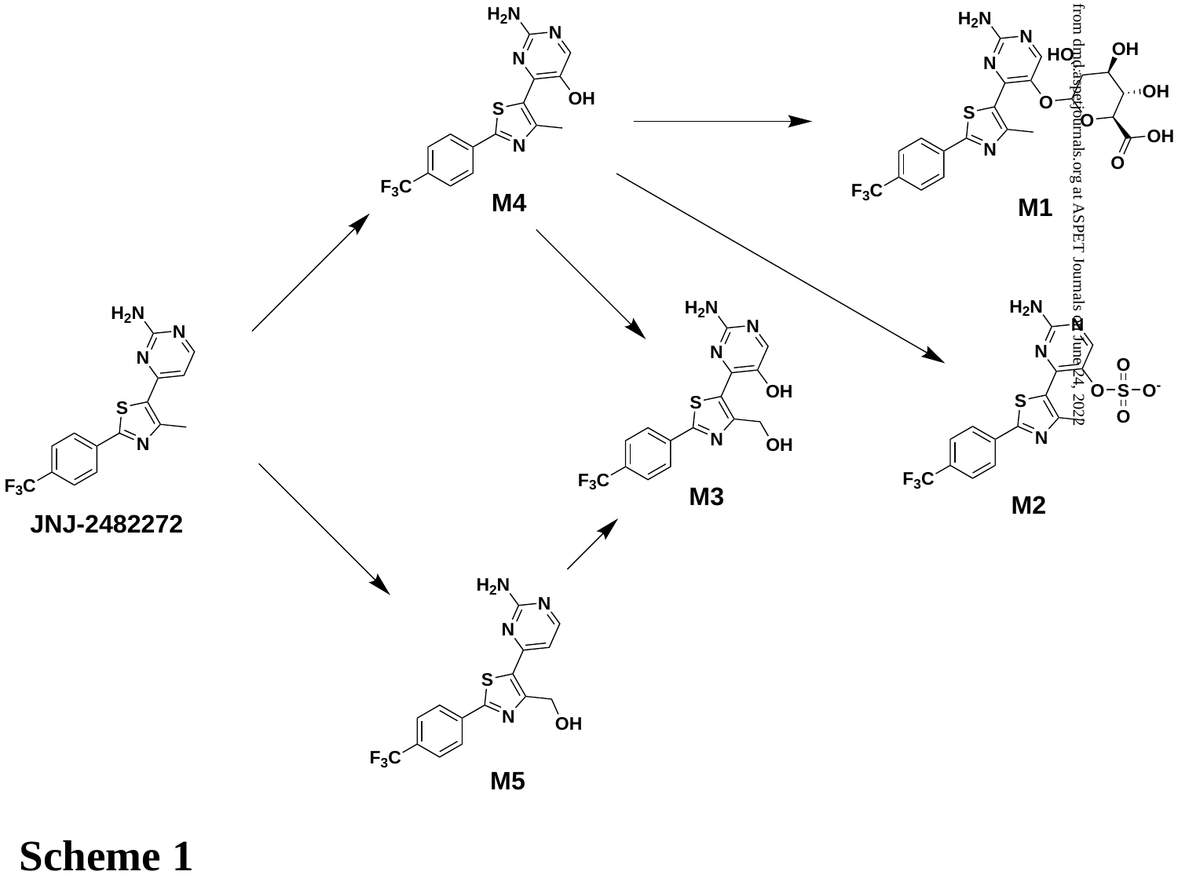JNJ-2482272

M4

M1

M3

M2

M5

# Scheme 1